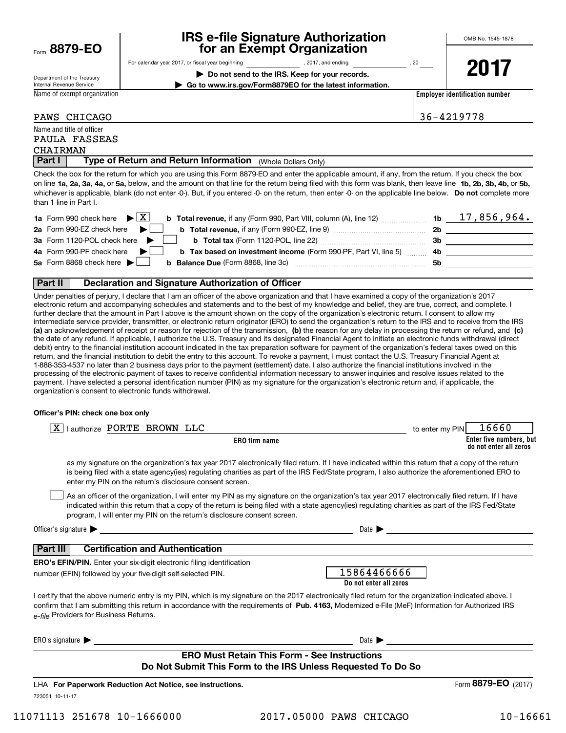Form **8879-EO**

Department of the Treasury
Internal Revenue Service

# IRS e-file Signature Authorization for an Exempt Organization

For calendar year 2017, or fiscal year beginning \_\_\_\_\_\_\_\_, 2017, and ending \_\_\_\_\_\_\_\_, 20\_\_

▶ **Do not send to the IRS. Keep for your records.**

▶ **Go to www.irs.gov/Form8879EO for the latest information.**

OMB No. 1545-1878

**2017**

| Name of exempt organization | Employer identification number |
|---|---|
| PAWS CHICAGO | 36-4219778 |

Name and title of officer
PAULA FASSEAS
CHAIRMAN

## Part I — Type of Return and Return Information (Whole Dollars Only)

Check the box for the return for which you are using this Form 8879-EO and enter the applicable amount, if any, from the return. If you check the box on line **1a, 2a, 3a, 4a,** or **5a,** below, and the amount on that line for the return being filed with this form was blank, then leave line **1b, 2b, 3b, 4b,** or **5b,** whichever is applicable, blank (do not enter -0-). But, if you entered -0- on the return, then enter -0- on the applicable line below. **Do not** complete more than 1 line in Part I.

| | | | | |
|---|---|---|---|---|
| **1a** Form 990 check here | ▶ [X] | **b Total revenue,** if any (Form 990, Part VIII, column (A), line 12) | **1b** | 17,856,964. |
| **2a** Form 990-EZ check here | ▶ [ ] | **b Total revenue,** if any (Form 990-EZ, line 9) | **2b** | |
| **3a** Form 1120-POL check here | ▶ [ ] | **b Total tax** (Form 1120-POL, line 22) | **3b** | |
| **4a** Form 990-PF check here | ▶ [ ] | **b Tax based on investment income** (Form 990-PF, Part VI, line 5) | **4b** | |
| **5a** Form 8868 check here | ▶ [ ] | **b Balance Due** (Form 8868, line 3c) | **5b** | |

## Part II — Declaration and Signature Authorization of Officer

Under penalties of perjury, I declare that I am an officer of the above organization and that I have examined a copy of the organization's 2017 electronic return and accompanying schedules and statements and to the best of my knowledge and belief, they are true, correct, and complete. I further declare that the amount in Part I above is the amount shown on the copy of the organization's electronic return. I consent to allow my intermediate service provider, transmitter, or electronic return originator (ERO) to send the organization's return to the IRS and to receive from the IRS **(a)** an acknowledgement of receipt or reason for rejection of the transmission, **(b)** the reason for any delay in processing the return or refund, and **(c)** the date of any refund. If applicable, I authorize the U.S. Treasury and its designated Financial Agent to initiate an electronic funds withdrawal (direct debit) entry to the financial institution account indicated in the tax preparation software for payment of the organization's federal taxes owed on this return, and the financial institution to debit the entry to this account. To revoke a payment, I must contact the U.S. Treasury Financial Agent at 1-888-353-4537 no later than 2 business days prior to the payment (settlement) date. I also authorize the financial institutions involved in the processing of the electronic payment of taxes to receive confidential information necessary to answer inquiries and resolve issues related to the payment. I have selected a personal identification number (PIN) as my signature for the organization's electronic return and, if applicable, the organization's consent to electronic funds withdrawal.

**Officer's PIN: check one box only**

[X] I authorize PORTE BROWN LLC (**ERO firm name**) to enter my PIN 16660 (**Enter five numbers, but do not enter all zeros**)

as my signature on the organization's tax year 2017 electronically filed return. If I have indicated within this return that a copy of the return is being filed with a state agency(ies) regulating charities as part of the IRS Fed/State program, I also authorize the aforementioned ERO to enter my PIN on the return's disclosure consent screen.

[ ] As an officer of the organization, I will enter my PIN as my signature on the organization's tax year 2017 electronically filed return. If I have indicated within this return that a copy of the return is being filed with a state agency(ies) regulating charities as part of the IRS Fed/State program, I will enter my PIN on the return's disclosure consent screen.

Officer's signature ▶ \_\_\_\_\_\_\_\_\_\_\_\_\_\_\_\_ Date ▶ \_\_\_\_\_\_\_\_

## Part III — Certification and Authentication

**ERO's EFIN/PIN.** Enter your six-digit electronic filing identification number (EFIN) followed by your five-digit self-selected PIN.

15864466666
**Do not enter all zeros**

I certify that the above numeric entry is my PIN, which is my signature on the 2017 electronically filed return for the organization indicated above. I confirm that I am submitting this return in accordance with the requirements of **Pub. 4163,** Modernized e-File (MeF) Information for Authorized IRS *e-file* Providers for Business Returns.

ERO's signature ▶ \_\_\_\_\_\_\_\_\_\_\_\_\_\_\_\_ Date ▶ \_\_\_\_\_\_\_\_

**ERO Must Retain This Form - See Instructions**
**Do Not Submit This Form to the IRS Unless Requested To Do So**

LHA **For Paperwork Reduction Act Notice, see instructions.**

723051 10-11-17

Form **8879-EO** (2017)

11071113 251678 10-1666000 2017.05000 PAWS CHICAGO 10-16661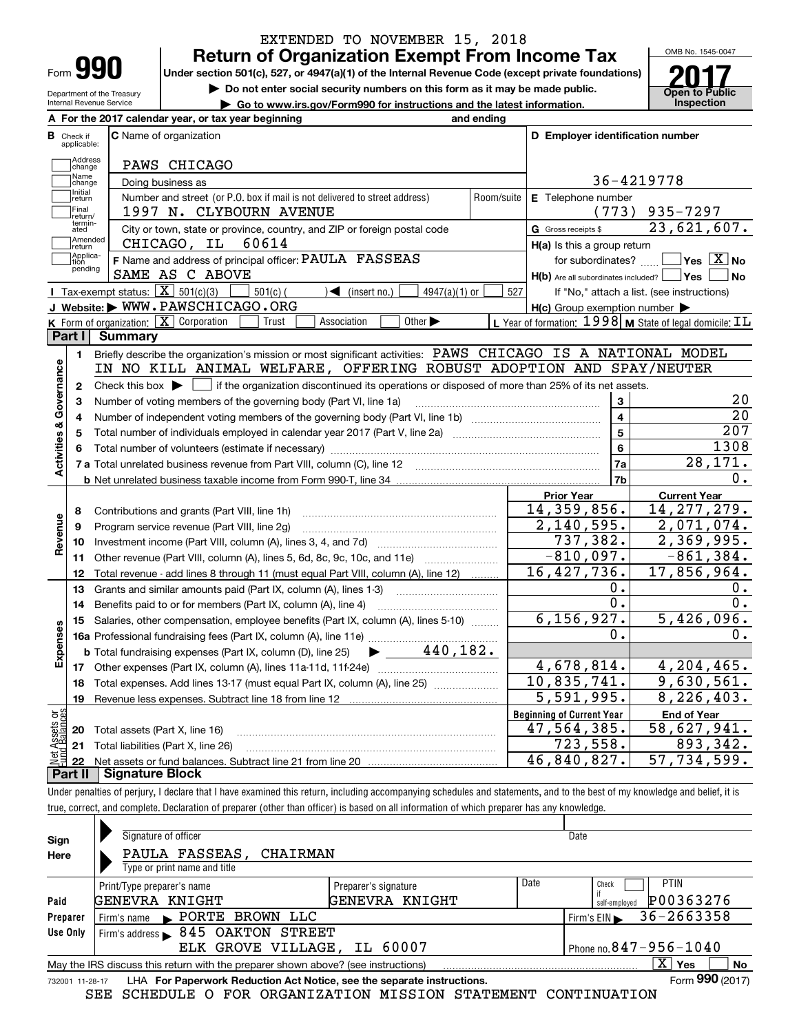EXTENDED TO NOVEMBER 15, 2018

# Form 990 — Return of Organization Exempt From Income Tax

Under section 501(c), 527, or 4947(a)(1) of the Internal Revenue Code (except private foundations)

▶ Do not enter social security numbers on this form as it may be made public.

▶ Go to www.irs.gov/Form990 for instructions and the latest information.

Department of the Treasury
Internal Revenue Service

OMB No. 1545-0047

**2017**

Open to Public Inspection

**A** For the 2017 calendar year, or tax year beginning and ending

**B** Check if applicable: Address change, Name change, Initial return, Final return/terminated, Amended return, Application pending

**C** Name of organization: PAWS CHICAGO

Doing business as

Number and street (or P.O. box if mail is not delivered to street address): 1997 N. CLYBOURN AVENUE — Room/suite

City or town, state or province, country, and ZIP or foreign postal code: CHICAGO, IL 60614

**D** Employer identification number: 36-4219778

**E** Telephone number: (773) 935-7297

**G** Gross receipts $ 23,621,607.

**F** Name and address of principal officer: PAULA FASSEAS
SAME AS C ABOVE

**H(a)** Is this a group return for subordinates? ☐ Yes ☒ No

**H(b)** Are all subordinates included? ☐ Yes ☐ No
If "No," attach a list. (see instructions)

**H(c)** Group exemption number ▶

**I** Tax-exempt status: ☒ 501(c)(3) ☐ 501(c) ( ) ◀ (insert no.) ☐ 4947(a)(1) or ☐ 527

**J** Website: ▶ WWW.PAWSCHICAGO.ORG

**K** Form of organization: ☒ Corporation ☐ Trust ☐ Association ☐ Other ▶

**L** Year of formation: 1998 **M** State of legal domicile: IL

## Part I Summary

**Activities & Governance**

1 Briefly describe the organization's mission or most significant activities: PAWS CHICAGO IS A NATIONAL MODEL IN NO KILL ANIMAL WELFARE, OFFERING ROBUST ADOPTION AND SPAY/NEUTER

2 Check this box ▶ ☐ if the organization discontinued its operations or disposed of more than 25% of its net assets.

| Line | Description | No. | Value |
|---|---|---|---|
| 3 | Number of voting members of the governing body (Part VI, line 1a) | 3 | 20 |
| 4 | Number of independent voting members of the governing body (Part VI, line 1b) | 4 | 20 |
| 5 | Total number of individuals employed in calendar year 2017 (Part V, line 2a) | 5 | 207 |
| 6 | Total number of volunteers (estimate if necessary) | 6 | 1308 |
| 7a | Total unrelated business revenue from Part VIII, column (C), line 12 | 7a | 28,171. |
| 7b | Net unrelated business taxable income from Form 990-T, line 34 | 7b | 0. |

| Line | Description | Prior Year | Current Year |
|---|---|---|---|
| **Revenue** | | | |
| 8 | Contributions and grants (Part VIII, line 1h) | 14,359,856. | 14,277,279. |
| 9 | Program service revenue (Part VIII, line 2g) | 2,140,595. | 2,071,074. |
| 10 | Investment income (Part VIII, column (A), lines 3, 4, and 7d) | 737,382. | 2,369,995. |
| 11 | Other revenue (Part VIII, column (A), lines 5, 6d, 8c, 9c, 10c, and 11e) | -810,097. | -861,384. |
| 12 | Total revenue - add lines 8 through 11 (must equal Part VIII, column (A), line 12) | 16,427,736. | 17,856,964. |
| **Expenses** | | | |
| 13 | Grants and similar amounts paid (Part IX, column (A), lines 1-3) | 0. | 0. |
| 14 | Benefits paid to or for members (Part IX, column (A), line 4) | 0. | 0. |
| 15 | Salaries, other compensation, employee benefits (Part IX, column (A), lines 5-10) | 6,156,927. | 5,426,096. |
| 16a | Professional fundraising fees (Part IX, column (A), line 11e) | 0. | 0. |
| b | Total fundraising expenses (Part IX, column (D), line 25) ▶ 440,182. | | |
| 17 | Other expenses (Part IX, column (A), lines 11a-11d, 11f-24e) | 4,678,814. | 4,204,465. |
| 18 | Total expenses. Add lines 13-17 (must equal Part IX, column (A), line 25) | 10,835,741. | 9,630,561. |
| 19 | Revenue less expenses. Subtract line 18 from line 12 | 5,591,995. | 8,226,403. |
| **Net Assets or Fund Balances** | | **Beginning of Current Year** | **End of Year** |
| 20 | Total assets (Part X, line 16) | 47,564,385. | 58,627,941. |
| 21 | Total liabilities (Part X, line 26) | 723,558. | 893,342. |
| 22 | Net assets or fund balances. Subtract line 21 from line 20 | 46,840,827. | 57,734,599. |

## Part II Signature Block

Under penalties of perjury, I declare that I have examined this return, including accompanying schedules and statements, and to the best of my knowledge and belief, it is true, correct, and complete. Declaration of preparer (other than officer) is based on all information of which preparer has any knowledge.

**Sign Here**

Signature of officer — Date

PAULA FASSEAS, CHAIRMAN
Type or print name and title

**Paid Preparer Use Only**

| Print/Type preparer's name | Preparer's signature | Date | Check if self-employed | PTIN |
|---|---|---|---|---|
| GENEVRA KNIGHT | GENEVRA KNIGHT | | ☐ | P00363276 |

Firm's name ▶ PORTE BROWN LLC — Firm's EIN ▶ 36-2663358

Firm's address ▶ 845 OAKTON STREET, ELK GROVE VILLAGE, IL 60007 — Phone no. 847-956-1040

May the IRS discuss this return with the preparer shown above? (see instructions) ☒ Yes ☐ No

732001 11-28-17 LHA For Paperwork Reduction Act Notice, see the separate instructions. Form **990** (2017)

SEE SCHEDULE O FOR ORGANIZATION MISSION STATEMENT CONTINUATION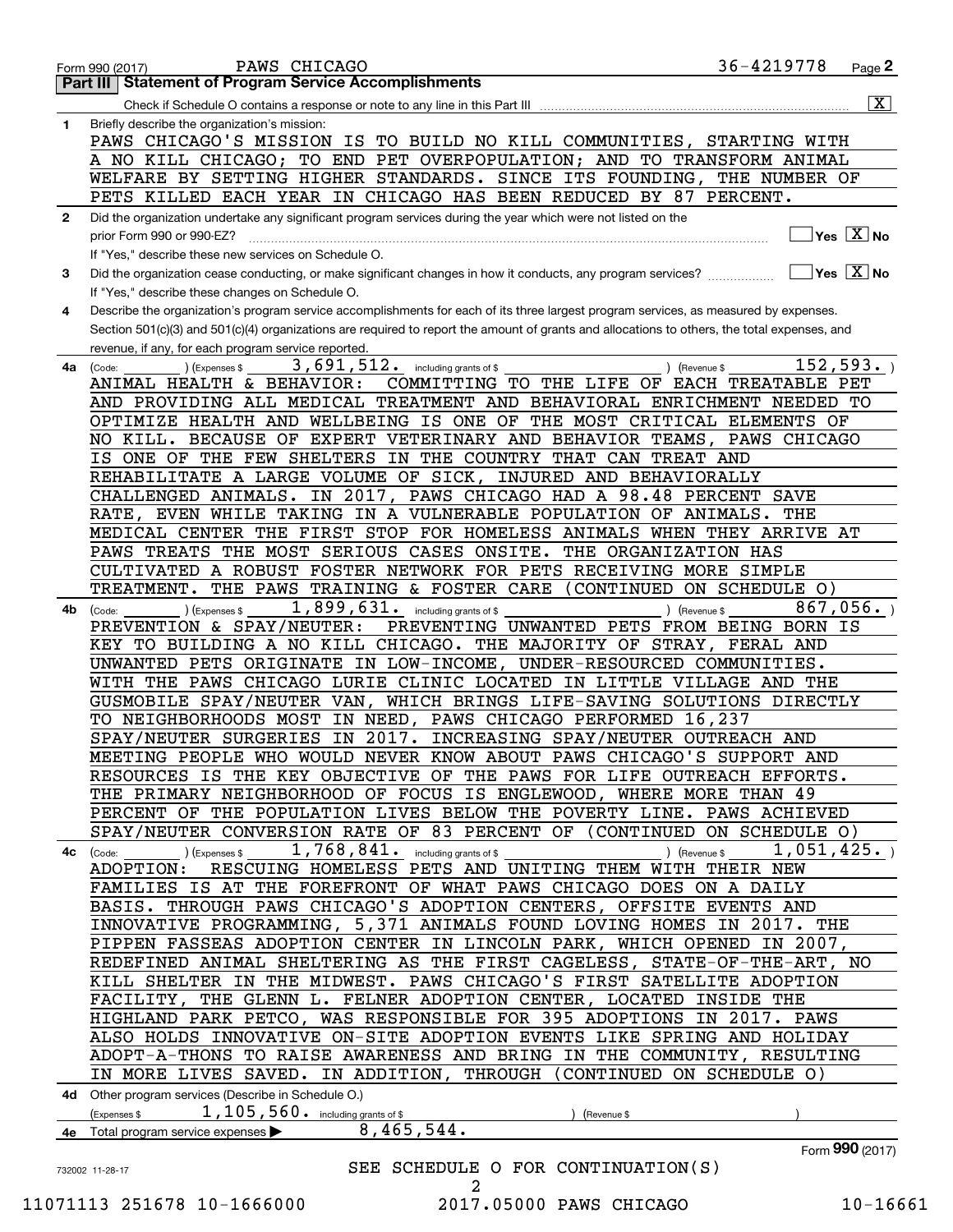Form 990 (2017) PAWS CHICAGO 36-4219778 Page **2**

## Part III Statement of Program Service Accomplishments

Check if Schedule O contains a response or note to any line in this Part III [X]

**1** Briefly describe the organization's mission:

PAWS CHICAGO'S MISSION IS TO BUILD NO KILL COMMUNITIES, STARTING WITH A NO KILL CHICAGO; TO END PET OVERPOPULATION; AND TO TRANSFORM ANIMAL WELFARE BY SETTING HIGHER STANDARDS. SINCE ITS FOUNDING, THE NUMBER OF PETS KILLED EACH YEAR IN CHICAGO HAS BEEN REDUCED BY 87 PERCENT.

**2** Did the organization undertake any significant program services during the year which were not listed on the prior Form 990 or 990-EZ? [ ] Yes [X] No

If "Yes," describe these new services on Schedule O.

**3** Did the organization cease conducting, or make significant changes in how it conducts, any program services? [ ] Yes [X] No

If "Yes," describe these changes on Schedule O.

**4** Describe the organization's program service accomplishments for each of its three largest program services, as measured by expenses. Section 501(c)(3) and 501(c)(4) organizations are required to report the amount of grants and allocations to others, the total expenses, and revenue, if any, for each program service reported.

**4a** (Code: ) (Expenses $ 3,691,512. including grants of $ ) (Revenue $ 152,593. )

ANIMAL HEALTH & BEHAVIOR: COMMITTING TO THE LIFE OF EACH TREATABLE PET AND PROVIDING ALL MEDICAL TREATMENT AND BEHAVIORAL ENRICHMENT NEEDED TO OPTIMIZE HEALTH AND WELLBEING IS ONE OF THE MOST CRITICAL ELEMENTS OF NO KILL. BECAUSE OF EXPERT VETERINARY AND BEHAVIOR TEAMS, PAWS CHICAGO IS ONE OF THE FEW SHELTERS IN THE COUNTRY THAT CAN TREAT AND REHABILITATE A LARGE VOLUME OF SICK, INJURED AND BEHAVIORALLY CHALLENGED ANIMALS. IN 2017, PAWS CHICAGO HAD A 98.48 PERCENT SAVE RATE, EVEN WHILE TAKING IN A VULNERABLE POPULATION OF ANIMALS. THE MEDICAL CENTER THE FIRST STOP FOR HOMELESS ANIMALS WHEN THEY ARRIVE AT PAWS TREATS THE MOST SERIOUS CASES ONSITE. THE ORGANIZATION HAS CULTIVATED A ROBUST FOSTER NETWORK FOR PETS RECEIVING MORE SIMPLE TREATMENT. THE PAWS TRAINING & FOSTER CARE (CONTINUED ON SCHEDULE O)

**4b** (Code: ) (Expenses $ 1,899,631. including grants of $ ) (Revenue $ 867,056. )

PREVENTION & SPAY/NEUTER: PREVENTING UNWANTED PETS FROM BEING BORN IS KEY TO BUILDING A NO KILL CHICAGO. THE MAJORITY OF STRAY, FERAL AND UNWANTED PETS ORIGINATE IN LOW-INCOME, UNDER-RESOURCED COMMUNITIES. WITH THE PAWS CHICAGO LURIE CLINIC LOCATED IN LITTLE VILLAGE AND THE GUSMOBILE SPAY/NEUTER VAN, WHICH BRINGS LIFE-SAVING SOLUTIONS DIRECTLY TO NEIGHBORHOODS MOST IN NEED, PAWS CHICAGO PERFORMED 16,237 SPAY/NEUTER SURGERIES IN 2017. INCREASING SPAY/NEUTER OUTREACH AND MEETING PEOPLE WHO WOULD NEVER KNOW ABOUT PAWS CHICAGO'S SUPPORT AND RESOURCES IS THE KEY OBJECTIVE OF THE PAWS FOR LIFE OUTREACH EFFORTS. THE PRIMARY NEIGHBORHOOD OF FOCUS IS ENGLEWOOD, WHERE MORE THAN 49 PERCENT OF THE POPULATION LIVES BELOW THE POVERTY LINE. PAWS ACHIEVED SPAY/NEUTER CONVERSION RATE OF 83 PERCENT OF (CONTINUED ON SCHEDULE O)

**4c** (Code: ) (Expenses $ 1,768,841. including grants of $ ) (Revenue $ 1,051,425. )

ADOPTION: RESCUING HOMELESS PETS AND UNITING THEM WITH THEIR NEW FAMILIES IS AT THE FOREFRONT OF WHAT PAWS CHICAGO DOES ON A DAILY BASIS. THROUGH PAWS CHICAGO'S ADOPTION CENTERS, OFFSITE EVENTS AND INNOVATIVE PROGRAMMING, 5,371 ANIMALS FOUND LOVING HOMES IN 2017. THE PIPPEN FASSEAS ADOPTION CENTER IN LINCOLN PARK, WHICH OPENED IN 2007, REDEFINED ANIMAL SHELTERING AS THE FIRST CAGELESS, STATE-OF-THE-ART, NO KILL SHELTER IN THE MIDWEST. PAWS CHICAGO'S FIRST SATELLITE ADOPTION FACILITY, THE GLENN L. FELNER ADOPTION CENTER, LOCATED INSIDE THE HIGHLAND PARK PETCO, WAS RESPONSIBLE FOR 395 ADOPTIONS IN 2017. PAWS ALSO HOLDS INNOVATIVE ON-SITE ADOPTION EVENTS LIKE SPRING AND HOLIDAY ADOPT-A-THONS TO RAISE AWARENESS AND BRING IN THE COMMUNITY, RESULTING IN MORE LIVES SAVED. IN ADDITION, THROUGH (CONTINUED ON SCHEDULE O)

**4d** Other program services (Describe in Schedule O.)

(Expenses $ 1,105,560. including grants of $ ) (Revenue $ )

**4e** Total program service expenses ▶ 8,465,544.

Form **990** (2017)

SEE SCHEDULE O FOR CONTINUATION(S)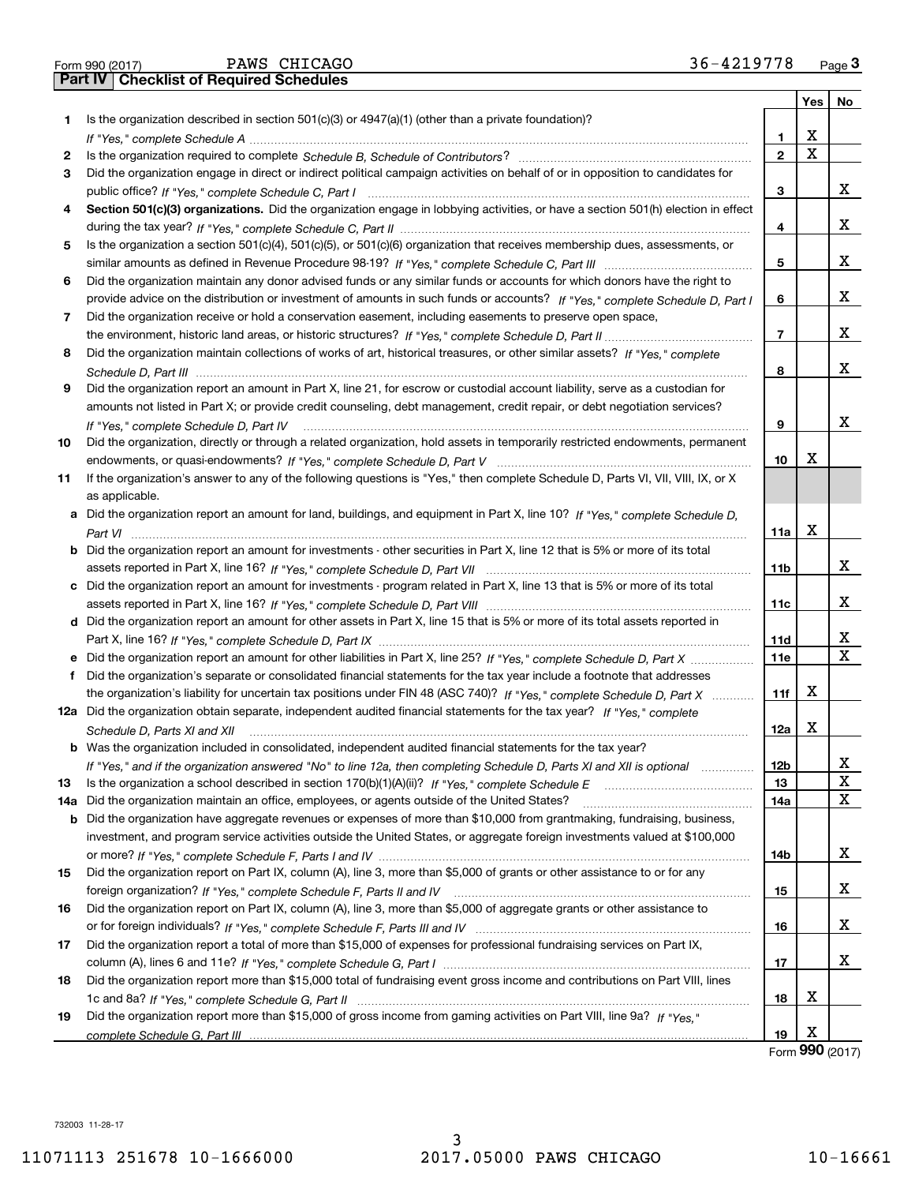Form 990 (2017) PAWS CHICAGO 36-4219778 Page 3

## Part IV Checklist of Required Schedules

| | | | Yes | No |
|---|---|---|---|---|
| 1 | Is the organization described in section 501(c)(3) or 4947(a)(1) (other than a private foundation)? *If "Yes," complete Schedule A* | 1 | X | |
| 2 | Is the organization required to complete *Schedule B, Schedule of Contributors*? | 2 | X | |
| 3 | Did the organization engage in direct or indirect political campaign activities on behalf of or in opposition to candidates for public office? *If "Yes," complete Schedule C, Part I* | 3 | | X |
| 4 | **Section 501(c)(3) organizations.** Did the organization engage in lobbying activities, or have a section 501(h) election in effect during the tax year? *If "Yes," complete Schedule C, Part II* | 4 | | X |
| 5 | Is the organization a section 501(c)(4), 501(c)(5), or 501(c)(6) organization that receives membership dues, assessments, or similar amounts as defined in Revenue Procedure 98-19? *If "Yes," complete Schedule C, Part III* | 5 | | X |
| 6 | Did the organization maintain any donor advised funds or any similar funds or accounts for which donors have the right to provide advice on the distribution or investment of amounts in such funds or accounts? *If "Yes," complete Schedule D, Part I* | 6 | | X |
| 7 | Did the organization receive or hold a conservation easement, including easements to preserve open space, the environment, historic land areas, or historic structures? *If "Yes," complete Schedule D, Part II* | 7 | | X |
| 8 | Did the organization maintain collections of works of art, historical treasures, or other similar assets? *If "Yes," complete Schedule D, Part III* | 8 | | X |
| 9 | Did the organization report an amount in Part X, line 21, for escrow or custodial account liability, serve as a custodian for amounts not listed in Part X; or provide credit counseling, debt management, credit repair, or debt negotiation services? *If "Yes," complete Schedule D, Part IV* | 9 | | X |
| 10 | Did the organization, directly or through a related organization, hold assets in temporarily restricted endowments, permanent endowments, or quasi-endowments? *If "Yes," complete Schedule D, Part V* | 10 | X | |
| 11 | If the organization's answer to any of the following questions is "Yes," then complete Schedule D, Parts VI, VII, VIII, IX, or X as applicable. | | | |
| a | Did the organization report an amount for land, buildings, and equipment in Part X, line 10? *If "Yes," complete Schedule D, Part VI* | 11a | X | |
| b | Did the organization report an amount for investments - other securities in Part X, line 12 that is 5% or more of its total assets reported in Part X, line 16? *If "Yes," complete Schedule D, Part VII* | 11b | | X |
| c | Did the organization report an amount for investments - program related in Part X, line 13 that is 5% or more of its total assets reported in Part X, line 16? *If "Yes," complete Schedule D, Part VIII* | 11c | | X |
| d | Did the organization report an amount for other assets in Part X, line 15 that is 5% or more of its total assets reported in Part X, line 16? *If "Yes," complete Schedule D, Part IX* | 11d | | X |
| e | Did the organization report an amount for other liabilities in Part X, line 25? *If "Yes," complete Schedule D, Part X* | 11e | | X |
| f | Did the organization's separate or consolidated financial statements for the tax year include a footnote that addresses the organization's liability for uncertain tax positions under FIN 48 (ASC 740)? *If "Yes," complete Schedule D, Part X* | 11f | X | |
| 12a | Did the organization obtain separate, independent audited financial statements for the tax year? *If "Yes," complete Schedule D, Parts XI and XII* | 12a | X | |
| b | Was the organization included in consolidated, independent audited financial statements for the tax year? *If "Yes," and if the organization answered "No" to line 12a, then completing Schedule D, Parts XI and XII is optional* | 12b | | X |
| 13 | Is the organization a school described in section 170(b)(1)(A)(ii)? *If "Yes," complete Schedule E* | 13 | | X |
| 14a | Did the organization maintain an office, employees, or agents outside of the United States? | 14a | | X |
| b | Did the organization have aggregate revenues or expenses of more than $10,000 from grantmaking, fundraising, business, investment, and program service activities outside the United States, or aggregate foreign investments valued at $100,000 or more? *If "Yes," complete Schedule F, Parts I and IV* | 14b | | X |
| 15 | Did the organization report on Part IX, column (A), line 3, more than $5,000 of grants or other assistance to or for any foreign organization? *If "Yes," complete Schedule F, Parts II and IV* | 15 | | X |
| 16 | Did the organization report on Part IX, column (A), line 3, more than $5,000 of aggregate grants or other assistance to or for foreign individuals? *If "Yes," complete Schedule F, Parts III and IV* | 16 | | X |
| 17 | Did the organization report a total of more than $15,000 of expenses for professional fundraising services on Part IX, column (A), lines 6 and 11e? *If "Yes," complete Schedule G, Part I* | 17 | | X |
| 18 | Did the organization report more than $15,000 total of fundraising event gross income and contributions on Part VIII, lines 1c and 8a? *If "Yes," complete Schedule G, Part II* | 18 | X | |
| 19 | Did the organization report more than $15,000 of gross income from gaming activities on Part VIII, line 9a? *If "Yes," complete Schedule G, Part III* | 19 | X | |

Form **990** (2017)

732003 11-28-17

11071113 251678 10-1666000 2017.05000 PAWS CHICAGO 10-16661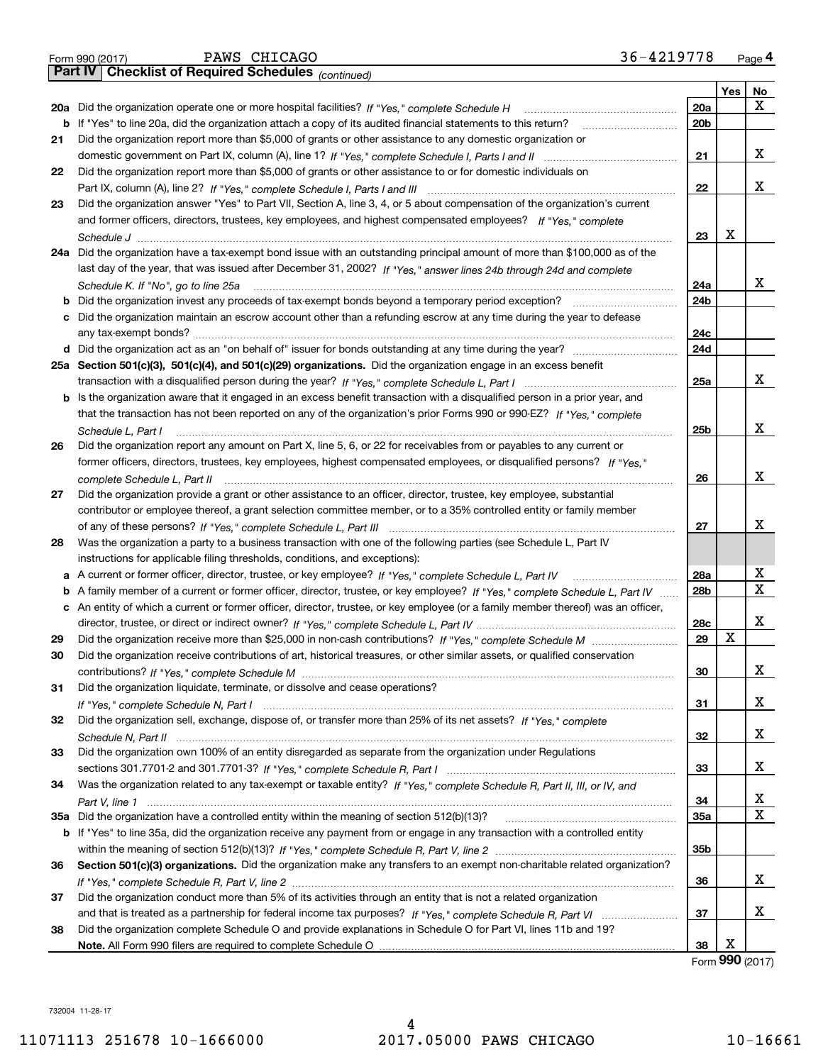Form 990 (2017) PAWS CHICAGO 36-4219778 Page 4

**Part IV | Checklist of Required Schedules** *(continued)*

| | | | Yes | No |
|---|---|---|---|---|
| **20a** | Did the organization operate one or more hospital facilities? *If "Yes," complete Schedule H* | **20a** | | X |
| **b** | If "Yes" to line 20a, did the organization attach a copy of its audited financial statements to this return? | **20b** | | |
| **21** | Did the organization report more than $5,000 of grants or other assistance to any domestic organization or domestic government on Part IX, column (A), line 1? *If "Yes," complete Schedule I, Parts I and II* | **21** | | X |
| **22** | Did the organization report more than $5,000 of grants or other assistance to or for domestic individuals on Part IX, column (A), line 2? *If "Yes," complete Schedule I, Parts I and III* | **22** | | X |
| **23** | Did the organization answer "Yes" to Part VII, Section A, line 3, 4, or 5 about compensation of the organization's current and former officers, directors, trustees, key employees, and highest compensated employees? *If "Yes," complete Schedule J* | **23** | X | |
| **24a** | Did the organization have a tax-exempt bond issue with an outstanding principal amount of more than $100,000 as of the last day of the year, that was issued after December 31, 2002? *If "Yes," answer lines 24b through 24d and complete Schedule K. If "No", go to line 25a* | **24a** | | X |
| **b** | Did the organization invest any proceeds of tax-exempt bonds beyond a temporary period exception? | **24b** | | |
| **c** | Did the organization maintain an escrow account other than a refunding escrow at any time during the year to defease any tax-exempt bonds? | **24c** | | |
| **d** | Did the organization act as an "on behalf of" issuer for bonds outstanding at any time during the year? | **24d** | | |
| **25a** | **Section 501(c)(3), 501(c)(4), and 501(c)(29) organizations.** Did the organization engage in an excess benefit transaction with a disqualified person during the year? *If "Yes," complete Schedule L, Part I* | **25a** | | X |
| **b** | Is the organization aware that it engaged in an excess benefit transaction with a disqualified person in a prior year, and that the transaction has not been reported on any of the organization's prior Forms 990 or 990-EZ? *If "Yes," complete Schedule L, Part I* | **25b** | | X |
| **26** | Did the organization report any amount on Part X, line 5, 6, or 22 for receivables from or payables to any current or former officers, directors, trustees, key employees, highest compensated employees, or disqualified persons? *If "Yes," complete Schedule L, Part II* | **26** | | X |
| **27** | Did the organization provide a grant or other assistance to an officer, director, trustee, key employee, substantial contributor or employee thereof, a grant selection committee member, or to a 35% controlled entity or family member of any of these persons? *If "Yes," complete Schedule L, Part III* | **27** | | X |
| **28** | Was the organization a party to a business transaction with one of the following parties (see Schedule L, Part IV instructions for applicable filing thresholds, conditions, and exceptions): | | | |
| **a** | A current or former officer, director, trustee, or key employee? *If "Yes," complete Schedule L, Part IV* | **28a** | | X |
| **b** | A family member of a current or former officer, director, trustee, or key employee? *If "Yes," complete Schedule L, Part IV* | **28b** | | X |
| **c** | An entity of which a current or former officer, director, trustee, or key employee (or a family member thereof) was an officer, director, trustee, or direct or indirect owner? *If "Yes," complete Schedule L, Part IV* | **28c** | | X |
| **29** | Did the organization receive more than $25,000 in non-cash contributions? *If "Yes," complete Schedule M* | **29** | X | |
| **30** | Did the organization receive contributions of art, historical treasures, or other similar assets, or qualified conservation contributions? *If "Yes," complete Schedule M* | **30** | | X |
| **31** | Did the organization liquidate, terminate, or dissolve and cease operations? *If "Yes," complete Schedule N, Part I* | **31** | | X |
| **32** | Did the organization sell, exchange, dispose of, or transfer more than 25% of its net assets? *If "Yes," complete Schedule N, Part II* | **32** | | X |
| **33** | Did the organization own 100% of an entity disregarded as separate from the organization under Regulations sections 301.7701-2 and 301.7701-3? *If "Yes," complete Schedule R, Part I* | **33** | | X |
| **34** | Was the organization related to any tax-exempt or taxable entity? *If "Yes," complete Schedule R, Part II, III, or IV, and Part V, line 1* | **34** | | X |
| **35a** | Did the organization have a controlled entity within the meaning of section 512(b)(13)? | **35a** | | X |
| **b** | If "Yes" to line 35a, did the organization receive any payment from or engage in any transaction with a controlled entity within the meaning of section 512(b)(13)? *If "Yes," complete Schedule R, Part V, line 2* | **35b** | | |
| **36** | **Section 501(c)(3) organizations.** Did the organization make any transfers to an exempt non-charitable related organization? *If "Yes," complete Schedule R, Part V, line 2* | **36** | | X |
| **37** | Did the organization conduct more than 5% of its activities through an entity that is not a related organization and that is treated as a partnership for federal income tax purposes? *If "Yes," complete Schedule R, Part VI* | **37** | | X |
| **38** | Did the organization complete Schedule O and provide explanations in Schedule O for Part VI, lines 11b and 19? **Note.** All Form 990 filers are required to complete Schedule O | **38** | X | |

Form **990** (2017)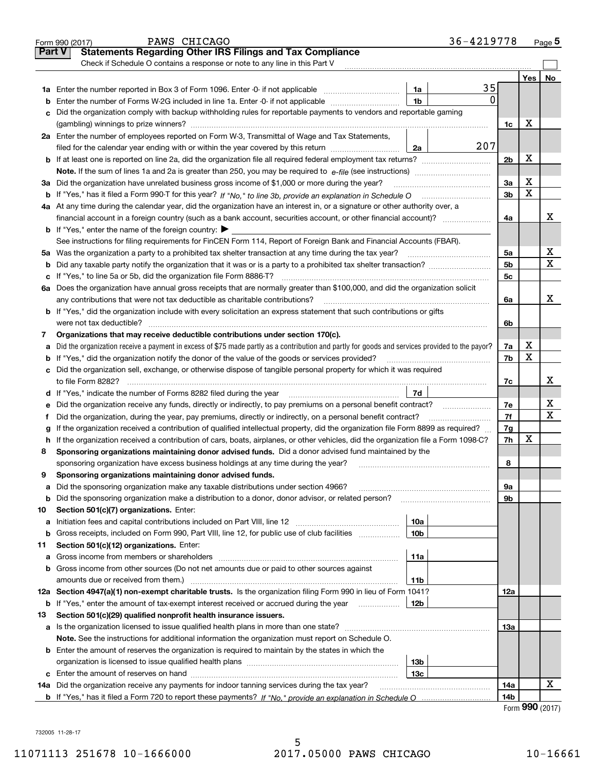Form 990 (2017) PAWS CHICAGO 36-4219778 Page **5**

## Part V Statements Regarding Other IRS Filings and Tax Compliance

Check if Schedule O contains a response or note to any line in this Part V

| | | | | | Yes | No |
|---|---|---|---|---|---|---|
| **1a** | Enter the number reported in Box 3 of Form 1096. Enter -0- if not applicable | 1a | 35 | | | |
| **b** | Enter the number of Forms W-2G included in line 1a. Enter -0- if not applicable | 1b | 0 | | | |
| **c** | Did the organization comply with backup withholding rules for reportable payments to vendors and reportable gaming (gambling) winnings to prize winners? | | | 1c | X | |
| **2a** | Enter the number of employees reported on Form W-3, Transmittal of Wage and Tax Statements, filed for the calendar year ending with or within the year covered by this return | 2a | 207 | | | |
| **b** | If at least one is reported on line 2a, did the organization file all required federal employment tax returns? | | | 2b | X | |
| | **Note.** If the sum of lines 1a and 2a is greater than 250, you may be required to *e-file* (see instructions) | | | | | |
| **3a** | Did the organization have unrelated business gross income of $1,000 or more during the year? | | | 3a | X | |
| **b** | If "Yes," has it filed a Form 990-T for this year? *If "No," to line 3b, provide an explanation in Schedule O* | | | 3b | X | |
| **4a** | At any time during the calendar year, did the organization have an interest in, or a signature or other authority over, a financial account in a foreign country (such as a bank account, securities account, or other financial account)? | | | 4a | | X |
| **b** | If "Yes," enter the name of the foreign country: ▶ | | | | | |
| | See instructions for filing requirements for FinCEN Form 114, Report of Foreign Bank and Financial Accounts (FBAR). | | | | | |
| **5a** | Was the organization a party to a prohibited tax shelter transaction at any time during the tax year? | | | 5a | | X |
| **b** | Did any taxable party notify the organization that it was or is a party to a prohibited tax shelter transaction? | | | 5b | | X |
| **c** | If "Yes," to line 5a or 5b, did the organization file Form 8886-T? | | | 5c | | |
| **6a** | Does the organization have annual gross receipts that are normally greater than $100,000, and did the organization solicit any contributions that were not tax deductible as charitable contributions? | | | 6a | | X |
| **b** | If "Yes," did the organization include with every solicitation an express statement that such contributions or gifts were not tax deductible? | | | 6b | | |
| **7** | **Organizations that may receive deductible contributions under section 170(c).** | | | | | |
| **a** | Did the organization receive a payment in excess of $75 made partly as a contribution and partly for goods and services provided to the payor? | | | 7a | X | |
| **b** | If "Yes," did the organization notify the donor of the value of the goods or services provided? | | | 7b | X | |
| **c** | Did the organization sell, exchange, or otherwise dispose of tangible personal property for which it was required to file Form 8282? | | | 7c | | X |
| **d** | If "Yes," indicate the number of Forms 8282 filed during the year | 7d | | | | |
| **e** | Did the organization receive any funds, directly or indirectly, to pay premiums on a personal benefit contract? | | | 7e | | X |
| **f** | Did the organization, during the year, pay premiums, directly or indirectly, on a personal benefit contract? | | | 7f | | X |
| **g** | If the organization received a contribution of qualified intellectual property, did the organization file Form 8899 as required? | | | 7g | | |
| **h** | If the organization received a contribution of cars, boats, airplanes, or other vehicles, did the organization file a Form 1098-C? | | | 7h | X | |
| **8** | **Sponsoring organizations maintaining donor advised funds.** Did a donor advised fund maintained by the sponsoring organization have excess business holdings at any time during the year? | | | 8 | | |
| **9** | **Sponsoring organizations maintaining donor advised funds.** | | | | | |
| **a** | Did the sponsoring organization make any taxable distributions under section 4966? | | | 9a | | |
| **b** | Did the sponsoring organization make a distribution to a donor, donor advisor, or related person? | | | 9b | | |
| **10** | **Section 501(c)(7) organizations.** Enter: | | | | | |
| **a** | Initiation fees and capital contributions included on Part VIII, line 12 | 10a | | | | |
| **b** | Gross receipts, included on Form 990, Part VIII, line 12, for public use of club facilities | 10b | | | | |
| **11** | **Section 501(c)(12) organizations.** Enter: | | | | | |
| **a** | Gross income from members or shareholders | 11a | | | | |
| **b** | Gross income from other sources (Do not net amounts due or paid to other sources against amounts due or received from them.) | 11b | | | | |
| **12a** | **Section 4947(a)(1) non-exempt charitable trusts.** Is the organization filing Form 990 in lieu of Form 1041? | | | 12a | | |
| **b** | If "Yes," enter the amount of tax-exempt interest received or accrued during the year | 12b | | | | |
| **13** | **Section 501(c)(29) qualified nonprofit health insurance issuers.** | | | | | |
| **a** | Is the organization licensed to issue qualified health plans in more than one state? | | | 13a | | |
| | **Note.** See the instructions for additional information the organization must report on Schedule O. | | | | | |
| **b** | Enter the amount of reserves the organization is required to maintain by the states in which the organization is licensed to issue qualified health plans | 13b | | | | |
| **c** | Enter the amount of reserves on hand | 13c | | | | |
| **14a** | Did the organization receive any payments for indoor tanning services during the tax year? | | | 14a | | X |
| **b** | If "Yes," has it filed a Form 720 to report these payments? *If "No," provide an explanation in Schedule O* | | | 14b | | |

Form **990** (2017)

732005 11-28-17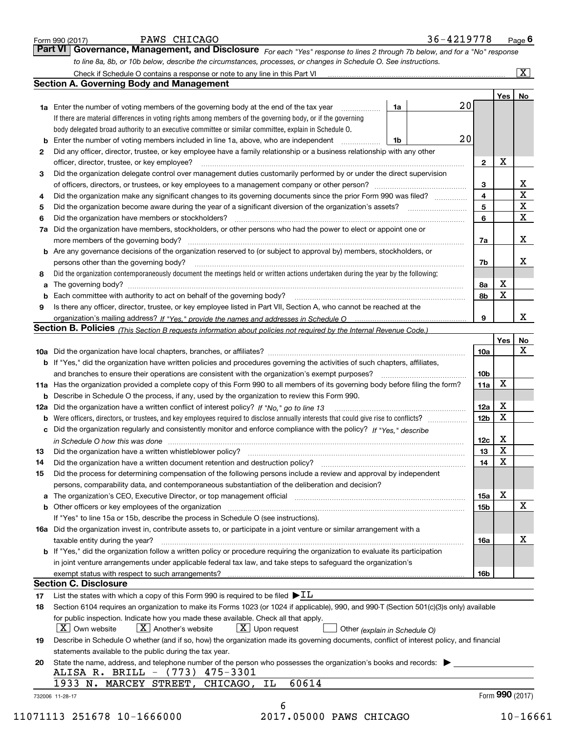Form 990 (2017) PAWS CHICAGO 36-4219778 Page 6

## Part VI Governance, Management, and Disclosure

*For each "Yes" response to lines 2 through 7b below, and for a "No" response to line 8a, 8b, or 10b below, describe the circumstances, processes, or changes in Schedule O. See instructions.*

Check if Schedule O contains a response or note to any line in this Part VI [X]

### Section A. Governing Body and Management

| | | | Yes | No |
|---|---|---|---|---|
| 1a | Enter the number of voting members of the governing body at the end of the tax year — 1a: 20. If there are material differences in voting rights among members of the governing body, or if the governing body delegated broad authority to an executive committee or similar committee, explain in Schedule O. | | | |
| b | Enter the number of voting members included in line 1a, above, who are independent — 1b: 20 | | | |
| 2 | Did any officer, director, trustee, or key employee have a family relationship or a business relationship with any other officer, director, trustee, or key employee? | 2 | X | |
| 3 | Did the organization delegate control over management duties customarily performed by or under the direct supervision of officers, directors, or trustees, or key employees to a management company or other person? | 3 | | X |
| 4 | Did the organization make any significant changes to its governing documents since the prior Form 990 was filed? | 4 | | X |
| 5 | Did the organization become aware during the year of a significant diversion of the organization's assets? | 5 | | X |
| 6 | Did the organization have members or stockholders? | 6 | | X |
| 7a | Did the organization have members, stockholders, or other persons who had the power to elect or appoint one or more members of the governing body? | 7a | | X |
| b | Are any governance decisions of the organization reserved to (or subject to approval by) members, stockholders, or persons other than the governing body? | 7b | | X |
| 8 | Did the organization contemporaneously document the meetings held or written actions undertaken during the year by the following: | | | |
| a | The governing body? | 8a | X | |
| b | Each committee with authority to act on behalf of the governing body? | 8b | X | |
| 9 | Is there any officer, director, trustee, or key employee listed in Part VII, Section A, who cannot be reached at the organization's mailing address? *If "Yes," provide the names and addresses in Schedule O* | 9 | | X |

### Section B. Policies *(This Section B requests information about policies not required by the Internal Revenue Code.)*

| | | | Yes | No |
|---|---|---|---|---|
| 10a | Did the organization have local chapters, branches, or affiliates? | 10a | | X |
| b | If "Yes," did the organization have written policies and procedures governing the activities of such chapters, affiliates, and branches to ensure their operations are consistent with the organization's exempt purposes? | 10b | | |
| 11a | Has the organization provided a complete copy of this Form 990 to all members of its governing body before filing the form? | 11a | X | |
| b | Describe in Schedule O the process, if any, used by the organization to review this Form 990. | | | |
| 12a | Did the organization have a written conflict of interest policy? *If "No," go to line 13* | 12a | X | |
| b | Were officers, directors, or trustees, and key employees required to disclose annually interests that could give rise to conflicts? | 12b | X | |
| c | Did the organization regularly and consistently monitor and enforce compliance with the policy? *If "Yes," describe in Schedule O how this was done* | 12c | X | |
| 13 | Did the organization have a written whistleblower policy? | 13 | X | |
| 14 | Did the organization have a written document retention and destruction policy? | 14 | X | |
| 15 | Did the process for determining compensation of the following persons include a review and approval by independent persons, comparability data, and contemporaneous substantiation of the deliberation and decision? | | | |
| a | The organization's CEO, Executive Director, or top management official | 15a | X | |
| b | Other officers or key employees of the organization | 15b | | X |
| | If "Yes" to line 15a or 15b, describe the process in Schedule O (see instructions). | | | |
| 16a | Did the organization invest in, contribute assets to, or participate in a joint venture or similar arrangement with a taxable entity during the year? | 16a | | X |
| b | If "Yes," did the organization follow a written policy or procedure requiring the organization to evaluate its participation in joint venture arrangements under applicable federal tax law, and take steps to safeguard the organization's exempt status with respect to such arrangements? | 16b | | |

### Section C. Disclosure

17 List the states with which a copy of this Form 990 is required to be filed ▶ IL

18 Section 6104 requires an organization to make its Forms 1023 (or 1024 if applicable), 990, and 990-T (Section 501(c)(3)s only) available for public inspection. Indicate how you made these available. Check all that apply.

[X] Own website [X] Another's website [X] Upon request [ ] Other *(explain in Schedule O)*

19 Describe in Schedule O whether (and if so, how) the organization made its governing documents, conflict of interest policy, and financial statements available to the public during the tax year.

20 State the name, address, and telephone number of the person who possesses the organization's books and records: ▶

ALISA R. BRILL - (773) 475-3301
1933 N. MARCEY STREET, CHICAGO, IL 60614

732006 11-28-17 Form 990 (2017)

11071113 251678 10-1666000 2017.05000 PAWS CHICAGO 10-16661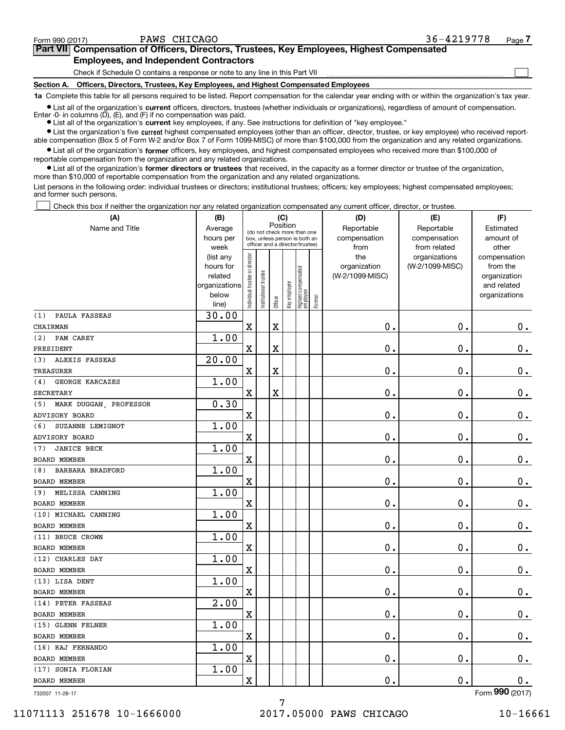Form 990 (2017) PAWS CHICAGO 36-4219778 Page 7

## Part VII Compensation of Officers, Directors, Trustees, Key Employees, Highest Compensated Employees, and Independent Contractors

Check if Schedule O contains a response or note to any line in this Part VII ☐

### Section A. Officers, Directors, Trustees, Key Employees, and Highest Compensated Employees

**1a** Complete this table for all persons required to be listed. Report compensation for the calendar year ending with or within the organization's tax year.

- List all of the organization's **current** officers, directors, trustees (whether individuals or organizations), regardless of amount of compensation. Enter -0- in columns (D), (E), and (F) if no compensation was paid.
- List all of the organization's **current** key employees, if any. See instructions for definition of "key employee."
- List the organization's five **current** highest compensated employees (other than an officer, director, trustee, or key employee) who received reportable compensation (Box 5 of Form W-2 and/or Box 7 of Form 1099-MISC) of more than $100,000 from the organization and any related organizations.
- List all of the organization's **former** officers, key employees, and highest compensated employees who received more than $100,000 of reportable compensation from the organization and any related organizations.
- List all of the organization's **former directors or trustees** that received, in the capacity as a former director or trustee of the organization, more than $10,000 of reportable compensation from the organization and any related organizations.

List persons in the following order: individual trustees or directors; institutional trustees; officers; key employees; highest compensated employees; and former such persons.

☐ Check this box if neither the organization nor any related organization compensated any current officer, director, or trustee.

| (A) Name and Title | (B) Average hours per week (list any hours for related organizations below line) | (C) Position: Individual trustee or director | Institutional trustee | Officer | Key employee | Highest compensated employee | Former | (D) Reportable compensation from the organization (W-2/1099-MISC) | (E) Reportable compensation from related organizations (W-2/1099-MISC) | (F) Estimated amount of other compensation from the organization and related organizations |
|---|---|---|---|---|---|---|---|---|---|---|
| (1) PAULA FASSEAS<br>CHAIRMAN | 30.00 | X | | X | | | | 0. | 0. | 0. |
| (2) PAM CAREY<br>PRESIDENT | 1.00 | X | | X | | | | 0. | 0. | 0. |
| (3) ALEXIS FASSEAS<br>TREASURER | 20.00 | X | | X | | | | 0. | 0. | 0. |
| (4) GEORGE KARCAZES<br>SECRETARY | 1.00 | X | | X | | | | 0. | 0. | 0. |
| (5) MARK DUGGAN, PROFESSOR<br>ADVISORY BOARD | 0.30 | X | | | | | | 0. | 0. | 0. |
| (6) SUZANNE LEMIGNOT<br>ADVISORY BOARD | 1.00 | X | | | | | | 0. | 0. | 0. |
| (7) JANICE BECK<br>BOARD MEMBER | 1.00 | X | | | | | | 0. | 0. | 0. |
| (8) BARBARA BRADFORD<br>BOARD MEMBER | 1.00 | X | | | | | | 0. | 0. | 0. |
| (9) MELISSA CANNING<br>BOARD MEMBER | 1.00 | X | | | | | | 0. | 0. | 0. |
| (10) MICHAEL CANNING<br>BOARD MEMBER | 1.00 | X | | | | | | 0. | 0. | 0. |
| (11) BRUCE CROWN<br>BOARD MEMBER | 1.00 | X | | | | | | 0. | 0. | 0. |
| (12) CHARLES DAY<br>BOARD MEMBER | 1.00 | X | | | | | | 0. | 0. | 0. |
| (13) LISA DENT<br>BOARD MEMBER | 1.00 | X | | | | | | 0. | 0. | 0. |
| (14) PETER FASSEAS<br>BOARD MEMBER | 2.00 | X | | | | | | 0. | 0. | 0. |
| (15) GLENN FELNER<br>BOARD MEMBER | 1.00 | X | | | | | | 0. | 0. | 0. |
| (16) RAJ FERNANDO<br>BOARD MEMBER | 1.00 | X | | | | | | 0. | 0. | 0. |
| (17) SONIA FLORIAN<br>BOARD MEMBER | 1.00 | X | | | | | | 0. | 0. | 0. |

732007 11-28-17 Form 990 (2017)

11071113 251678 10-1666000 2017.05000 PAWS CHICAGO 10-16661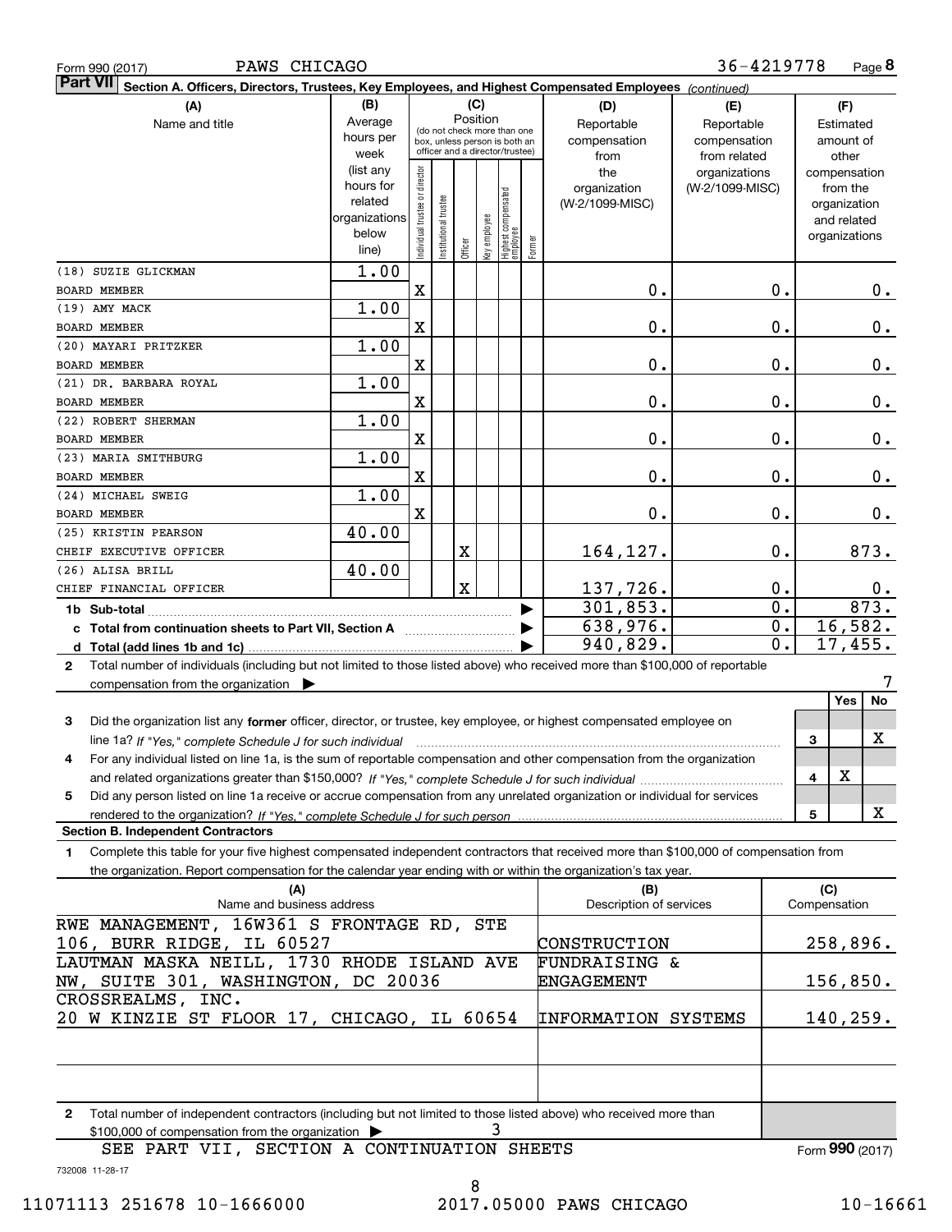Form 990 (2017) PAWS CHICAGO 36-4219778

**Part VII Section A. Officers, Directors, Trustees, Key Employees, and Highest Compensated Employees** *(continued)*

| (A) Name and title | (B) Average hours per week (list any hours for related organizations below line) | (C) Position: Individual trustee or director | Institutional trustee | Officer | Key employee | Highest compensated employee | Former | (D) Reportable compensation from the organization (W-2/1099-MISC) | (E) Reportable compensation from related organizations (W-2/1099-MISC) | (F) Estimated amount of other compensation from the organization and related organizations |
|---|---|---|---|---|---|---|---|---|---|---|
| (18) SUZIE GLICKMAN<br>BOARD MEMBER | 1.00 | X | | | | | | 0. | 0. | 0. |
| (19) AMY MACK<br>BOARD MEMBER | 1.00 | X | | | | | | 0. | 0. | 0. |
| (20) MAYARI PRITZKER<br>BOARD MEMBER | 1.00 | X | | | | | | 0. | 0. | 0. |
| (21) DR. BARBARA ROYAL<br>BOARD MEMBER | 1.00 | X | | | | | | 0. | 0. | 0. |
| (22) ROBERT SHERMAN<br>BOARD MEMBER | 1.00 | X | | | | | | 0. | 0. | 0. |
| (23) MARIA SMITHBURG<br>BOARD MEMBER | 1.00 | X | | | | | | 0. | 0. | 0. |
| (24) MICHAEL SWEIG<br>BOARD MEMBER | 1.00 | X | | | | | | 0. | 0. | 0. |
| (25) KRISTIN PEARSON<br>CHEIF EXECUTIVE OFFICER | 40.00 | | | X | | | | 164,127. | 0. | 873. |
| (26) ALISA BRILL<br>CHIEF FINANCIAL OFFICER | 40.00 | | | X | | | | 137,726. | 0. | 0. |
| **1b Sub-total** | | | | | | | | 301,853. | 0. | 873. |
| **c Total from continuation sheets to Part VII, Section A** | | | | | | | | 638,976. | 0. | 16,582. |
| **d Total (add lines 1b and 1c)** | | | | | | | | 940,829. | 0. | 17,455. |

**2** Total number of individuals (including but not limited to those listed above) who received more than $100,000 of reportable compensation from the organization ▶ 7

| | | Yes | No |
|---|---|---|---|
| **3** Did the organization list any **former** officer, director, or trustee, key employee, or highest compensated employee on line 1a? *If "Yes," complete Schedule J for such individual* | 3 | | X |
| **4** For any individual listed on line 1a, is the sum of reportable compensation and other compensation from the organization and related organizations greater than $150,000? *If "Yes," complete Schedule J for such individual* | 4 | X | |
| **5** Did any person listed on line 1a receive or accrue compensation from any unrelated organization or individual for services rendered to the organization? *If "Yes," complete Schedule J for such person* | 5 | | X |

**Section B. Independent Contractors**

**1** Complete this table for your five highest compensated independent contractors that received more than $100,000 of compensation from the organization. Report compensation for the calendar year ending with or within the organization's tax year.

| (A) Name and business address | (B) Description of services | (C) Compensation |
|---|---|---|
| RWE MANAGEMENT, 16W361 S FRONTAGE RD, STE 106, BURR RIDGE, IL 60527 | CONSTRUCTION | 258,896. |
| LAUTMAN MASKA NEILL, 1730 RHODE ISLAND AVE NW, SUITE 301, WASHINGTON, DC 20036 | FUNDRAISING & ENGAGEMENT | 156,850. |
| CROSSREALMS, INC. 20 W KINZIE ST FLOOR 17, CHICAGO, IL 60654 | INFORMATION SYSTEMS | 140,259. |
| | | |
| | | |

**2** Total number of independent contractors (including but not limited to those listed above) who received more than $100,000 of compensation from the organization ▶ 3

SEE PART VII, SECTION A CONTINUATION SHEETS

Form **990** (2017)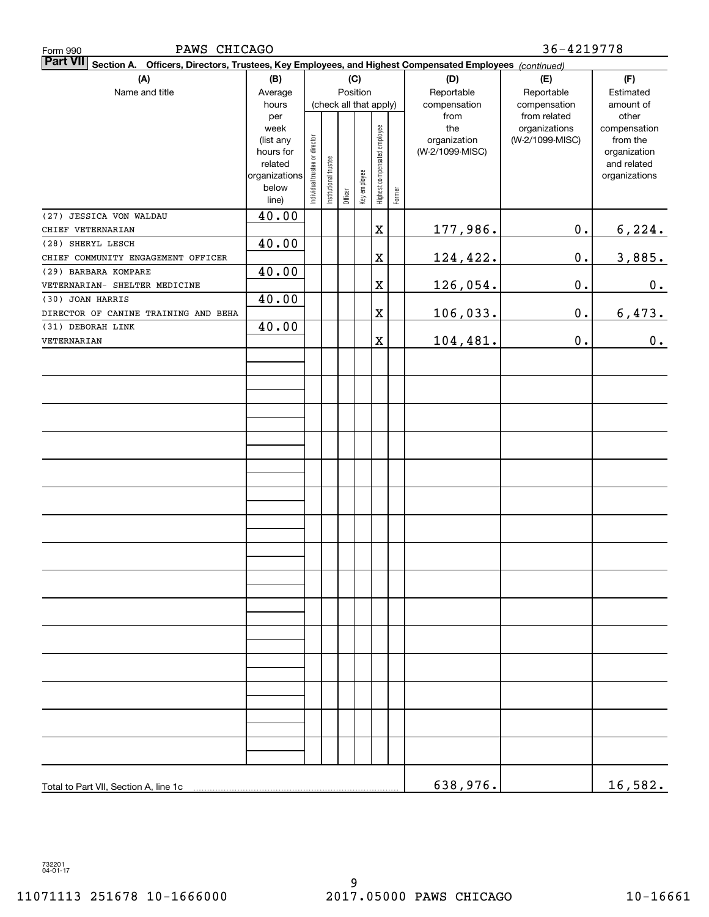Form 990 PAWS CHICAGO 36-4219778

**Part VII Section A. Officers, Directors, Trustees, Key Employees, and Highest Compensated Employees** *(continued)*

| (A) Name and title | (B) Average hours per week (list any hours for related organizations below line) | (C) Position: Individual trustee or director | Institutional trustee | Officer | Key employee | Highest compensated employee | Former | (D) Reportable compensation from the organization (W-2/1099-MISC) | (E) Reportable compensation from related organizations (W-2/1099-MISC) | (F) Estimated amount of other compensation from the organization and related organizations |
|---|---|---|---|---|---|---|---|---|---|---|
| (27) JESSICA VON WALDAU<br>CHIEF VETERNARIAN | 40.00 | | | | | X | | 177,986. | 0. | 6,224. |
| (28) SHERYL LESCH<br>CHIEF COMMUNITY ENGAGEMENT OFFICER | 40.00 | | | | | X | | 124,422. | 0. | 3,885. |
| (29) BARBARA KOMPARE<br>VETERNARIAN- SHELTER MEDICINE | 40.00 | | | | | X | | 126,054. | 0. | 0. |
| (30) JOAN HARRIS<br>DIRECTOR OF CANINE TRAINING AND BEHA | 40.00 | | | | | X | | 106,033. | 0. | 6,473. |
| (31) DEBORAH LINK<br>VETERNARIAN | 40.00 | | | | | X | | 104,481. | 0. | 0. |
| Total to Part VII, Section A, line 1c | | | | | | | | 638,976. | | 16,582. |

732201 04-01-17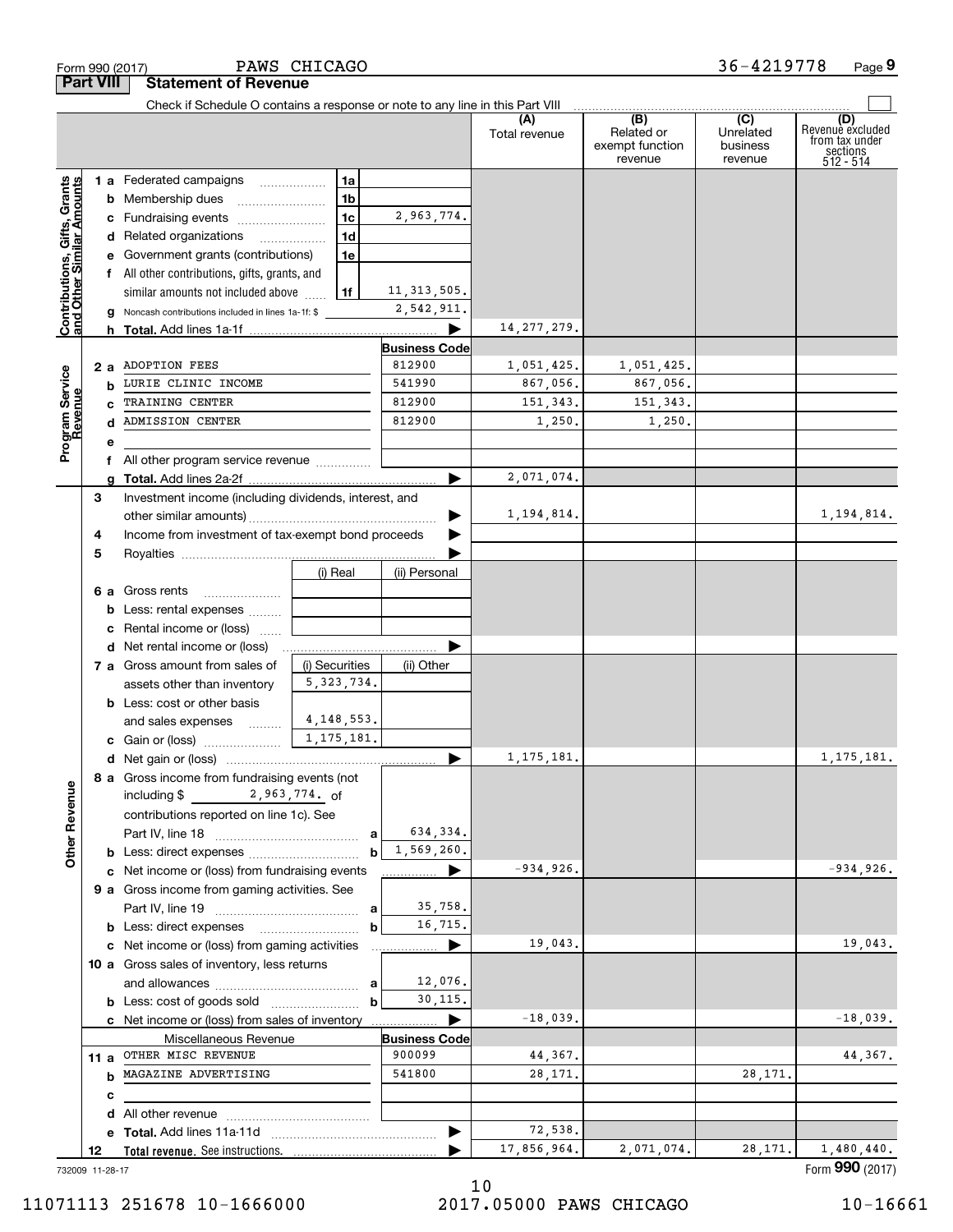Form 990 (2017) PAWS CHICAGO 36-4219778 Page 9

**Part VIII Statement of Revenue**

Check if Schedule O contains a response or note to any line in this Part VIII

| | | | (A) Total revenue | (B) Related or exempt function revenue | (C) Unrelated business revenue | (D) Revenue excluded from tax under sections 512 - 514 |
|---|---|---|---|---|---|---|
| **Contributions, Gifts, Grants and Other Similar Amounts** | | | | | | |
| 1 a Federated campaigns | 1a | | | | | |
| b Membership dues | 1b | | | | | |
| c Fundraising events | 1c | 2,963,774. | | | | |
| d Related organizations | 1d | | | | | |
| e Government grants (contributions) | 1e | | | | | |
| f All other contributions, gifts, grants, and similar amounts not included above | 1f | 11,313,505. | | | | |
| g Noncash contributions included in lines 1a-1f: $ | | 2,542,911. | | | | |
| h **Total.** Add lines 1a-1f | | ▶ | 14,277,279. | | | |
| **Program Service Revenue** | | Business Code | | | | |
| 2 a ADOPTION FEES | | 812900 | 1,051,425. | 1,051,425. | | |
| b LURIE CLINIC INCOME | | 541990 | 867,056. | 867,056. | | |
| c TRAINING CENTER | | 812900 | 151,343. | 151,343. | | |
| d ADMISSION CENTER | | 812900 | 1,250. | 1,250. | | |
| e | | | | | | |
| f All other program service revenue | | | | | | |
| g **Total.** Add lines 2a-2f | | ▶ | 2,071,074. | | | |
| **Other Revenue** | | | | | | |
| 3 Investment income (including dividends, interest, and other similar amounts) | | ▶ | 1,194,814. | | | 1,194,814. |
| 4 Income from investment of tax-exempt bond proceeds | | ▶ | | | | |
| 5 Royalties | | ▶ | | | | |
| | (i) Real | (ii) Personal | | | | |
| 6 a Gross rents | | | | | | |
| b Less: rental expenses | | | | | | |
| c Rental income or (loss) | | | | | | |
| d Net rental income or (loss) | | ▶ | | | | |
| | (i) Securities | (ii) Other | | | | |
| 7 a Gross amount from sales of assets other than inventory | 5,323,734. | | | | | |
| b Less: cost or other basis and sales expenses | 4,148,553. | | | | | |
| c Gain or (loss) | 1,175,181. | | | | | |
| d Net gain or (loss) | | ▶ | 1,175,181. | | | 1,175,181. |
| 8 a Gross income from fundraising events (not including $ 2,963,774. of contributions reported on line 1c). See Part IV, line 18 | a | 634,334. | | | | |
| b Less: direct expenses | b | 1,569,260. | | | | |
| c Net income or (loss) from fundraising events | | ▶ | -934,926. | | | -934,926. |
| 9 a Gross income from gaming activities. See Part IV, line 19 | a | 35,758. | | | | |
| b Less: direct expenses | b | 16,715. | | | | |
| c Net income or (loss) from gaming activities | | ▶ | 19,043. | | | 19,043. |
| 10 a Gross sales of inventory, less returns and allowances | a | 12,076. | | | | |
| b Less: cost of goods sold | b | 30,115. | | | | |
| c Net income or (loss) from sales of inventory | | ▶ | -18,039. | | | -18,039. |
| Miscellaneous Revenue | | Business Code | | | | |
| 11 a OTHER MISC REVENUE | | 900099 | 44,367. | | | 44,367. |
| b MAGAZINE ADVERTISING | | 541800 | 28,171. | | 28,171. | |
| c | | | | | | |
| d All other revenue | | | | | | |
| e **Total.** Add lines 11a-11d | | ▶ | 72,538. | | | |
| 12 **Total revenue.** See instructions. | | ▶ | 17,856,964. | 2,071,074. | 28,171. | 1,480,440. |

732009 11-28-17 Form **990** (2017)

11071113 251678 10-1666000 2017.05000 PAWS CHICAGO 10-16661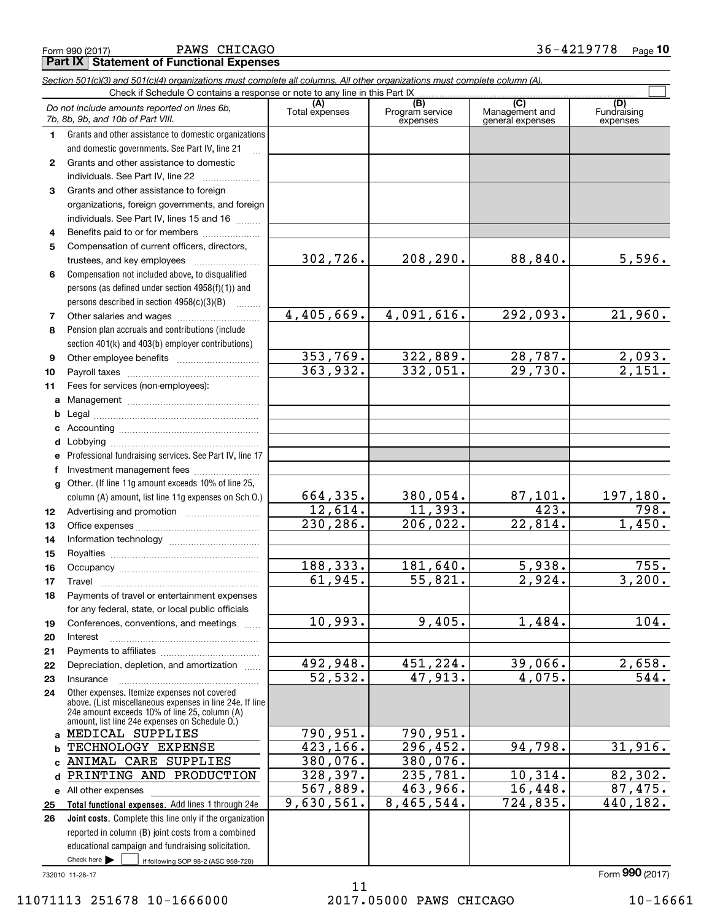Form 990 (2017) PAWS CHICAGO 36-4219778 Page **10**

## Part IX Statement of Functional Expenses

*Section 501(c)(3) and 501(c)(4) organizations must complete all columns. All other organizations must complete column (A).*

Check if Schedule O contains a response or note to any line in this Part IX ☐

| *Do not include amounts reported on lines 6b, 7b, 8b, 9b, and 10b of Part VIII.* | (A) Total expenses | (B) Program service expenses | (C) Management and general expenses | (D) Fundraising expenses |
|---|---|---|---|---|
| **1** Grants and other assistance to domestic organizations and domestic governments. See Part IV, line 21 | | | | |
| **2** Grants and other assistance to domestic individuals. See Part IV, line 22 | | | | |
| **3** Grants and other assistance to foreign organizations, foreign governments, and foreign individuals. See Part IV, lines 15 and 16 | | | | |
| **4** Benefits paid to or for members | | | | |
| **5** Compensation of current officers, directors, trustees, and key employees | 302,726. | 208,290. | 88,840. | 5,596. |
| **6** Compensation not included above, to disqualified persons (as defined under section 4958(f)(1)) and persons described in section 4958(c)(3)(B) | | | | |
| **7** Other salaries and wages | 4,405,669. | 4,091,616. | 292,093. | 21,960. |
| **8** Pension plan accruals and contributions (include section 401(k) and 403(b) employer contributions) | | | | |
| **9** Other employee benefits | 353,769. | 322,889. | 28,787. | 2,093. |
| **10** Payroll taxes | 363,932. | 332,051. | 29,730. | 2,151. |
| **11** Fees for services (non-employees): | | | | |
| **a** Management | | | | |
| **b** Legal | | | | |
| **c** Accounting | | | | |
| **d** Lobbying | | | | |
| **e** Professional fundraising services. See Part IV, line 17 | | | | |
| **f** Investment management fees | | | | |
| **g** Other. (If line 11g amount exceeds 10% of line 25, column (A) amount, list line 11g expenses on Sch O.) | 664,335. | 380,054. | 87,101. | 197,180. |
| **12** Advertising and promotion | 12,614. | 11,393. | 423. | 798. |
| **13** Office expenses | 230,286. | 206,022. | 22,814. | 1,450. |
| **14** Information technology | | | | |
| **15** Royalties | | | | |
| **16** Occupancy | 188,333. | 181,640. | 5,938. | 755. |
| **17** Travel | 61,945. | 55,821. | 2,924. | 3,200. |
| **18** Payments of travel or entertainment expenses for any federal, state, or local public officials | | | | |
| **19** Conferences, conventions, and meetings | 10,993. | 9,405. | 1,484. | 104. |
| **20** Interest | | | | |
| **21** Payments to affiliates | | | | |
| **22** Depreciation, depletion, and amortization | 492,948. | 451,224. | 39,066. | 2,658. |
| **23** Insurance | 52,532. | 47,913. | 4,075. | 544. |
| **24** Other expenses. Itemize expenses not covered above. (List miscellaneous expenses in line 24e. If line 24e amount exceeds 10% of line 25, column (A) amount, list line 24e expenses on Schedule O.) | | | | |
| **a** MEDICAL SUPPLIES | 790,951. | 790,951. | | |
| **b** TECHNOLOGY EXPENSE | 423,166. | 296,452. | 94,798. | 31,916. |
| **c** ANIMAL CARE SUPPLIES | 380,076. | 380,076. | | |
| **d** PRINTING AND PRODUCTION | 328,397. | 235,781. | 10,314. | 82,302. |
| **e** All other expenses | 567,889. | 463,966. | 16,448. | 87,475. |
| **25 Total functional expenses.** Add lines 1 through 24e | 9,630,561. | 8,465,544. | 724,835. | 440,182. |
| **26 Joint costs.** Complete this line only if the organization reported in column (B) joint costs from a combined educational campaign and fundraising solicitation. Check here ☐ if following SOP 98-2 (ASC 958-720) | | | | |

Form **990** (2017)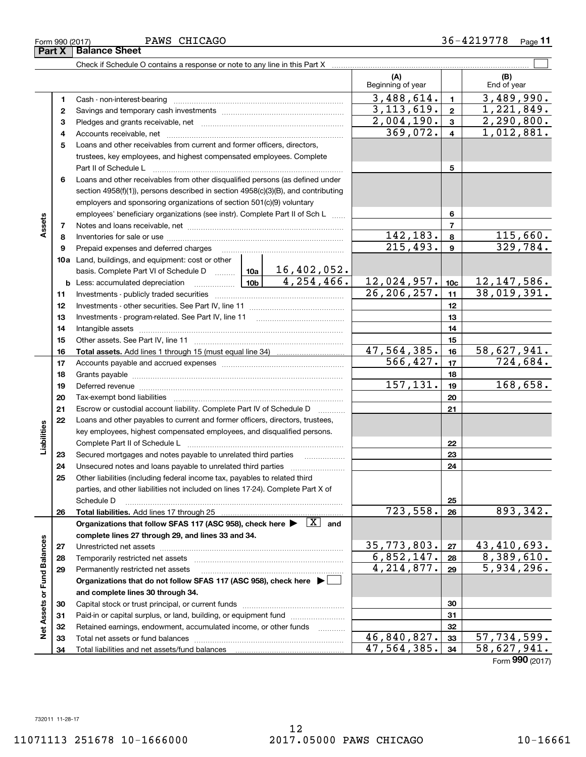Form 990 (2017) PAWS CHICAGO 36-4219778 Page 11

**Part X | Balance Sheet**

Check if Schedule O contains a response or note to any line in this Part X ☐

| | | | (A) Beginning of year | | (B) End of year |
|---|---|---|---|---|---|
| **Assets** | 1 | Cash - non-interest-bearing | 3,488,614. | 1 | 3,489,990. |
| | 2 | Savings and temporary cash investments | 3,113,619. | 2 | 1,221,849. |
| | 3 | Pledges and grants receivable, net | 2,004,190. | 3 | 2,290,800. |
| | 4 | Accounts receivable, net | 369,072. | 4 | 1,012,881. |
| | 5 | Loans and other receivables from current and former officers, directors, trustees, key employees, and highest compensated employees. Complete Part II of Schedule L | | 5 | |
| | 6 | Loans and other receivables from other disqualified persons (as defined under section 4958(f)(1)), persons described in section 4958(c)(3)(B), and contributing employers and sponsoring organizations of section 501(c)(9) voluntary employees' beneficiary organizations (see instr). Complete Part II of Sch L | | 6 | |
| | 7 | Notes and loans receivable, net | | 7 | |
| | 8 | Inventories for sale or use | 142,183. | 8 | 115,660. |
| | 9 | Prepaid expenses and deferred charges | 215,493. | 9 | 329,784. |
| | 10a | Land, buildings, and equipment: cost or other basis. Complete Part VI of Schedule D — 10a: 16,402,052. | | | |
| | b | Less: accumulated depreciation — 10b: 4,254,466. | 12,024,957. | 10c | 12,147,586. |
| | 11 | Investments - publicly traded securities | 26,206,257. | 11 | 38,019,391. |
| | 12 | Investments - other securities. See Part IV, line 11 | | 12 | |
| | 13 | Investments - program-related. See Part IV, line 11 | | 13 | |
| | 14 | Intangible assets | | 14 | |
| | 15 | Other assets. See Part IV, line 11 | | 15 | |
| | 16 | **Total assets.** Add lines 1 through 15 (must equal line 34) | 47,564,385. | 16 | 58,627,941. |
| **Liabilities** | 17 | Accounts payable and accrued expenses | 566,427. | 17 | 724,684. |
| | 18 | Grants payable | | 18 | |
| | 19 | Deferred revenue | 157,131. | 19 | 168,658. |
| | 20 | Tax-exempt bond liabilities | | 20 | |
| | 21 | Escrow or custodial account liability. Complete Part IV of Schedule D | | 21 | |
| | 22 | Loans and other payables to current and former officers, directors, trustees, key employees, highest compensated employees, and disqualified persons. Complete Part II of Schedule L | | 22 | |
| | 23 | Secured mortgages and notes payable to unrelated third parties | | 23 | |
| | 24 | Unsecured notes and loans payable to unrelated third parties | | 24 | |
| | 25 | Other liabilities (including federal income tax, payables to related third parties, and other liabilities not included on lines 17-24). Complete Part X of Schedule D | | 25 | |
| | 26 | **Total liabilities.** Add lines 17 through 25 | 723,558. | 26 | 893,342. |
| **Net Assets or Fund Balances** | | **Organizations that follow SFAS 117 (ASC 958), check here ▶ [X] and complete lines 27 through 29, and lines 33 and 34.** | | | |
| | 27 | Unrestricted net assets | 35,773,803. | 27 | 43,410,693. |
| | 28 | Temporarily restricted net assets | 6,852,147. | 28 | 8,389,610. |
| | 29 | Permanently restricted net assets | 4,214,877. | 29 | 5,934,296. |
| | | **Organizations that do not follow SFAS 117 (ASC 958), check here ▶ [ ] and complete lines 30 through 34.** | | | |
| | 30 | Capital stock or trust principal, or current funds | | 30 | |
| | 31 | Paid-in or capital surplus, or land, building, or equipment fund | | 31 | |
| | 32 | Retained earnings, endowment, accumulated income, or other funds | | 32 | |
| | 33 | Total net assets or fund balances | 46,840,827. | 33 | 57,734,599. |
| | 34 | Total liabilities and net assets/fund balances | 47,564,385. | 34 | 58,627,941. |

Form **990** (2017)

732011 11-28-17

11071113 251678 10-1666000 2017.05000 PAWS CHICAGO 10-16661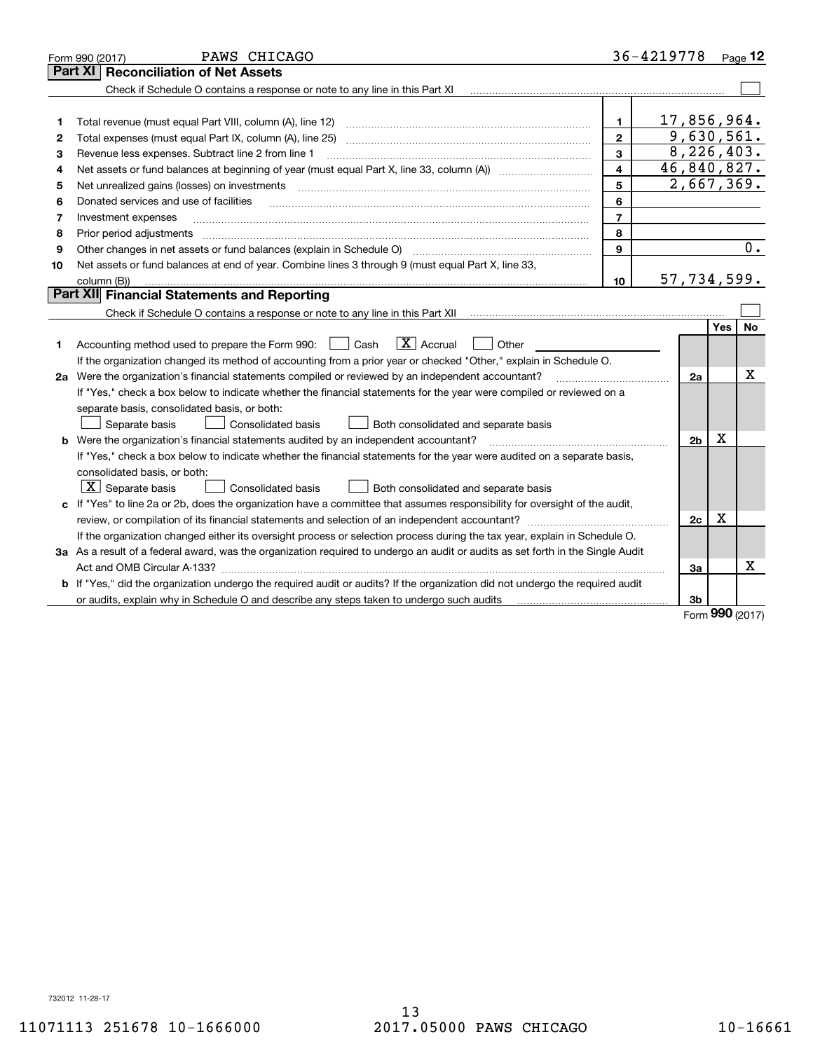Form 990 (2017) PAWS CHICAGO 36-4219778 Page 12

## Part XI Reconciliation of Net Assets

Check if Schedule O contains a response or note to any line in this Part XI ☐

| | | | |
|---|---|---|---|
| 1 | Total revenue (must equal Part VIII, column (A), line 12) | 1 | 17,856,964. |
| 2 | Total expenses (must equal Part IX, column (A), line 25) | 2 | 9,630,561. |
| 3 | Revenue less expenses. Subtract line 2 from line 1 | 3 | 8,226,403. |
| 4 | Net assets or fund balances at beginning of year (must equal Part X, line 33, column (A)) | 4 | 46,840,827. |
| 5 | Net unrealized gains (losses) on investments | 5 | 2,667,369. |
| 6 | Donated services and use of facilities | 6 | |
| 7 | Investment expenses | 7 | |
| 8 | Prior period adjustments | 8 | |
| 9 | Other changes in net assets or fund balances (explain in Schedule O) | 9 | 0. |
| 10 | Net assets or fund balances at end of year. Combine lines 3 through 9 (must equal Part X, line 33, column (B)) | 10 | 57,734,599. |

## Part XII Financial Statements and Reporting

Check if Schedule O contains a response or note to any line in this Part XII ☐

| | | | Yes | No |
|---|---|---|---|---|
| 1 | Accounting method used to prepare the Form 990: ☐ Cash ☒ Accrual ☐ Other | | | |
| | If the organization changed its method of accounting from a prior year or checked "Other," explain in Schedule O. | | | |
| 2a | Were the organization's financial statements compiled or reviewed by an independent accountant? | 2a | | X |
| | If "Yes," check a box below to indicate whether the financial statements for the year were compiled or reviewed on a separate basis, consolidated basis, or both: ☐ Separate basis ☐ Consolidated basis ☐ Both consolidated and separate basis | | | |
| b | Were the organization's financial statements audited by an independent accountant? | 2b | X | |
| | If "Yes," check a box below to indicate whether the financial statements for the year were audited on a separate basis, consolidated basis, or both: ☒ Separate basis ☐ Consolidated basis ☐ Both consolidated and separate basis | | | |
| c | If "Yes" to line 2a or 2b, does the organization have a committee that assumes responsibility for oversight of the audit, review, or compilation of its financial statements and selection of an independent accountant? | 2c | X | |
| | If the organization changed either its oversight process or selection process during the tax year, explain in Schedule O. | | | |
| 3a | As a result of a federal award, was the organization required to undergo an audit or audits as set forth in the Single Audit Act and OMB Circular A-133? | 3a | | X |
| b | If "Yes," did the organization undergo the required audit or audits? If the organization did not undergo the required audit or audits, explain why in Schedule O and describe any steps taken to undergo such audits | 3b | | |

Form **990** (2017)

732012 11-28-17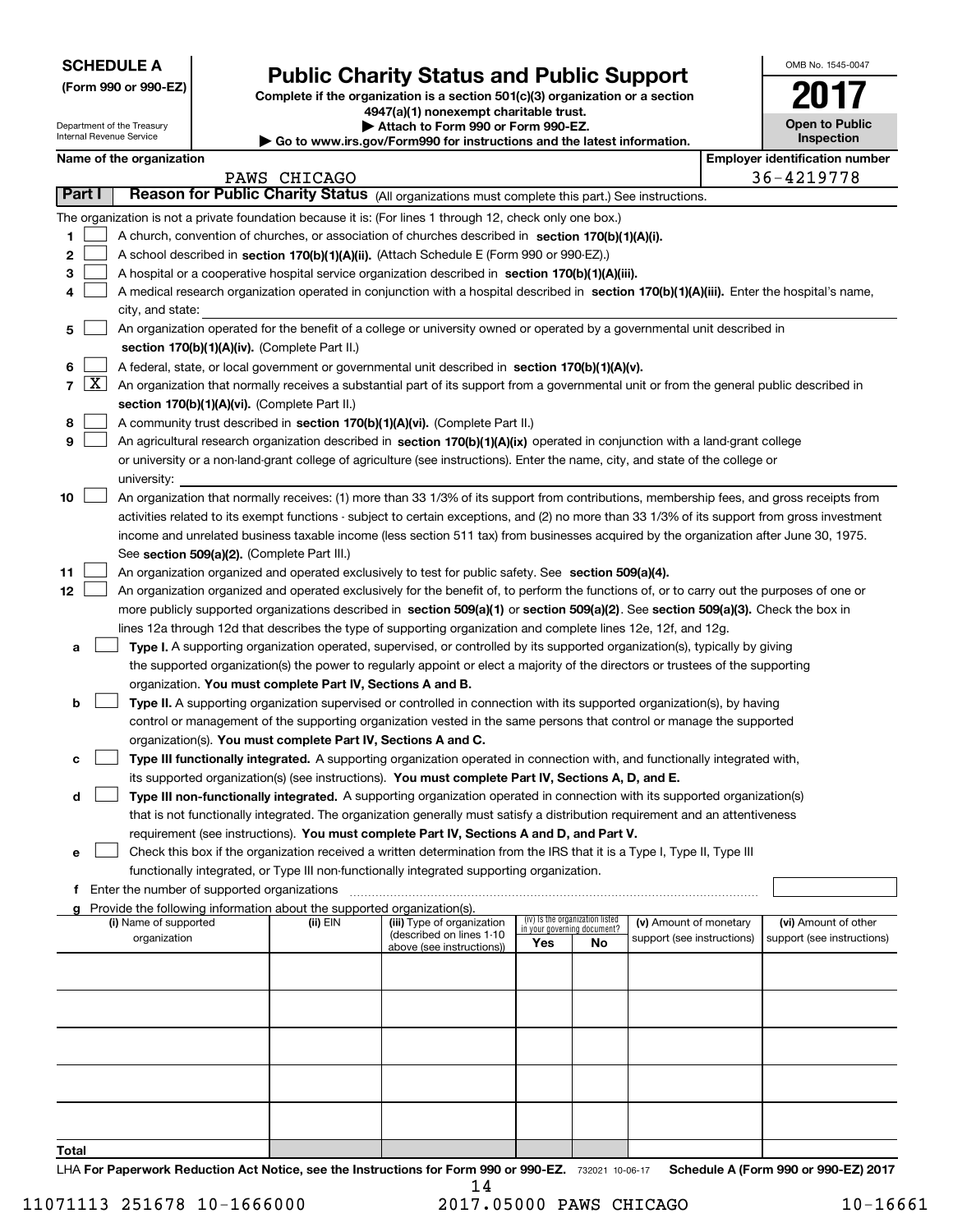**SCHEDULE A**
**(Form 990 or 990-EZ)**

Department of the Treasury
Internal Revenue Service

# Public Charity Status and Public Support

**Complete if the organization is a section 501(c)(3) organization or a section 4947(a)(1) nonexempt charitable trust.**
**▶ Attach to Form 990 or Form 990-EZ.**
**▶ Go to www.irs.gov/Form990 for instructions and the latest information.**

OMB No. 1545-0047
**2017**
**Open to Public Inspection**

**Name of the organization:** PAWS CHICAGO
**Employer identification number:** 36-4219778

## Part I Reason for Public Charity Status (All organizations must complete this part.) See instructions.

The organization is not a private foundation because it is: (For lines 1 through 12, check only one box.)

1 [ ] A church, convention of churches, or association of churches described in **section 170(b)(1)(A)(i).**

2 [ ] A school described in **section 170(b)(1)(A)(ii).** (Attach Schedule E (Form 990 or 990-EZ).)

3 [ ] A hospital or a cooperative hospital service organization described in **section 170(b)(1)(A)(iii).**

4 [ ] A medical research organization operated in conjunction with a hospital described in **section 170(b)(1)(A)(iii).** Enter the hospital's name, city, and state:

5 [ ] An organization operated for the benefit of a college or university owned or operated by a governmental unit described in **section 170(b)(1)(A)(iv).** (Complete Part II.)

6 [ ] A federal, state, or local government or governmental unit described in **section 170(b)(1)(A)(v).**

7 [X] An organization that normally receives a substantial part of its support from a governmental unit or from the general public described in **section 170(b)(1)(A)(vi).** (Complete Part II.)

8 [ ] A community trust described in **section 170(b)(1)(A)(vi).** (Complete Part II.)

9 [ ] An agricultural research organization described in **section 170(b)(1)(A)(ix)** operated in conjunction with a land-grant college or university or a non-land-grant college of agriculture (see instructions). Enter the name, city, and state of the college or university:

10 [ ] An organization that normally receives: (1) more than 33 1/3% of its support from contributions, membership fees, and gross receipts from activities related to its exempt functions - subject to certain exceptions, and (2) no more than 33 1/3% of its support from gross investment income and unrelated business taxable income (less section 511 tax) from businesses acquired by the organization after June 30, 1975. See **section 509(a)(2).** (Complete Part III.)

11 [ ] An organization organized and operated exclusively to test for public safety. See **section 509(a)(4).**

12 [ ] An organization organized and operated exclusively for the benefit of, to perform the functions of, or to carry out the purposes of one or more publicly supported organizations described in **section 509(a)(1)** or **section 509(a)(2)**. See **section 509(a)(3).** Check the box in lines 12a through 12d that describes the type of supporting organization and complete lines 12e, 12f, and 12g.

a [ ] **Type I.** A supporting organization operated, supervised, or controlled by its supported organization(s), typically by giving the supported organization(s) the power to regularly appoint or elect a majority of the directors or trustees of the supporting organization. **You must complete Part IV, Sections A and B.**

b [ ] **Type II.** A supporting organization supervised or controlled in connection with its supported organization(s), by having control or management of the supporting organization vested in the same persons that control or manage the supported organization(s). **You must complete Part IV, Sections A and C.**

c [ ] **Type III functionally integrated.** A supporting organization operated in connection with, and functionally integrated with, its supported organization(s) (see instructions). **You must complete Part IV, Sections A, D, and E.**

d [ ] **Type III non-functionally integrated.** A supporting organization operated in connection with its supported organization(s) that is not functionally integrated. The organization generally must satisfy a distribution requirement and an attentiveness requirement (see instructions). **You must complete Part IV, Sections A and D, and Part V.**

e [ ] Check this box if the organization received a written determination from the IRS that it is a Type I, Type II, Type III functionally integrated, or Type III non-functionally integrated supporting organization.

f Enter the number of supported organizations

g Provide the following information about the supported organization(s).

| (i) Name of supported organization | (ii) EIN | (iii) Type of organization (described on lines 1-10 above (see instructions)) | (iv) Is the organization listed in your governing document? Yes | No | (v) Amount of monetary support (see instructions) | (vi) Amount of other support (see instructions) |
|---|---|---|---|---|---|---|
| | | | | | | |
| | | | | | | |
| | | | | | | |
| | | | | | | |
| | | | | | | |
| **Total** | | | | | | |

LHA **For Paperwork Reduction Act Notice, see the Instructions for Form 990 or 990-EZ.** 732021 10-06-17 **Schedule A (Form 990 or 990-EZ) 2017**

11071113 251678 10-1666000 2017.05000 PAWS CHICAGO 10-16661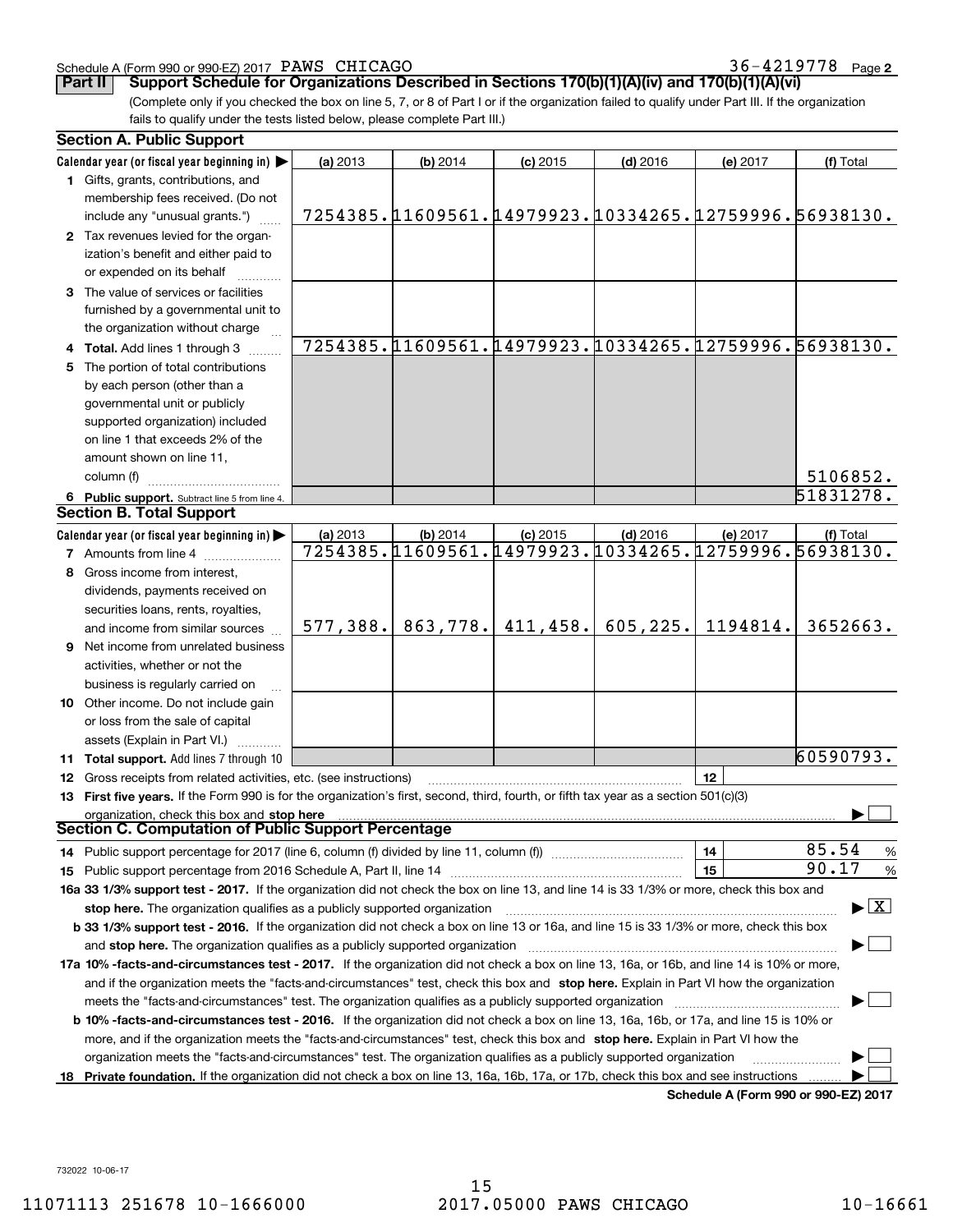Schedule A (Form 990 or 990-EZ) 2017 PAWS CHICAGO 36-4219778 Page 2

## Part II Support Schedule for Organizations Described in Sections 170(b)(1)(A)(iv) and 170(b)(1)(A)(vi)

(Complete only if you checked the box on line 5, 7, or 8 of Part I or if the organization failed to qualify under Part III. If the organization fails to qualify under the tests listed below, please complete Part III.)

### Section A. Public Support

| Calendar year (or fiscal year beginning in) ▶ | (a) 2013 | (b) 2014 | (c) 2015 | (d) 2016 | (e) 2017 | (f) Total |
|---|---|---|---|---|---|---|
| **1** Gifts, grants, contributions, and membership fees received. (Do not include any "unusual grants.") | 7254385. | 11609561. | 14979923. | 10334265. | 12759996. | 56938130. |
| **2** Tax revenues levied for the organization's benefit and either paid to or expended on its behalf | | | | | | |
| **3** The value of services or facilities furnished by a governmental unit to the organization without charge | | | | | | |
| **4 Total.** Add lines 1 through 3 | 7254385. | 11609561. | 14979923. | 10334265. | 12759996. | 56938130. |
| **5** The portion of total contributions by each person (other than a governmental unit or publicly supported organization) included on line 1 that exceeds 2% of the amount shown on line 11, column (f) | | | | | | 5106852. |
| **6 Public support.** Subtract line 5 from line 4. | | | | | | 51831278. |

### Section B. Total Support

| Calendar year (or fiscal year beginning in) ▶ | (a) 2013 | (b) 2014 | (c) 2015 | (d) 2016 | (e) 2017 | (f) Total |
|---|---|---|---|---|---|---|
| **7** Amounts from line 4 | 7254385. | 11609561. | 14979923. | 10334265. | 12759996. | 56938130. |
| **8** Gross income from interest, dividends, payments received on securities loans, rents, royalties, and income from similar sources | 577,388. | 863,778. | 411,458. | 605,225. | 1194814. | 3652663. |
| **9** Net income from unrelated business activities, whether or not the business is regularly carried on | | | | | | |
| **10** Other income. Do not include gain or loss from the sale of capital assets (Explain in Part VI.) | | | | | | |
| **11 Total support.** Add lines 7 through 10 | | | | | | 60590793. |

**12** Gross receipts from related activities, etc. (see instructions) | **12** |

**13 First five years.** If the Form 990 is for the organization's first, second, third, fourth, or fifth tax year as a section 501(c)(3) organization, check this box and **stop here** ▶ ☐

### Section C. Computation of Public Support Percentage

**14** Public support percentage for 2017 (line 6, column (f) divided by line 11, column (f)) | **14** | 85.54 %

**15** Public support percentage from 2016 Schedule A, Part II, line 14 | **15** | 90.17 %

**16a 33 1/3% support test - 2017.** If the organization did not check the box on line 13, and line 14 is 33 1/3% or more, check this box and **stop here.** The organization qualifies as a publicly supported organization ▶ ☒

**b 33 1/3% support test - 2016.** If the organization did not check a box on line 13 or 16a, and line 15 is 33 1/3% or more, check this box and **stop here.** The organization qualifies as a publicly supported organization ▶ ☐

**17a 10% -facts-and-circumstances test - 2017.** If the organization did not check a box on line 13, 16a, or 16b, and line 14 is 10% or more, and if the organization meets the "facts-and-circumstances" test, check this box and **stop here.** Explain in Part VI how the organization meets the "facts-and-circumstances" test. The organization qualifies as a publicly supported organization ▶ ☐

**b 10% -facts-and-circumstances test - 2016.** If the organization did not check a box on line 13, 16a, 16b, or 17a, and line 15 is 10% or more, and if the organization meets the "facts-and-circumstances" test, check this box and **stop here.** Explain in Part VI how the organization meets the "facts-and-circumstances" test. The organization qualifies as a publicly supported organization ▶ ☐

**18 Private foundation.** If the organization did not check a box on line 13, 16a, 16b, 17a, or 17b, check this box and see instructions ▶ ☐

**Schedule A (Form 990 or 990-EZ) 2017**

732022 10-06-17

11071113 251678 10-1666000 2017.05000 PAWS CHICAGO 10-16661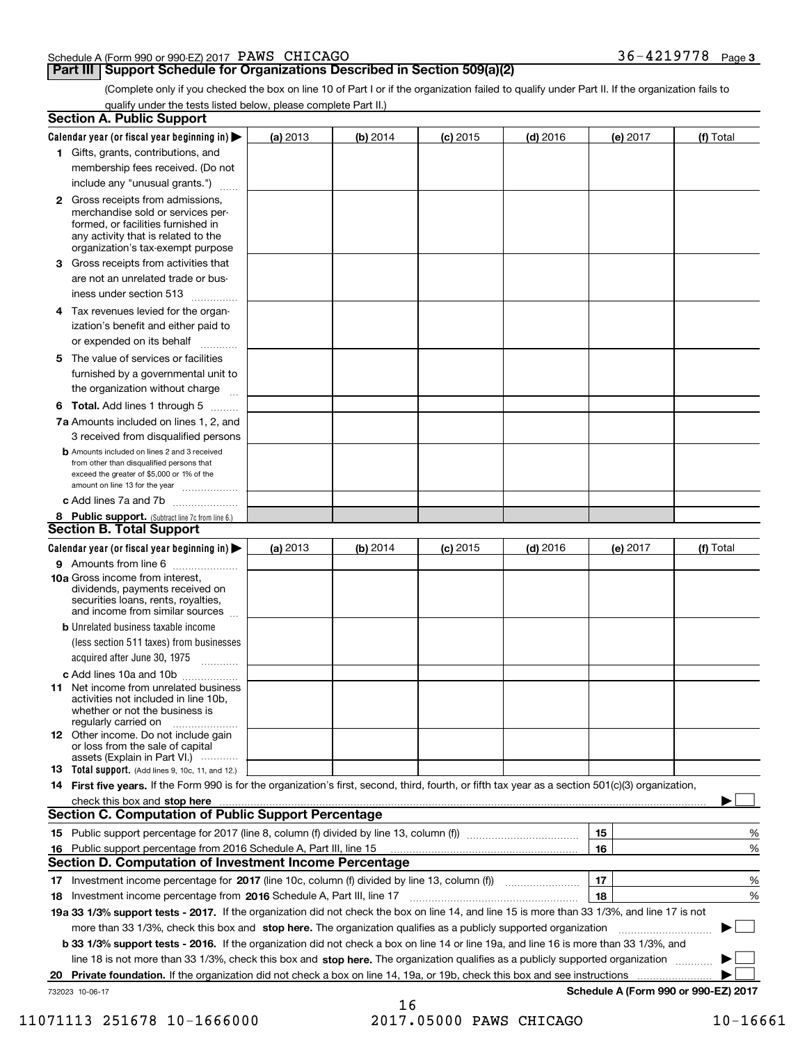Schedule A (Form 990 or 990-EZ) 2017 PAWS CHICAGO 36-4219778 Page 3

## Part III Support Schedule for Organizations Described in Section 509(a)(2)

(Complete only if you checked the box on line 10 of Part I or if the organization failed to qualify under Part II. If the organization fails to qualify under the tests listed below, please complete Part II.)

### Section A. Public Support

| Calendar year (or fiscal year beginning in) ▶ | (a) 2013 | (b) 2014 | (c) 2015 | (d) 2016 | (e) 2017 | (f) Total |
|---|---|---|---|---|---|---|
| 1 Gifts, grants, contributions, and membership fees received. (Do not include any "unusual grants.") | | | | | | |
| 2 Gross receipts from admissions, merchandise sold or services performed, or facilities furnished in any activity that is related to the organization's tax-exempt purpose | | | | | | |
| 3 Gross receipts from activities that are not an unrelated trade or business under section 513 | | | | | | |
| 4 Tax revenues levied for the organization's benefit and either paid to or expended on its behalf | | | | | | |
| 5 The value of services or facilities furnished by a governmental unit to the organization without charge | | | | | | |
| 6 **Total.** Add lines 1 through 5 | | | | | | |
| 7a Amounts included on lines 1, 2, and 3 received from disqualified persons | | | | | | |
| b Amounts included on lines 2 and 3 received from other than disqualified persons that exceed the greater of $5,000 or 1% of the amount on line 13 for the year | | | | | | |
| c Add lines 7a and 7b | | | | | | |
| 8 **Public support.** (Subtract line 7c from line 6.) | | | | | | |

### Section B. Total Support

| Calendar year (or fiscal year beginning in) ▶ | (a) 2013 | (b) 2014 | (c) 2015 | (d) 2016 | (e) 2017 | (f) Total |
|---|---|---|---|---|---|---|
| 9 Amounts from line 6 | | | | | | |
| 10a Gross income from interest, dividends, payments received on securities loans, rents, royalties, and income from similar sources | | | | | | |
| b Unrelated business taxable income (less section 511 taxes) from businesses acquired after June 30, 1975 | | | | | | |
| c Add lines 10a and 10b | | | | | | |
| 11 Net income from unrelated business activities not included in line 10b, whether or not the business is regularly carried on | | | | | | |
| 12 Other income. Do not include gain or loss from the sale of capital assets (Explain in Part VI.) | | | | | | |
| 13 **Total support.** (Add lines 9, 10c, 11, and 12.) | | | | | | |

14 **First five years.** If the Form 990 is for the organization's first, second, third, fourth, or fifth tax year as a section 501(c)(3) organization, check this box and **stop here** ▶ ☐

### Section C. Computation of Public Support Percentage

| | | |
|---|---|---|
| 15 Public support percentage for 2017 (line 8, column (f) divided by line 13, column (f)) | 15 | % |
| 16 Public support percentage from 2016 Schedule A, Part III, line 15 | 16 | % |

### Section D. Computation of Investment Income Percentage

| | | |
|---|---|---|
| 17 Investment income percentage for **2017** (line 10c, column (f) divided by line 13, column (f)) | 17 | % |
| 18 Investment income percentage from **2016** Schedule A, Part III, line 17 | 18 | % |

**19a 33 1/3% support tests - 2017.** If the organization did not check the box on line 14, and line 15 is more than 33 1/3%, and line 17 is not more than 33 1/3%, check this box and **stop here.** The organization qualifies as a publicly supported organization ▶ ☐

**b 33 1/3% support tests - 2016.** If the organization did not check a box on line 14 or line 19a, and line 16 is more than 33 1/3%, and line 18 is not more than 33 1/3%, check this box and **stop here.** The organization qualifies as a publicly supported organization ▶ ☐

**20 Private foundation.** If the organization did not check a box on line 14, 19a, or 19b, check this box and see instructions ▶ ☐

732023 10-06-17 **Schedule A (Form 990 or 990-EZ) 2017**

11071113 251678 10-1666000 2017.05000 PAWS CHICAGO 10-16661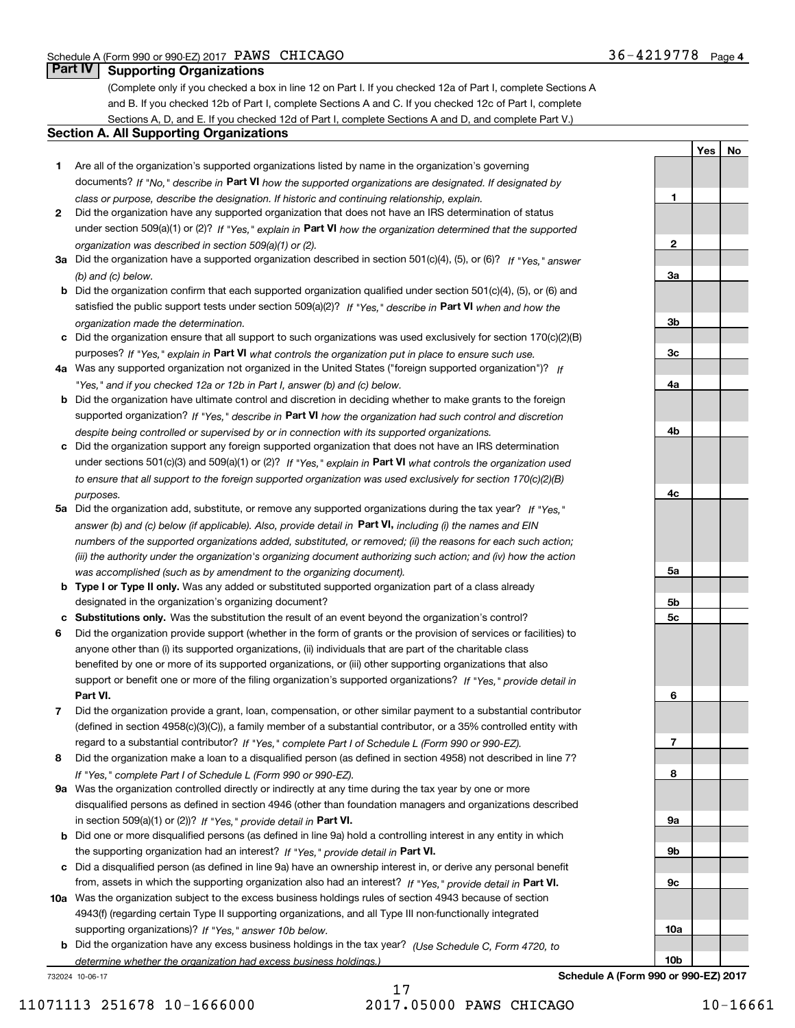Schedule A (Form 990 or 990-EZ) 2017 PAWS CHICAGO 36-4219778 Page 4

## Part IV Supporting Organizations

(Complete only if you checked a box in line 12 on Part I. If you checked 12a of Part I, complete Sections A and B. If you checked 12b of Part I, complete Sections A and C. If you checked 12c of Part I, complete Sections A, D, and E. If you checked 12d of Part I, complete Sections A and D, and complete Part V.)

### Section A. All Supporting Organizations

| | | | Yes | No |
|---|---|---|---|---|
| **1** | Are all of the organization's supported organizations listed by name in the organization's governing documents? *If "No," describe in* **Part VI** *how the supported organizations are designated. If designated by class or purpose, describe the designation. If historic and continuing relationship, explain.* | **1** | | |
| **2** | Did the organization have any supported organization that does not have an IRS determination of status under section 509(a)(1) or (2)? *If "Yes," explain in* **Part VI** *how the organization determined that the supported organization was described in section 509(a)(1) or (2).* | **2** | | |
| **3a** | Did the organization have a supported organization described in section 501(c)(4), (5), or (6)? *If "Yes," answer (b) and (c) below.* | **3a** | | |
| **b** | Did the organization confirm that each supported organization qualified under section 501(c)(4), (5), or (6) and satisfied the public support tests under section 509(a)(2)? *If "Yes," describe in* **Part VI** *when and how the organization made the determination.* | **3b** | | |
| **c** | Did the organization ensure that all support to such organizations was used exclusively for section 170(c)(2)(B) purposes? *If "Yes," explain in* **Part VI** *what controls the organization put in place to ensure such use.* | **3c** | | |
| **4a** | Was any supported organization not organized in the United States ("foreign supported organization")? *If "Yes," and if you checked 12a or 12b in Part I, answer (b) and (c) below.* | **4a** | | |
| **b** | Did the organization have ultimate control and discretion in deciding whether to make grants to the foreign supported organization? *If "Yes," describe in* **Part VI** *how the organization had such control and discretion despite being controlled or supervised by or in connection with its supported organizations.* | **4b** | | |
| **c** | Did the organization support any foreign supported organization that does not have an IRS determination under sections 501(c)(3) and 509(a)(1) or (2)? *If "Yes," explain in* **Part VI** *what controls the organization used to ensure that all support to the foreign supported organization was used exclusively for section 170(c)(2)(B) purposes.* | **4c** | | |
| **5a** | Did the organization add, substitute, or remove any supported organizations during the tax year? *If "Yes," answer (b) and (c) below (if applicable). Also, provide detail in* **Part VI,** *including (i) the names and EIN numbers of the supported organizations added, substituted, or removed; (ii) the reasons for each such action; (iii) the authority under the organization's organizing document authorizing such action; and (iv) how the action was accomplished (such as by amendment to the organizing document).* | **5a** | | |
| **b** | **Type I or Type II only.** Was any added or substituted supported organization part of a class already designated in the organization's organizing document? | **5b** | | |
| **c** | **Substitutions only.** Was the substitution the result of an event beyond the organization's control? | **5c** | | |
| **6** | Did the organization provide support (whether in the form of grants or the provision of services or facilities) to anyone other than (i) its supported organizations, (ii) individuals that are part of the charitable class benefited by one or more of its supported organizations, or (iii) other supporting organizations that also support or benefit one or more of the filing organization's supported organizations? *If "Yes," provide detail in* **Part VI.** | **6** | | |
| **7** | Did the organization provide a grant, loan, compensation, or other similar payment to a substantial contributor (defined in section 4958(c)(3)(C)), a family member of a substantial contributor, or a 35% controlled entity with regard to a substantial contributor? *If "Yes," complete Part I of Schedule L (Form 990 or 990-EZ).* | **7** | | |
| **8** | Did the organization make a loan to a disqualified person (as defined in section 4958) not described in line 7? *If "Yes," complete Part I of Schedule L (Form 990 or 990-EZ).* | **8** | | |
| **9a** | Was the organization controlled directly or indirectly at any time during the tax year by one or more disqualified persons as defined in section 4946 (other than foundation managers and organizations described in section 509(a)(1) or (2))? *If "Yes," provide detail in* **Part VI.** | **9a** | | |
| **b** | Did one or more disqualified persons (as defined in line 9a) hold a controlling interest in any entity in which the supporting organization had an interest? *If "Yes," provide detail in* **Part VI.** | **9b** | | |
| **c** | Did a disqualified person (as defined in line 9a) have an ownership interest in, or derive any personal benefit from, assets in which the supporting organization also had an interest? *If "Yes," provide detail in* **Part VI.** | **9c** | | |
| **10a** | Was the organization subject to the excess business holdings rules of section 4943 because of section 4943(f) (regarding certain Type II supporting organizations, and all Type III non-functionally integrated supporting organizations)? *If "Yes," answer 10b below.* | **10a** | | |
| **b** | Did the organization have any excess business holdings in the tax year? *(Use Schedule C, Form 4720, to determine whether the organization had excess business holdings.)* | **10b** | | |

732024 10-06-17 **Schedule A (Form 990 or 990-EZ) 2017**

11071113 251678 10-1666000 2017.05000 PAWS CHICAGO 10-16661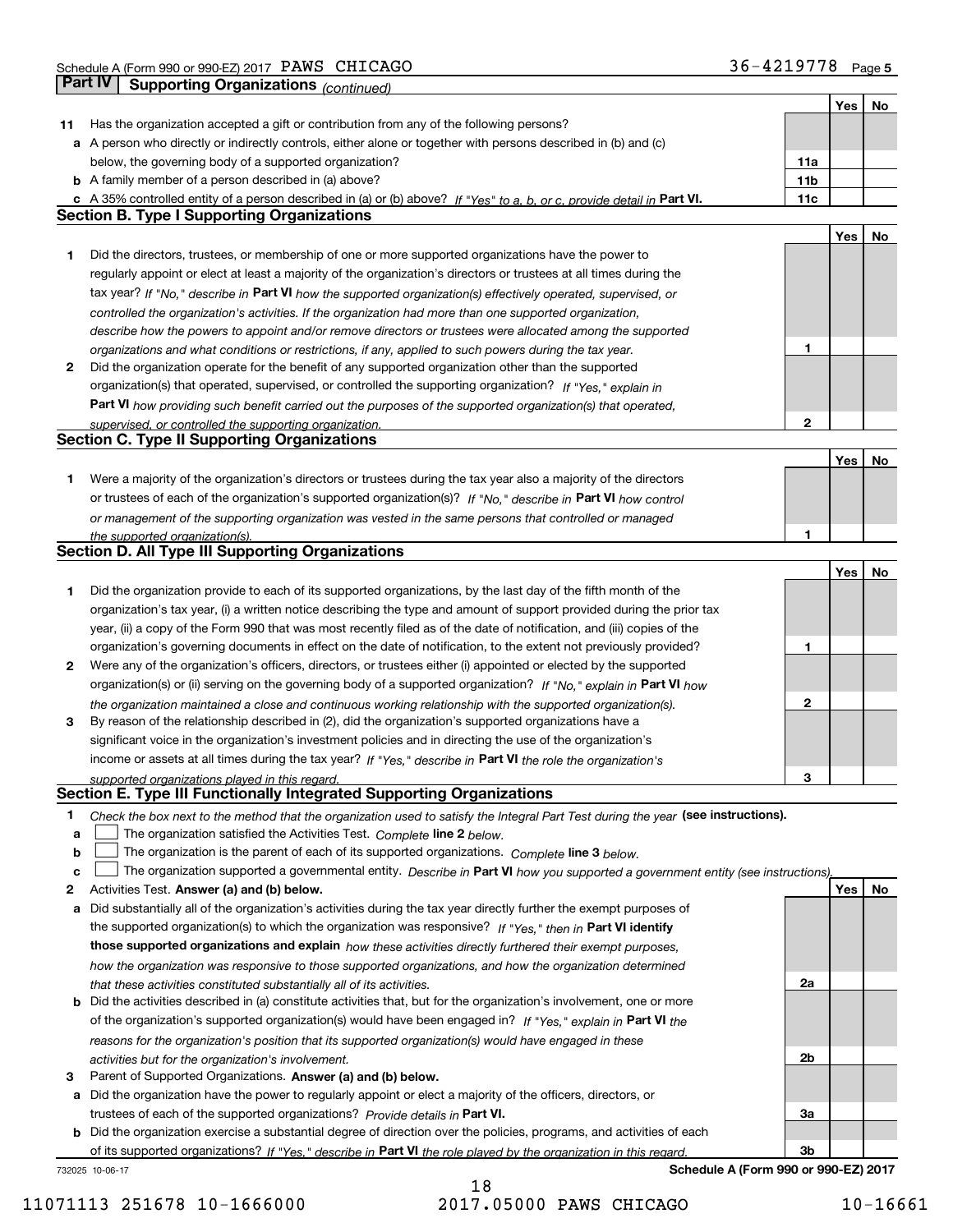Schedule A (Form 990 or 990-EZ) 2017 PAWS CHICAGO 36-4219778 Page 5

## Part IV Supporting Organizations *(continued)*

| | | | Yes | No |
|---|---|---|---|---|
| **11** | Has the organization accepted a gift or contribution from any of the following persons? | | | |
| **a** | A person who directly or indirectly controls, either alone or together with persons described in (b) and (c) below, the governing body of a supported organization? | **11a** | | |
| **b** | A family member of a person described in (a) above? | **11b** | | |
| **c** | A 35% controlled entity of a person described in (a) or (b) above? *If "Yes" to a, b, or c, provide detail in* **Part VI.** | **11c** | | |

### Section B. Type I Supporting Organizations

| | | | Yes | No |
|---|---|---|---|---|
| **1** | Did the directors, trustees, or membership of one or more supported organizations have the power to regularly appoint or elect at least a majority of the organization's directors or trustees at all times during the tax year? *If "No," describe in* **Part VI** *how the supported organization(s) effectively operated, supervised, or controlled the organization's activities. If the organization had more than one supported organization, describe how the powers to appoint and/or remove directors or trustees were allocated among the supported organizations and what conditions or restrictions, if any, applied to such powers during the tax year.* | **1** | | |
| **2** | Did the organization operate for the benefit of any supported organization other than the supported organization(s) that operated, supervised, or controlled the supporting organization? *If "Yes," explain in* **Part VI** *how providing such benefit carried out the purposes of the supported organization(s) that operated, supervised, or controlled the supporting organization.* | **2** | | |

### Section C. Type II Supporting Organizations

| | | | Yes | No |
|---|---|---|---|---|
| **1** | Were a majority of the organization's directors or trustees during the tax year also a majority of the directors or trustees of each of the organization's supported organization(s)? *If "No," describe in* **Part VI** *how control or management of the supporting organization was vested in the same persons that controlled or managed the supported organization(s).* | **1** | | |

### Section D. All Type III Supporting Organizations

| | | | Yes | No |
|---|---|---|---|---|
| **1** | Did the organization provide to each of its supported organizations, by the last day of the fifth month of the organization's tax year, (i) a written notice describing the type and amount of support provided during the prior tax year, (ii) a copy of the Form 990 that was most recently filed as of the date of notification, and (iii) copies of the organization's governing documents in effect on the date of notification, to the extent not previously provided? | **1** | | |
| **2** | Were any of the organization's officers, directors, or trustees either (i) appointed or elected by the supported organization(s) or (ii) serving on the governing body of a supported organization? *If "No," explain in* **Part VI** *how the organization maintained a close and continuous working relationship with the supported organization(s).* | **2** | | |
| **3** | By reason of the relationship described in (2), did the organization's supported organizations have a significant voice in the organization's investment policies and in directing the use of the organization's income or assets at all times during the tax year? *If "Yes," describe in* **Part VI** *the role the organization's supported organizations played in this regard.* | **3** | | |

### Section E. Type III Functionally Integrated Supporting Organizations

**1** *Check the box next to the method that the organization used to satisfy the Integral Part Test during the year* **(see instructions).**

**a** ☐ The organization satisfied the Activities Test. *Complete* **line 2** *below.*

**b** ☐ The organization is the parent of each of its supported organizations. *Complete* **line 3** *below.*

**c** ☐ The organization supported a governmental entity. *Describe in* **Part VI** *how you supported a government entity (see instructions).*

| | | | Yes | No |
|---|---|---|---|---|
| **2** | Activities Test. **Answer (a) and (b) below.** | | | |
| **a** | Did substantially all of the organization's activities during the tax year directly further the exempt purposes of the supported organization(s) to which the organization was responsive? *If "Yes," then in* **Part VI identify those supported organizations and explain** *how these activities directly furthered their exempt purposes, how the organization was responsive to those supported organizations, and how the organization determined that these activities constituted substantially all of its activities.* | **2a** | | |
| **b** | Did the activities described in (a) constitute activities that, but for the organization's involvement, one or more of the organization's supported organization(s) would have been engaged in? *If "Yes," explain in* **Part VI** *the reasons for the organization's position that its supported organization(s) would have engaged in these activities but for the organization's involvement.* | **2b** | | |
| **3** | Parent of Supported Organizations. **Answer (a) and (b) below.** | | | |
| **a** | Did the organization have the power to regularly appoint or elect a majority of the officers, directors, or trustees of each of the supported organizations? *Provide details in* **Part VI.** | **3a** | | |
| **b** | Did the organization exercise a substantial degree of direction over the policies, programs, and activities of each of its supported organizations? *If "Yes," describe in* **Part VI** *the role played by the organization in this regard.* | **3b** | | |

732025 10-06-17 **Schedule A (Form 990 or 990-EZ) 2017**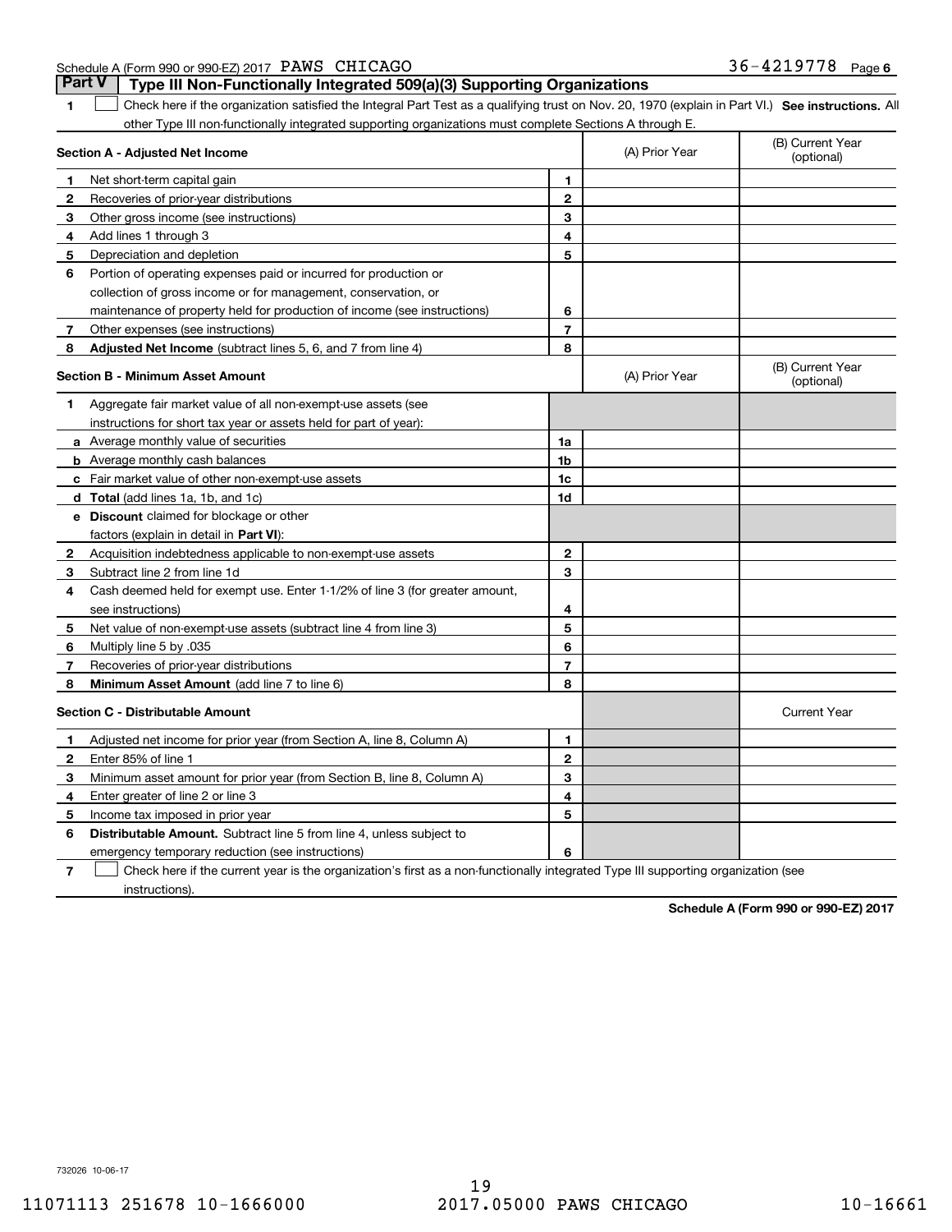Schedule A (Form 990 or 990-EZ) 2017 PAWS CHICAGO 36-4219778 Page 6

**Part V | Type III Non-Functionally Integrated 509(a)(3) Supporting Organizations**

1 ☐ Check here if the organization satisfied the Integral Part Test as a qualifying trust on Nov. 20, 1970 (explain in Part VI.) **See instructions.** All other Type III non-functionally integrated supporting organizations must complete Sections A through E.

| **Section A - Adjusted Net Income** | | | (A) Prior Year | (B) Current Year (optional) |
|---|---|---|---|---|
| 1 | Net short-term capital gain | 1 | | |
| 2 | Recoveries of prior-year distributions | 2 | | |
| 3 | Other gross income (see instructions) | 3 | | |
| 4 | Add lines 1 through 3 | 4 | | |
| 5 | Depreciation and depletion | 5 | | |
| 6 | Portion of operating expenses paid or incurred for production or collection of gross income or for management, conservation, or maintenance of property held for production of income (see instructions) | 6 | | |
| 7 | Other expenses (see instructions) | 7 | | |
| 8 | **Adjusted Net Income** (subtract lines 5, 6, and 7 from line 4) | 8 | | |

| **Section B - Minimum Asset Amount** | | | (A) Prior Year | (B) Current Year (optional) |
|---|---|---|---|---|
| 1 | Aggregate fair market value of all non-exempt-use assets (see instructions for short tax year or assets held for part of year): | | | |
| a | Average monthly value of securities | 1a | | |
| b | Average monthly cash balances | 1b | | |
| c | Fair market value of other non-exempt-use assets | 1c | | |
| d | **Total** (add lines 1a, 1b, and 1c) | 1d | | |
| e | **Discount** claimed for blockage or other factors (explain in detail in **Part VI**): | | | |
| 2 | Acquisition indebtedness applicable to non-exempt-use assets | 2 | | |
| 3 | Subtract line 2 from line 1d | 3 | | |
| 4 | Cash deemed held for exempt use. Enter 1-1/2% of line 3 (for greater amount, see instructions) | 4 | | |
| 5 | Net value of non-exempt-use assets (subtract line 4 from line 3) | 5 | | |
| 6 | Multiply line 5 by .035 | 6 | | |
| 7 | Recoveries of prior-year distributions | 7 | | |
| 8 | **Minimum Asset Amount** (add line 7 to line 6) | 8 | | |

| **Section C - Distributable Amount** | | | | Current Year |
|---|---|---|---|---|
| 1 | Adjusted net income for prior year (from Section A, line 8, Column A) | 1 | | |
| 2 | Enter 85% of line 1 | 2 | | |
| 3 | Minimum asset amount for prior year (from Section B, line 8, Column A) | 3 | | |
| 4 | Enter greater of line 2 or line 3 | 4 | | |
| 5 | Income tax imposed in prior year | 5 | | |
| 6 | **Distributable Amount.** Subtract line 5 from line 4, unless subject to emergency temporary reduction (see instructions) | 6 | | |

7 ☐ Check here if the current year is the organization's first as a non-functionally integrated Type III supporting organization (see instructions).

**Schedule A (Form 990 or 990-EZ) 2017**

732026 10-06-17

11071113 251678 10-1666000 2017.05000 PAWS CHICAGO 10-16661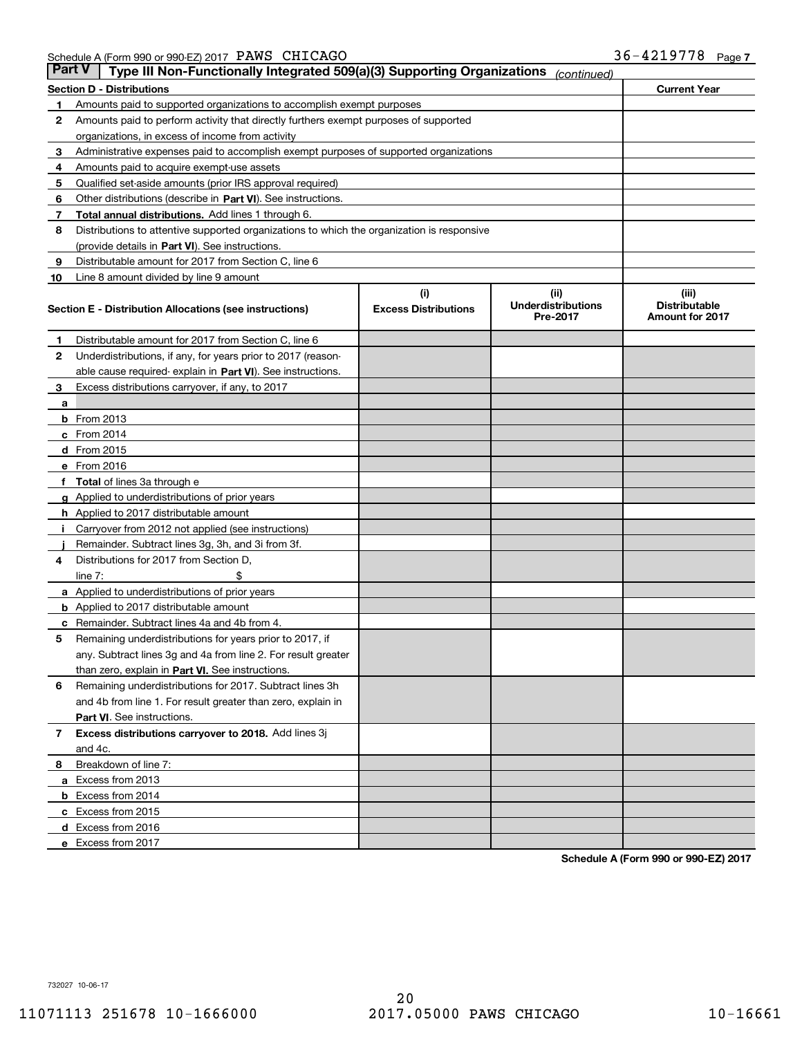Schedule A (Form 990 or 990-EZ) 2017 PAWS CHICAGO 36-4219778 Page 7

## Part V | Type III Non-Functionally Integrated 509(a)(3) Supporting Organizations *(continued)*

| **Section D - Distributions** | | **Current Year** |
|---|---|---|
| 1 | Amounts paid to supported organizations to accomplish exempt purposes | |
| 2 | Amounts paid to perform activity that directly furthers exempt purposes of supported organizations, in excess of income from activity | |
| 3 | Administrative expenses paid to accomplish exempt purposes of supported organizations | |
| 4 | Amounts paid to acquire exempt-use assets | |
| 5 | Qualified set-aside amounts (prior IRS approval required) | |
| 6 | Other distributions (describe in **Part VI**). See instructions. | |
| 7 | **Total annual distributions.** Add lines 1 through 6. | |
| 8 | Distributions to attentive supported organizations to which the organization is responsive (provide details in **Part VI**). See instructions. | |
| 9 | Distributable amount for 2017 from Section C, line 6 | |
| 10 | Line 8 amount divided by line 9 amount | |

| **Section E - Distribution Allocations (see instructions)** | **(i) Excess Distributions** | **(ii) Underdistributions Pre-2017** | **(iii) Distributable Amount for 2017** |
|---|---|---|---|
| **1** Distributable amount for 2017 from Section C, line 6 | | | |
| **2** Underdistributions, if any, for years prior to 2017 (reasonable cause required- explain in **Part VI**). See instructions. | | | |
| **3** Excess distributions carryover, if any, to 2017 | | | |
| **a** | | | |
| **b** From 2013 | | | |
| **c** From 2014 | | | |
| **d** From 2015 | | | |
| **e** From 2016 | | | |
| **f Total** of lines 3a through e | | | |
| **g** Applied to underdistributions of prior years | | | |
| **h** Applied to 2017 distributable amount | | | |
| **i** Carryover from 2012 not applied (see instructions) | | | |
| **j** Remainder. Subtract lines 3g, 3h, and 3i from 3f. | | | |
| **4** Distributions for 2017 from Section D, line 7: $ | | | |
| **a** Applied to underdistributions of prior years | | | |
| **b** Applied to 2017 distributable amount | | | |
| **c** Remainder. Subtract lines 4a and 4b from 4. | | | |
| **5** Remaining underdistributions for years prior to 2017, if any. Subtract lines 3g and 4a from line 2. For result greater than zero, explain in **Part VI.** See instructions. | | | |
| **6** Remaining underdistributions for 2017. Subtract lines 3h and 4b from line 1. For result greater than zero, explain in **Part VI**. See instructions. | | | |
| **7 Excess distributions carryover to 2018.** Add lines 3j and 4c. | | | |
| **8** Breakdown of line 7: | | | |
| **a** Excess from 2013 | | | |
| **b** Excess from 2014 | | | |
| **c** Excess from 2015 | | | |
| **d** Excess from 2016 | | | |
| **e** Excess from 2017 | | | |

**Schedule A (Form 990 or 990-EZ) 2017**

732027 10-06-17

11071113 251678 10-1666000 2017.05000 PAWS CHICAGO 10-16661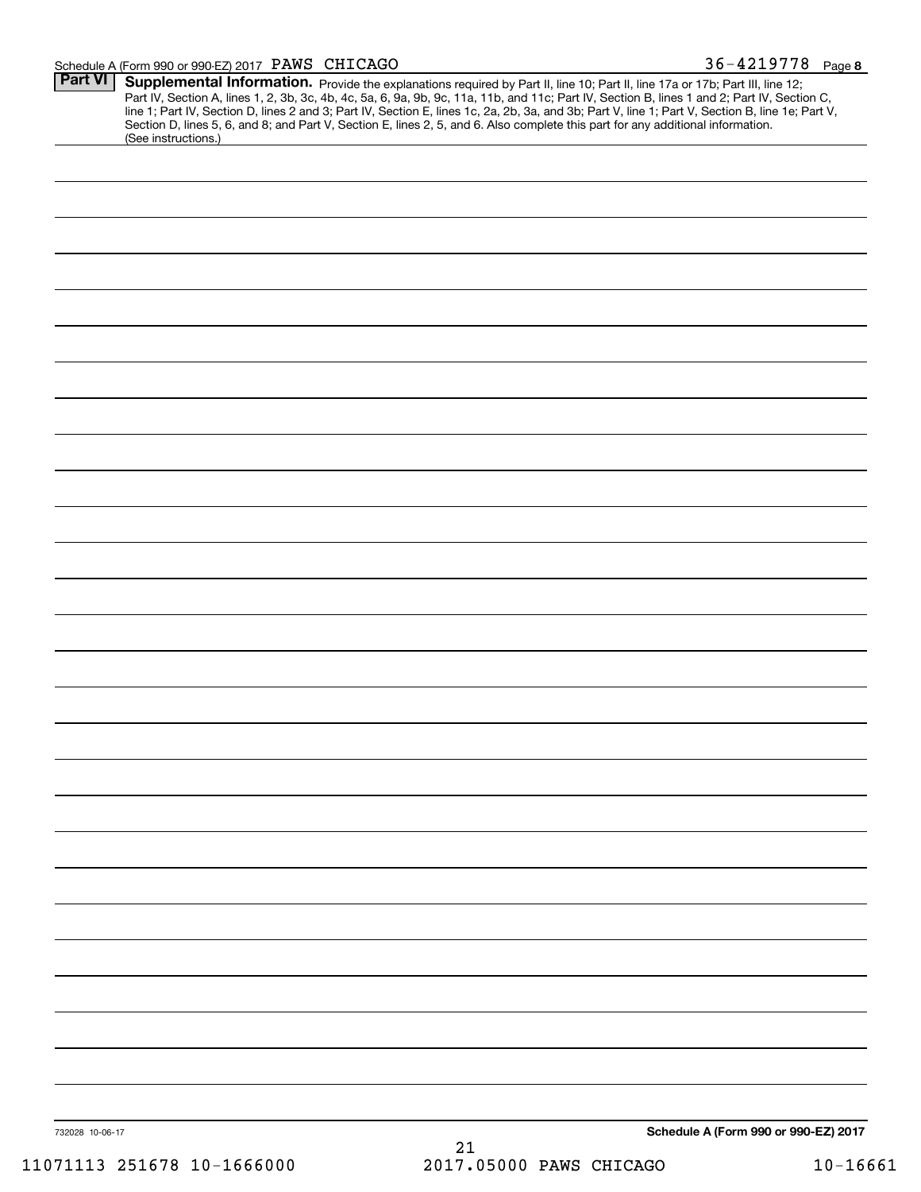Schedule A (Form 990 or 990-EZ) 2017 PAWS CHICAGO 36-4219778 Page 8

**Part VI** **Supplemental Information.** Provide the explanations required by Part II, line 10; Part II, line 17a or 17b; Part III, line 12; Part IV, Section A, lines 1, 2, 3b, 3c, 4b, 4c, 5a, 6, 9a, 9b, 9c, 11a, 11b, and 11c; Part IV, Section B, lines 1 and 2; Part IV, Section C, line 1; Part IV, Section D, lines 2 and 3; Part IV, Section E, lines 1c, 2a, 2b, 3a, and 3b; Part V, line 1; Part V, Section B, line 1e; Part V, Section D, lines 5, 6, and 8; and Part V, Section E, lines 2, 5, and 6. Also complete this part for any additional information. (See instructions.)

732028 10-06-17

**Schedule A (Form 990 or 990-EZ) 2017**

11071113 251678 10-1666000 2017.05000 PAWS CHICAGO 10-16661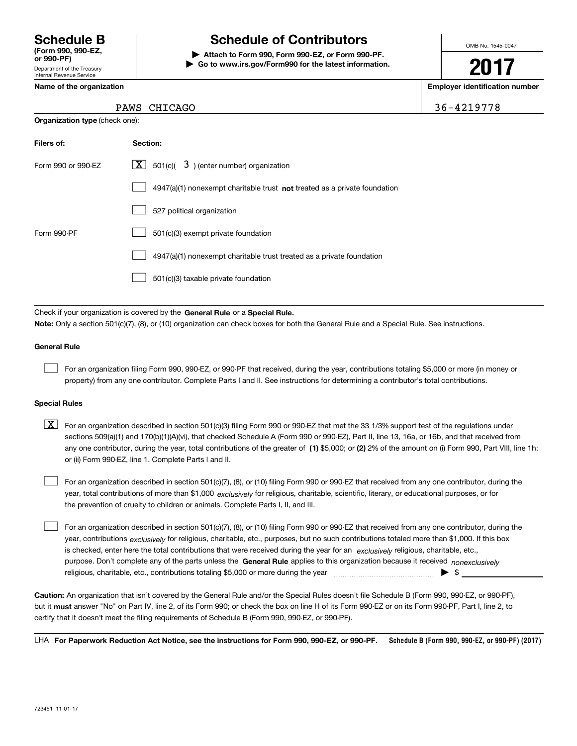# Schedule B (Form 990, 990-EZ, or 990-PF)

Department of the Treasury
Internal Revenue Service

## Schedule of Contributors

▶ **Attach to Form 990, Form 990-EZ, or Form 990-PF.**
▶ **Go to www.irs.gov/Form990 for the latest information.**

OMB No. 1545-0047

**2017**

**Name of the organization**: PAWS CHICAGO

**Employer identification number**: 36-4219778

**Organization type** (check one):

| Filers of: | Section: |
|---|---|
| Form 990 or 990-EZ | [X] 501(c)( 3 ) (enter number) organization |
| | [ ] 4947(a)(1) nonexempt charitable trust **not** treated as a private foundation |
| | [ ] 527 political organization |
| Form 990-PF | [ ] 501(c)(3) exempt private foundation |
| | [ ] 4947(a)(1) nonexempt charitable trust treated as a private foundation |
| | [ ] 501(c)(3) taxable private foundation |

Check if your organization is covered by the **General Rule** or a **Special Rule.**

**Note:** Only a section 501(c)(7), (8), or (10) organization can check boxes for both the General Rule and a Special Rule. See instructions.

### General Rule

[ ] For an organization filing Form 990, 990-EZ, or 990-PF that received, during the year, contributions totaling $5,000 or more (in money or property) from any one contributor. Complete Parts I and II. See instructions for determining a contributor's total contributions.

### Special Rules

[X] For an organization described in section 501(c)(3) filing Form 990 or 990-EZ that met the 33 1/3% support test of the regulations under sections 509(a)(1) and 170(b)(1)(A)(vi), that checked Schedule A (Form 990 or 990-EZ), Part II, line 13, 16a, or 16b, and that received from any one contributor, during the year, total contributions of the greater of **(1)** $5,000; or **(2)** 2% of the amount on (i) Form 990, Part VIII, line 1h; or (ii) Form 990-EZ, line 1. Complete Parts I and II.

[ ] For an organization described in section 501(c)(7), (8), or (10) filing Form 990 or 990-EZ that received from any one contributor, during the year, total contributions of more than $1,000 *exclusively* for religious, charitable, scientific, literary, or educational purposes, or for the prevention of cruelty to children or animals. Complete Parts I, II, and III.

[ ] For an organization described in section 501(c)(7), (8), or (10) filing Form 990 or 990-EZ that received from any one contributor, during the year, contributions *exclusively* for religious, charitable, etc., purposes, but no such contributions totaled more than $1,000. If this box is checked, enter here the total contributions that were received during the year for an *exclusively* religious, charitable, etc., purpose. Don't complete any of the parts unless the **General Rule** applies to this organization because it received *nonexclusively* religious, charitable, etc., contributions totaling $5,000 or more during the year ▶ $ ______

**Caution:** An organization that isn't covered by the General Rule and/or the Special Rules doesn't file Schedule B (Form 990, 990-EZ, or 990-PF), but it **must** answer "No" on Part IV, line 2, of its Form 990; or check the box on line H of its Form 990-EZ or on its Form 990-PF, Part I, line 2, to certify that it doesn't meet the filing requirements of Schedule B (Form 990, 990-EZ, or 990-PF).

LHA **For Paperwork Reduction Act Notice, see the instructions for Form 990, 990-EZ, or 990-PF.** **Schedule B (Form 990, 990-EZ, or 990-PF) (2017)**

723451 11-01-17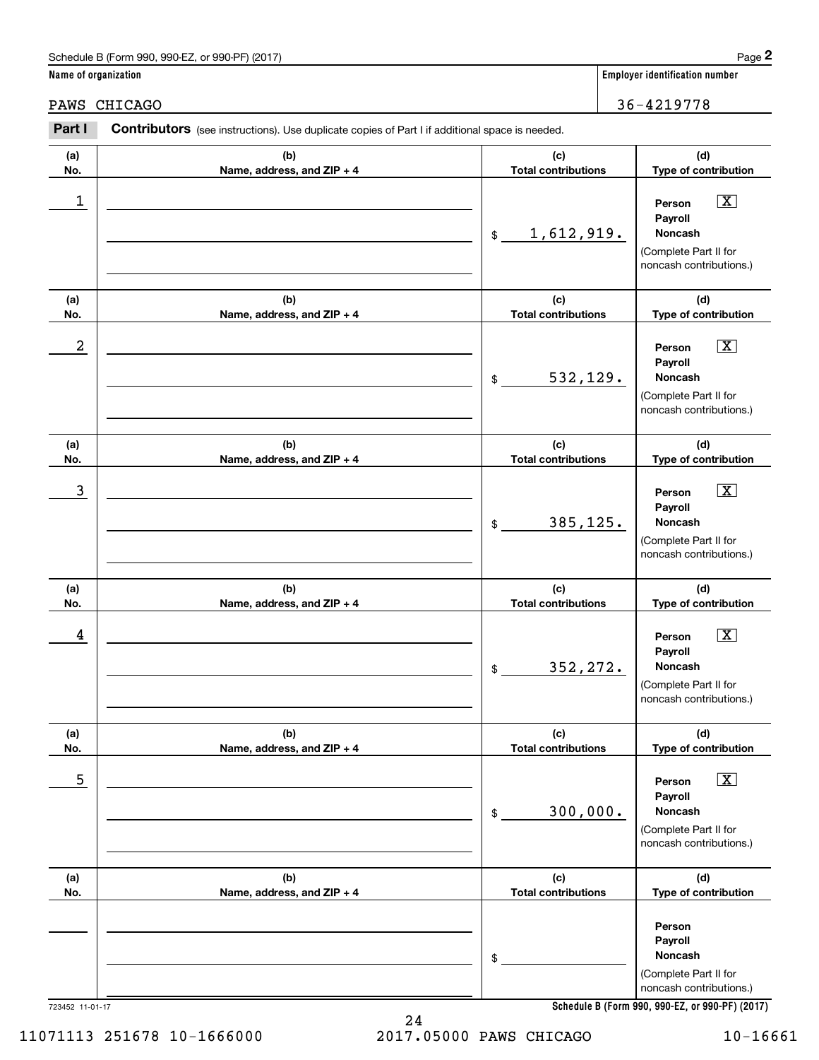Schedule B (Form 990, 990-EZ, or 990-PF) (2017)

**Name of organization**

PAWS CHICAGO

**Employer identification number**

36-4219778

**Part I** **Contributors** (see instructions). Use duplicate copies of Part I if additional space is needed.

| (a) No. | (b) Name, address, and ZIP + 4 | (c) Total contributions | (d) Type of contribution |
|---|---|---|---|
| 1 | | $ 1,612,919. | Person [X] Payroll [ ] Noncash [ ] (Complete Part II for noncash contributions.) |
| 2 | | $ 532,129. | Person [X] Payroll [ ] Noncash [ ] (Complete Part II for noncash contributions.) |
| 3 | | $ 385,125. | Person [X] Payroll [ ] Noncash [ ] (Complete Part II for noncash contributions.) |
| 4 | | $ 352,272. | Person [X] Payroll [ ] Noncash [ ] (Complete Part II for noncash contributions.) |
| 5 | | $ 300,000. | Person [X] Payroll [ ] Noncash [ ] (Complete Part II for noncash contributions.) |
| | | $ | Person [ ] Payroll [ ] Noncash [ ] (Complete Part II for noncash contributions.) |

723452 11-01-17

11071113 251678 10-1666000 2017.05000 PAWS CHICAGO 10-16661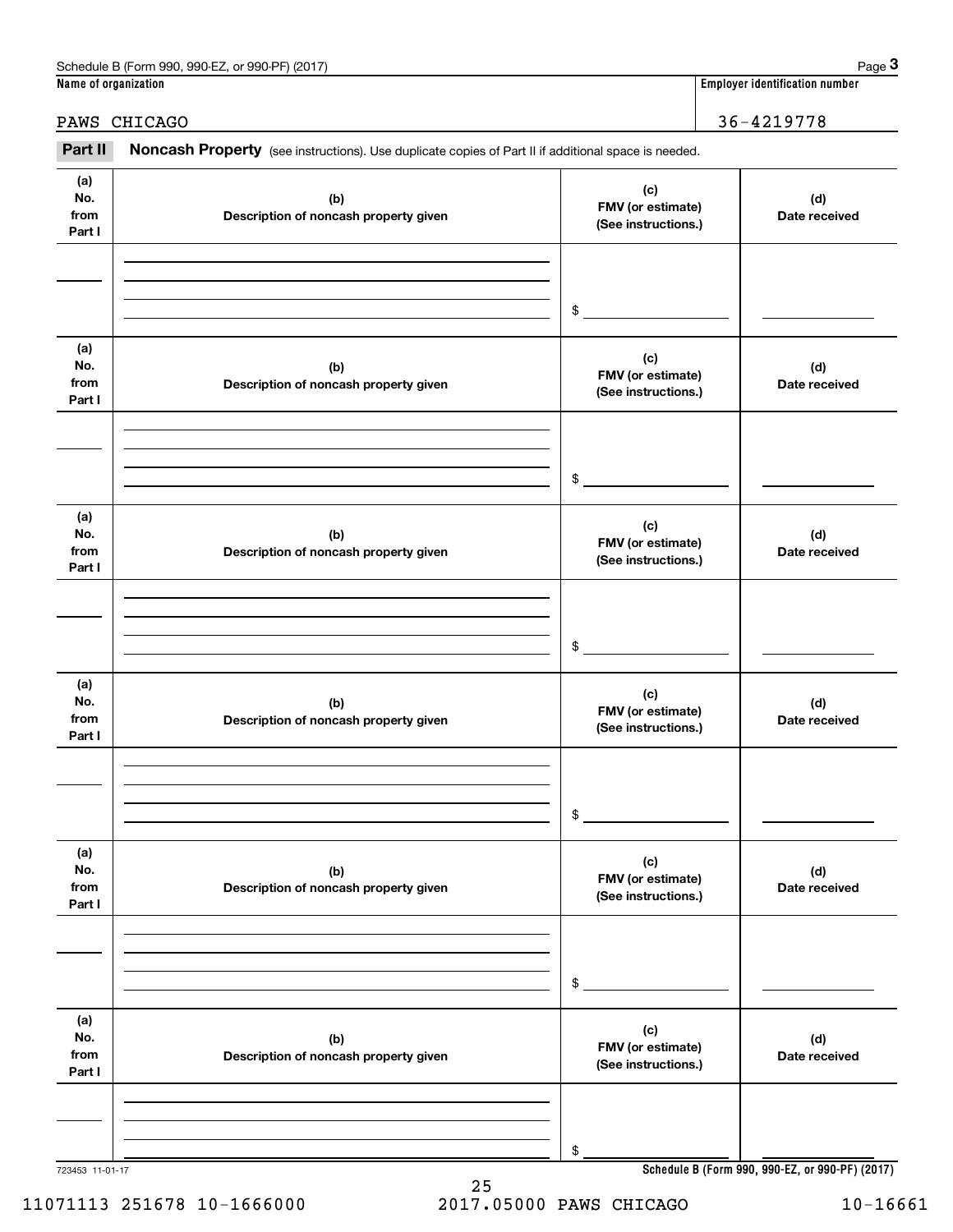Schedule B (Form 990, 990-EZ, or 990-PF) (2017) Page **3**

**Name of organization** | **Employer identification number**

PAWS CHICAGO | 36-4219778

**Part II** **Noncash Property** (see instructions). Use duplicate copies of Part II if additional space is needed.

| (a) No. from Part I | (b) Description of noncash property given | (c) FMV (or estimate) (See instructions.) | (d) Date received |
|---|---|---|---|
| | | $ | |

| (a) No. from Part I | (b) Description of noncash property given | (c) FMV (or estimate) (See instructions.) | (d) Date received |
|---|---|---|---|
| | | $ | |

| (a) No. from Part I | (b) Description of noncash property given | (c) FMV (or estimate) (See instructions.) | (d) Date received |
|---|---|---|---|
| | | $ | |

| (a) No. from Part I | (b) Description of noncash property given | (c) FMV (or estimate) (See instructions.) | (d) Date received |
|---|---|---|---|
| | | $ | |

| (a) No. from Part I | (b) Description of noncash property given | (c) FMV (or estimate) (See instructions.) | (d) Date received |
|---|---|---|---|
| | | $ | |

| (a) No. from Part I | (b) Description of noncash property given | (c) FMV (or estimate) (See instructions.) | (d) Date received |
|---|---|---|---|
| | | $ | |

723453 11-01-17 **Schedule B (Form 990, 990-EZ, or 990-PF) (2017)**

11071113 251678 10-1666000 2017.05000 PAWS CHICAGO 10-16661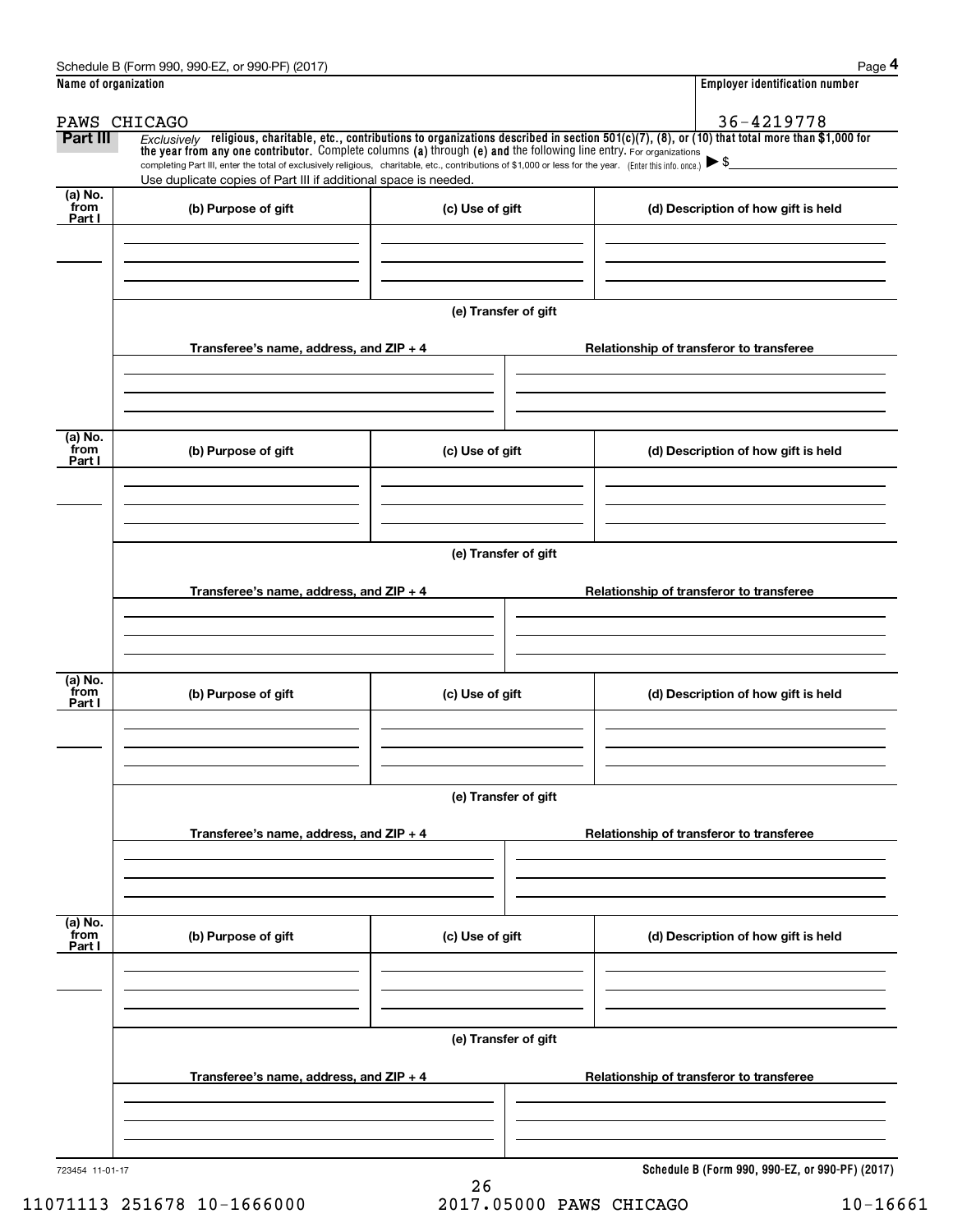Schedule B (Form 990, 990-EZ, or 990-PF) (2017)

**Name of organization**

PAWS CHICAGO

**Employer identification number**

36-4219778

**Part III** *Exclusively* **religious, charitable, etc., contributions to organizations described in section 501(c)(7), (8), or (10) that total more than $1,000 for the year from any one contributor.** Complete columns **(a)** through **(e) and** the following line entry. For organizations completing Part III, enter the total of exclusively religious, charitable, etc., contributions of $1,000 or less for the year. (Enter this info. once.) ▶ $

Use duplicate copies of Part III if additional space is needed.

| (a) No. from Part I | (b) Purpose of gift | (c) Use of gift | (d) Description of how gift is held |
|---|---|---|---|
| | | | |

**(e) Transfer of gift**

| Transferee's name, address, and ZIP + 4 | Relationship of transferor to transferee |
|---|---|
| | |

| (a) No. from Part I | (b) Purpose of gift | (c) Use of gift | (d) Description of how gift is held |
|---|---|---|---|
| | | | |

**(e) Transfer of gift**

| Transferee's name, address, and ZIP + 4 | Relationship of transferor to transferee |
|---|---|
| | |

| (a) No. from Part I | (b) Purpose of gift | (c) Use of gift | (d) Description of how gift is held |
|---|---|---|---|
| | | | |

**(e) Transfer of gift**

| Transferee's name, address, and ZIP + 4 | Relationship of transferor to transferee |
|---|---|
| | |

| (a) No. from Part I | (b) Purpose of gift | (c) Use of gift | (d) Description of how gift is held |
|---|---|---|---|
| | | | |

**(e) Transfer of gift**

| Transferee's name, address, and ZIP + 4 | Relationship of transferor to transferee |
|---|---|
| | |

723454 11-01-17

**Schedule B (Form 990, 990-EZ, or 990-PF) (2017)**

11071113 251678 10-1666000 2017.05000 PAWS CHICAGO 10-16661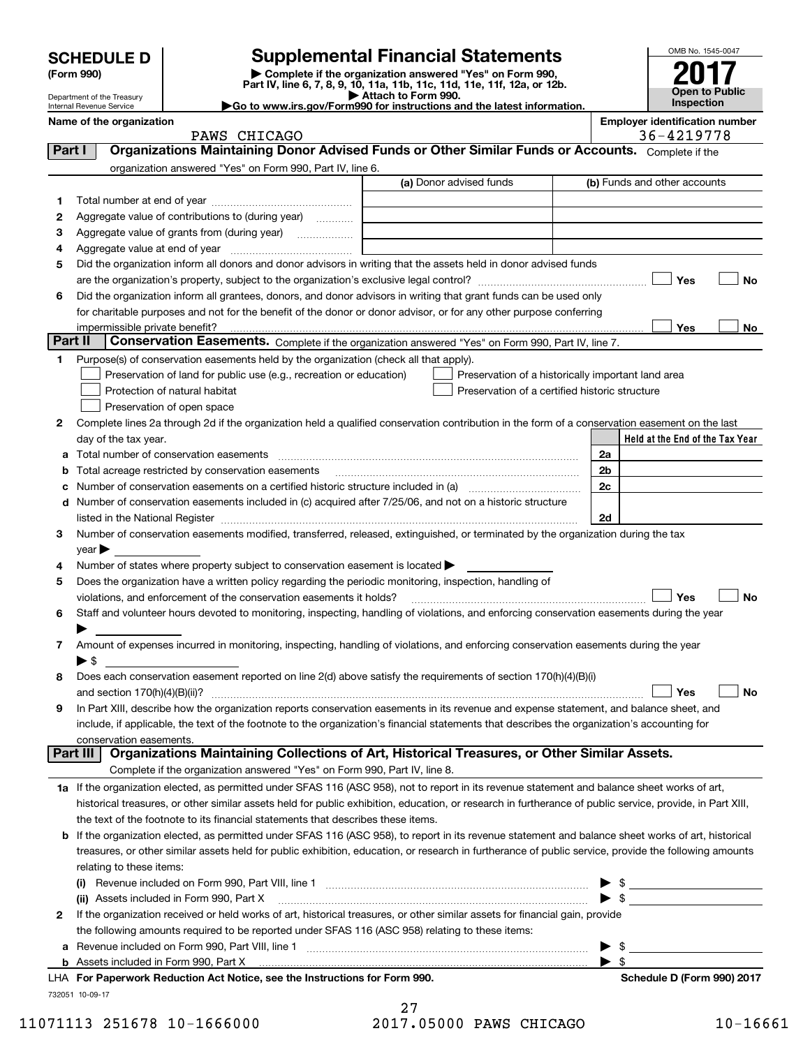# SCHEDULE D (Form 990)

Department of the Treasury
Internal Revenue Service

## Supplemental Financial Statements

▶ Complete if the organization answered "Yes" on Form 990, Part IV, line 6, 7, 8, 9, 10, 11a, 11b, 11c, 11d, 11e, 11f, 12a, or 12b.
▶ Attach to Form 990.
▶Go to www.irs.gov/Form990 for instructions and the latest information.

OMB No. 1545-0047

**2017**

**Open to Public Inspection**

**Name of the organization:** PAWS CHICAGO

**Employer identification number:** 36-4219778

## Part I Organizations Maintaining Donor Advised Funds or Other Similar Funds or Accounts.

Complete if the organization answered "Yes" on Form 990, Part IV, line 6.

| | | (a) Donor advised funds | (b) Funds and other accounts |
|---|---|---|---|
| 1 | Total number at end of year | | |
| 2 | Aggregate value of contributions to (during year) | | |
| 3 | Aggregate value of grants from (during year) | | |
| 4 | Aggregate value at end of year | | |

5 Did the organization inform all donors and donor advisors in writing that the assets held in donor advised funds are the organization's property, subject to the organization's exclusive legal control? ☐ Yes ☐ No

6 Did the organization inform all grantees, donors, and donor advisors in writing that grant funds can be used only for charitable purposes and not for the benefit of the donor or donor advisor, or for any other purpose conferring impermissible private benefit? ☐ Yes ☐ No

## Part II Conservation Easements.

Complete if the organization answered "Yes" on Form 990, Part IV, line 7.

1 Purpose(s) of conservation easements held by the organization (check all that apply).

- ☐ Preservation of land for public use (e.g., recreation or education)
- ☐ Protection of natural habitat
- ☐ Preservation of open space
- ☐ Preservation of a historically important land area
- ☐ Preservation of a certified historic structure

2 Complete lines 2a through 2d if the organization held a qualified conservation contribution in the form of a conservation easement on the last day of the tax year.

| | | | Held at the End of the Tax Year |
|---|---|---|---|
| a | Total number of conservation easements | 2a | |
| b | Total acreage restricted by conservation easements | 2b | |
| c | Number of conservation easements on a certified historic structure included in (a) | 2c | |
| d | Number of conservation easements included in (c) acquired after 7/25/06, and not on a historic structure listed in the National Register | 2d | |

3 Number of conservation easements modified, transferred, released, extinguished, or terminated by the organization during the tax year ▶

4 Number of states where property subject to conservation easement is located ▶

5 Does the organization have a written policy regarding the periodic monitoring, inspection, handling of violations, and enforcement of the conservation easements it holds? ☐ Yes ☐ No

6 Staff and volunteer hours devoted to monitoring, inspecting, handling of violations, and enforcing conservation easements during the year ▶

7 Amount of expenses incurred in monitoring, inspecting, handling of violations, and enforcing conservation easements during the year ▶ $

8 Does each conservation easement reported on line 2(d) above satisfy the requirements of section 170(h)(4)(B)(i) and section 170(h)(4)(B)(ii)? ☐ Yes ☐ No

9 In Part XIII, describe how the organization reports conservation easements in its revenue and expense statement, and balance sheet, and include, if applicable, the text of the footnote to the organization's financial statements that describes the organization's accounting for conservation easements.

## Part III Organizations Maintaining Collections of Art, Historical Treasures, or Other Similar Assets.

Complete if the organization answered "Yes" on Form 990, Part IV, line 8.

1a If the organization elected, as permitted under SFAS 116 (ASC 958), not to report in its revenue statement and balance sheet works of art, historical treasures, or other similar assets held for public exhibition, education, or research in furtherance of public service, provide, in Part XIII, the text of the footnote to its financial statements that describes these items.

b If the organization elected, as permitted under SFAS 116 (ASC 958), to report in its revenue statement and balance sheet works of art, historical treasures, or other similar assets held for public exhibition, education, or research in furtherance of public service, provide the following amounts relating to these items:

(i) Revenue included on Form 990, Part VIII, line 1 ▶ $

(ii) Assets included in Form 990, Part X ▶ $

2 If the organization received or held works of art, historical treasures, or other similar assets for financial gain, provide the following amounts required to be reported under SFAS 116 (ASC 958) relating to these items:

a Revenue included on Form 990, Part VIII, line 1 ▶ $

b Assets included in Form 990, Part X ▶ $

LHA For Paperwork Reduction Act Notice, see the Instructions for Form 990. Schedule D (Form 990) 2017

732051 10-09-17

11071113 251678 10-1666000 2017.05000 PAWS CHICAGO 10-16661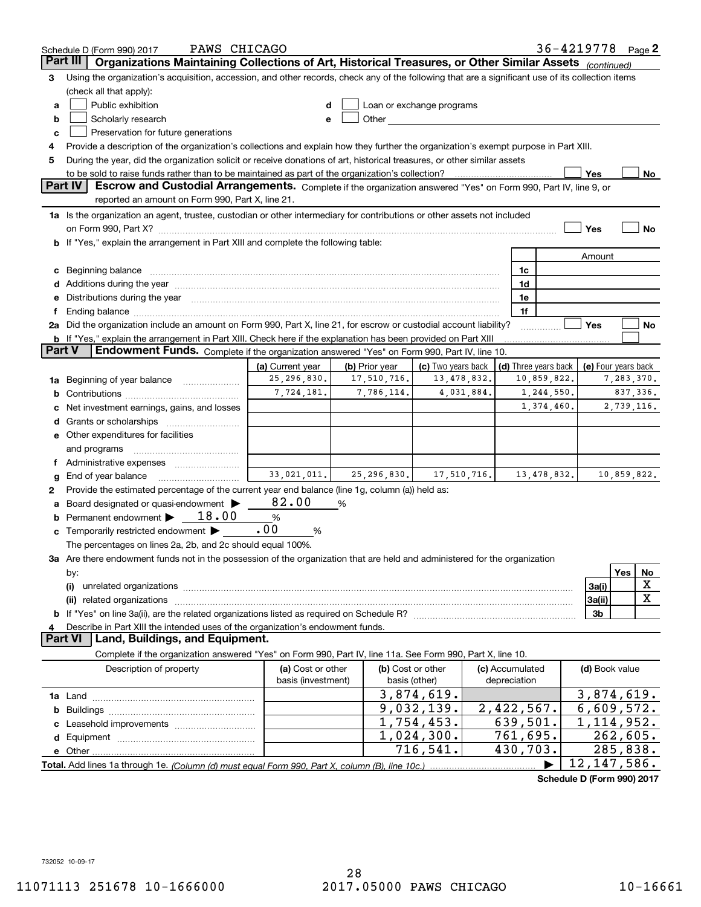Schedule D (Form 990) 2017 PAWS CHICAGO 36-4219778 Page 2

**Part III | Organizations Maintaining Collections of Art, Historical Treasures, or Other Similar Assets** *(continued)*

3 Using the organization's acquisition, accession, and other records, check any of the following that are a significant use of its collection items (check all that apply):

a ☐ Public exhibition
b ☐ Scholarly research
c ☐ Preservation for future generations
d ☐ Loan or exchange programs
e ☐ Other

4 Provide a description of the organization's collections and explain how they further the organization's exempt purpose in Part XIII.

5 During the year, did the organization solicit or receive donations of art, historical treasures, or other similar assets to be sold to raise funds rather than to be maintained as part of the organization's collection? ☐ Yes ☐ No

**Part IV | Escrow and Custodial Arrangements.** Complete if the organization answered "Yes" on Form 990, Part IV, line 9, or reported an amount on Form 990, Part X, line 21.

1a Is the organization an agent, trustee, custodian or other intermediary for contributions or other assets not included on Form 990, Part X? ☐ Yes ☐ No

b If "Yes," explain the arrangement in Part XIII and complete the following table:

| | | Amount |
|---|---|---|
| c Beginning balance | 1c | |
| d Additions during the year | 1d | |
| e Distributions during the year | 1e | |
| f Ending balance | 1f | |

2a Did the organization include an amount on Form 990, Part X, line 21, for escrow or custodial account liability? ☐ Yes ☐ No

b If "Yes," explain the arrangement in Part XIII. Check here if the explanation has been provided on Part XIII ☐

**Part V | Endowment Funds.** Complete if the organization answered "Yes" on Form 990, Part IV, line 10.

| | (a) Current year | (b) Prior year | (c) Two years back | (d) Three years back | (e) Four years back |
|---|---|---|---|---|---|
| 1a Beginning of year balance | 25,296,830. | 17,510,716. | 13,478,832. | 10,859,822. | 7,283,370. |
| b Contributions | 7,724,181. | 7,786,114. | 4,031,884. | 1,244,550. | 837,336. |
| c Net investment earnings, gains, and losses | | | | 1,374,460. | 2,739,116. |
| d Grants or scholarships | | | | | |
| e Other expenditures for facilities and programs | | | | | |
| f Administrative expenses | | | | | |
| g End of year balance | 33,021,011. | 25,296,830. | 17,510,716. | 13,478,832. | 10,859,822. |

2 Provide the estimated percentage of the current year end balance (line 1g, column (a)) held as:

a Board designated or quasi-endowment ▶ 82.00 %
b Permanent endowment ▶ 18.00 %
c Temporarily restricted endowment ▶ .00 %

The percentages on lines 2a, 2b, and 2c should equal 100%.

3a Are there endowment funds not in the possession of the organization that are held and administered for the organization by:

| | | Yes | No |
|---|---|---|---|
| (i) unrelated organizations | 3a(i) | | X |
| (ii) related organizations | 3a(ii) | | X |
| b If "Yes" on line 3a(ii), are the related organizations listed as required on Schedule R? | 3b | | |

4 Describe in Part XIII the intended uses of the organization's endowment funds.

**Part VI | Land, Buildings, and Equipment.**

Complete if the organization answered "Yes" on Form 990, Part IV, line 11a. See Form 990, Part X, line 10.

| Description of property | (a) Cost or other basis (investment) | (b) Cost or other basis (other) | (c) Accumulated depreciation | (d) Book value |
|---|---|---|---|---|
| 1a Land | | 3,874,619. | | 3,874,619. |
| b Buildings | | 9,032,139. | 2,422,567. | 6,609,572. |
| c Leasehold improvements | | 1,754,453. | 639,501. | 1,114,952. |
| d Equipment | | 1,024,300. | 761,695. | 262,605. |
| e Other | | 716,541. | 430,703. | 285,838. |
| Total. Add lines 1a through 1e. *(Column (d) must equal Form 990, Part X, column (B), line 10c.)* | | | ▶ | 12,147,586. |

**Schedule D (Form 990) 2017**

732052 10-09-17

11071113 251678 10-1666000 2017.05000 PAWS CHICAGO 10-16661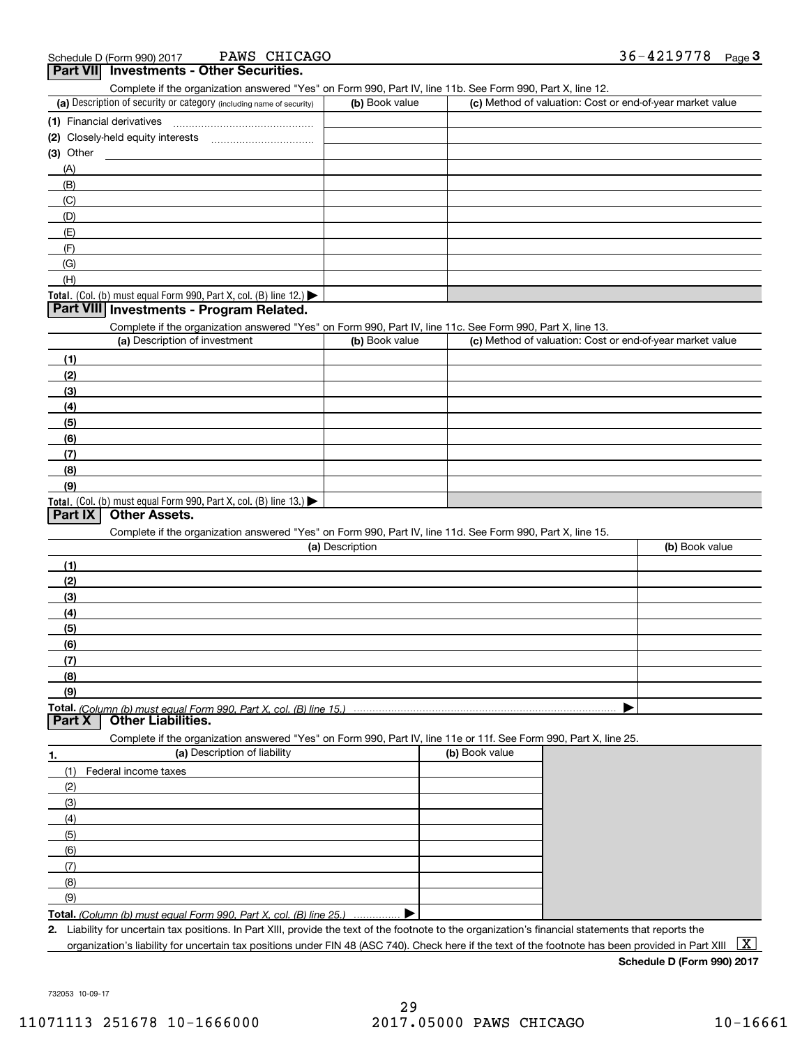Schedule D (Form 990) 2017 PAWS CHICAGO 36-4219778

## Part VII Investments - Other Securities.

Complete if the organization answered "Yes" on Form 990, Part IV, line 11b. See Form 990, Part X, line 12.

| (a) Description of security or category (including name of security) | (b) Book value | (c) Method of valuation: Cost or end-of-year market value |
|---|---|---|
| (1) Financial derivatives | | |
| (2) Closely-held equity interests | | |
| (3) Other | | |
| (A) | | |
| (B) | | |
| (C) | | |
| (D) | | |
| (E) | | |
| (F) | | |
| (G) | | |
| (H) | | |
| **Total.** (Col. (b) must equal Form 990, Part X, col. (B) line 12.) ▶ | | |

## Part VIII Investments - Program Related.

Complete if the organization answered "Yes" on Form 990, Part IV, line 11c. See Form 990, Part X, line 13.

| (a) Description of investment | (b) Book value | (c) Method of valuation: Cost or end-of-year market value |
|---|---|---|
| (1) | | |
| (2) | | |
| (3) | | |
| (4) | | |
| (5) | | |
| (6) | | |
| (7) | | |
| (8) | | |
| (9) | | |
| **Total.** (Col. (b) must equal Form 990, Part X, col. (B) line 13.) ▶ | | |

## Part IX Other Assets.

Complete if the organization answered "Yes" on Form 990, Part IV, line 11d. See Form 990, Part X, line 15.

| (a) Description | (b) Book value |
|---|---|
| (1) | |
| (2) | |
| (3) | |
| (4) | |
| (5) | |
| (6) | |
| (7) | |
| (8) | |
| (9) | |
| **Total.** *(Column (b) must equal Form 990, Part X, col. (B) line 15.)* ▶ | |

## Part X Other Liabilities.

Complete if the organization answered "Yes" on Form 990, Part IV, line 11e or 11f. See Form 990, Part X, line 25.

| 1. (a) Description of liability | (b) Book value |
|---|---|
| (1) Federal income taxes | |
| (2) | |
| (3) | |
| (4) | |
| (5) | |
| (6) | |
| (7) | |
| (8) | |
| (9) | |
| **Total.** *(Column (b) must equal Form 990, Part X, col. (B) line 25.)* ▶ | |

**2.** Liability for uncertain tax positions. In Part XIII, provide the text of the footnote to the organization's financial statements that reports the organization's liability for uncertain tax positions under FIN 48 (ASC 740). Check here if the text of the footnote has been provided in Part XIII [X]

**Schedule D (Form 990) 2017**

732053 10-09-17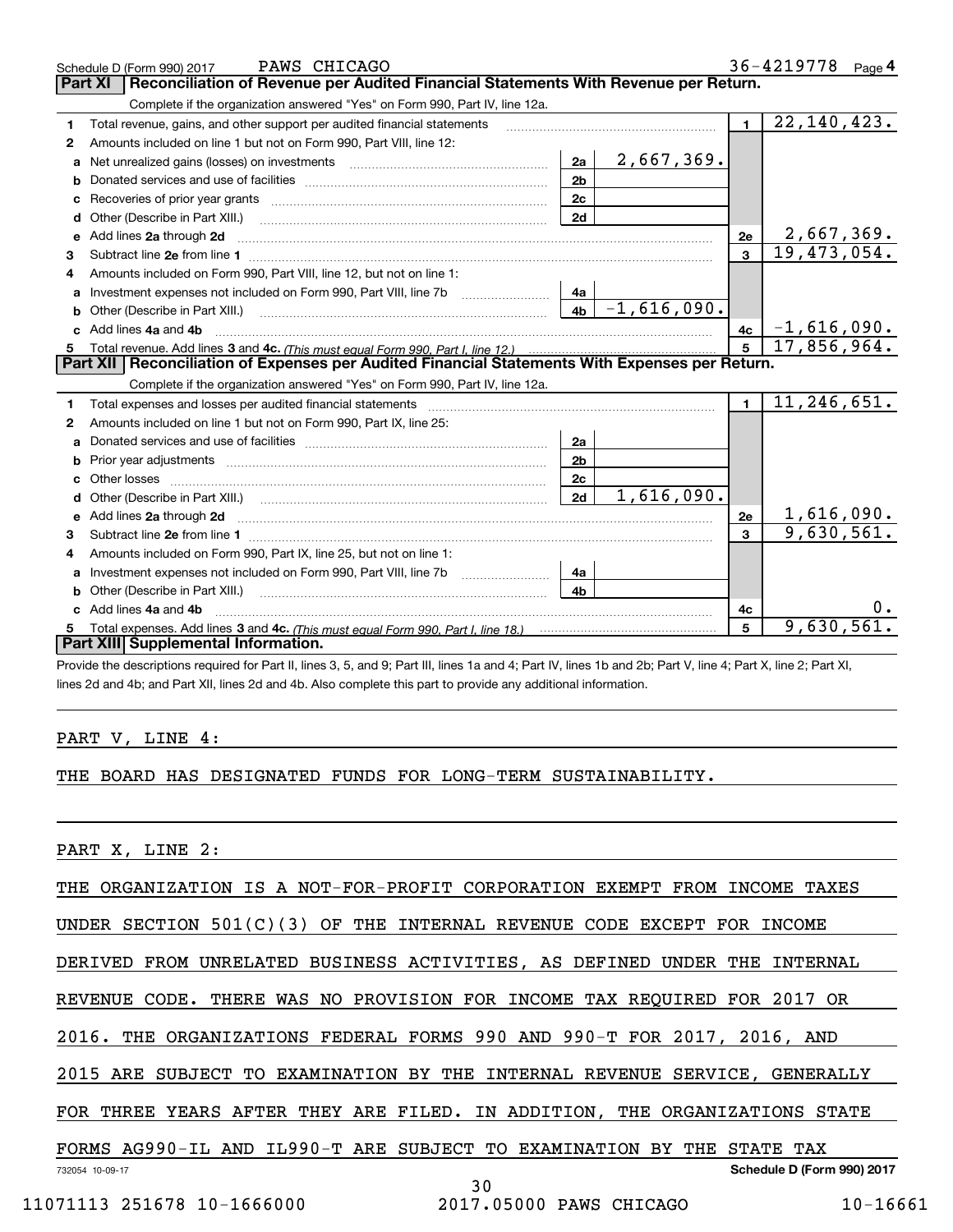Schedule D (Form 990) 2017 PAWS CHICAGO 36-4219778 Page 4

## Part XI Reconciliation of Revenue per Audited Financial Statements With Revenue per Return.

Complete if the organization answered "Yes" on Form 990, Part IV, line 12a.

| | | | | | |
|---|---|---|---|---|---|
| 1 | Total revenue, gains, and other support per audited financial statements | | | 1 | 22,140,423. |
| 2 | Amounts included on line 1 but not on Form 990, Part VIII, line 12: | | | | |
| a | Net unrealized gains (losses) on investments | 2a | 2,667,369. | | |
| b | Donated services and use of facilities | 2b | | | |
| c | Recoveries of prior year grants | 2c | | | |
| d | Other (Describe in Part XIII.) | 2d | | | |
| e | Add lines 2a through 2d | | | 2e | 2,667,369. |
| 3 | Subtract line 2e from line 1 | | | 3 | 19,473,054. |
| 4 | Amounts included on Form 990, Part VIII, line 12, but not on line 1: | | | | |
| a | Investment expenses not included on Form 990, Part VIII, line 7b | 4a | | | |
| b | Other (Describe in Part XIII.) | 4b | -1,616,090. | | |
| c | Add lines 4a and 4b | | | 4c | -1,616,090. |
| 5 | Total revenue. Add lines 3 and 4c. *(This must equal Form 990, Part I, line 12.)* | | | 5 | 17,856,964. |

## Part XII Reconciliation of Expenses per Audited Financial Statements With Expenses per Return.

Complete if the organization answered "Yes" on Form 990, Part IV, line 12a.

| | | | | | |
|---|---|---|---|---|---|
| 1 | Total expenses and losses per audited financial statements | | | 1 | 11,246,651. |
| 2 | Amounts included on line 1 but not on Form 990, Part IX, line 25: | | | | |
| a | Donated services and use of facilities | 2a | | | |
| b | Prior year adjustments | 2b | | | |
| c | Other losses | 2c | | | |
| d | Other (Describe in Part XIII.) | 2d | 1,616,090. | | |
| e | Add lines 2a through 2d | | | 2e | 1,616,090. |
| 3 | Subtract line 2e from line 1 | | | 3 | 9,630,561. |
| 4 | Amounts included on Form 990, Part IX, line 25, but not on line 1: | | | | |
| a | Investment expenses not included on Form 990, Part VIII, line 7b | 4a | | | |
| b | Other (Describe in Part XIII.) | 4b | | | |
| c | Add lines 4a and 4b | | | 4c | 0. |
| 5 | Total expenses. Add lines 3 and 4c. *(This must equal Form 990, Part I, line 18.)* | | | 5 | 9,630,561. |

## Part XIII Supplemental Information.

Provide the descriptions required for Part II, lines 3, 5, and 9; Part III, lines 1a and 4; Part IV, lines 1b and 2b; Part V, line 4; Part X, line 2; Part XI, lines 2d and 4b; and Part XII, lines 2d and 4b. Also complete this part to provide any additional information.

PART V, LINE 4:

THE BOARD HAS DESIGNATED FUNDS FOR LONG-TERM SUSTAINABILITY.

PART X, LINE 2:

THE ORGANIZATION IS A NOT-FOR-PROFIT CORPORATION EXEMPT FROM INCOME TAXES UNDER SECTION 501(C)(3) OF THE INTERNAL REVENUE CODE EXCEPT FOR INCOME DERIVED FROM UNRELATED BUSINESS ACTIVITIES, AS DEFINED UNDER THE INTERNAL REVENUE CODE. THERE WAS NO PROVISION FOR INCOME TAX REQUIRED FOR 2017 OR 2016. THE ORGANIZATIONS FEDERAL FORMS 990 AND 990-T FOR 2017, 2016, AND 2015 ARE SUBJECT TO EXAMINATION BY THE INTERNAL REVENUE SERVICE, GENERALLY FOR THREE YEARS AFTER THEY ARE FILED. IN ADDITION, THE ORGANIZATIONS STATE FORMS AG990-IL AND IL990-T ARE SUBJECT TO EXAMINATION BY THE STATE TAX

732054 10-09-17 Schedule D (Form 990) 2017

11071113 251678 10-1666000 2017.05000 PAWS CHICAGO 10-16661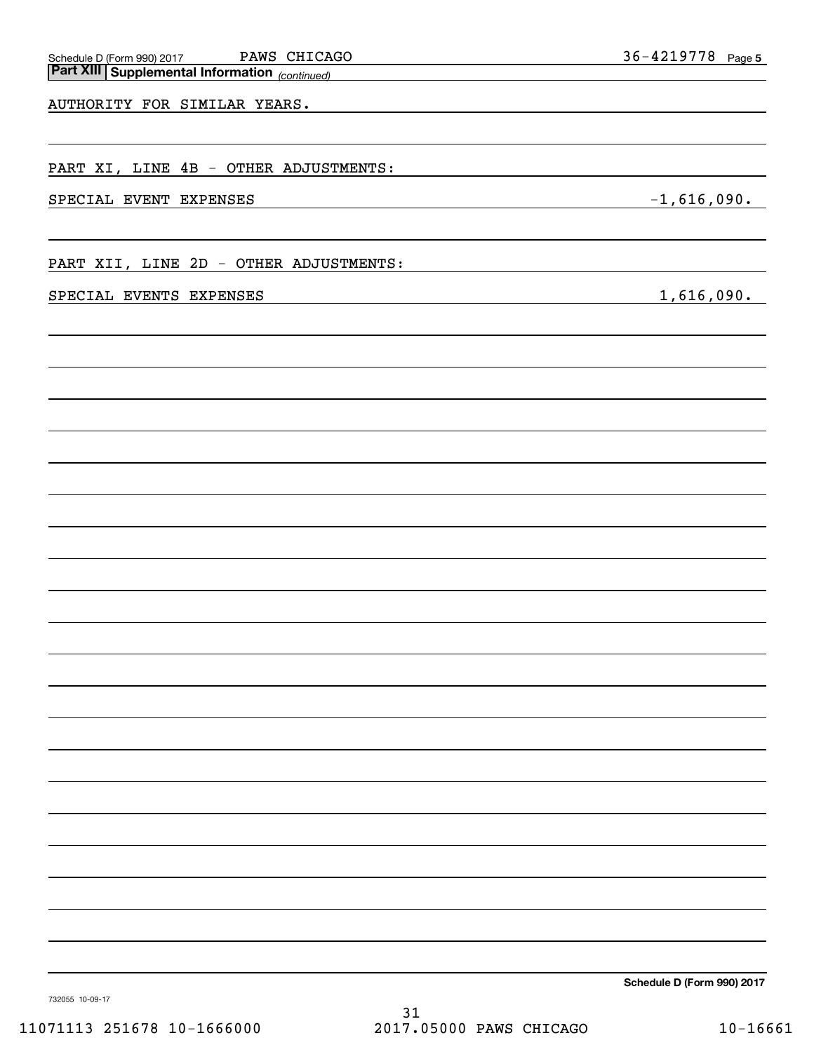**Part XIII | Supplemental Information** *(continued)*

AUTHORITY FOR SIMILAR YEARS.

PART XI, LINE 4B - OTHER ADJUSTMENTS:

| | |
|---|---|
| SPECIAL EVENT EXPENSES | -1,616,090. |

PART XII, LINE 2D - OTHER ADJUSTMENTS:

| | |
|---|---|
| SPECIAL EVENTS EXPENSES | 1,616,090. |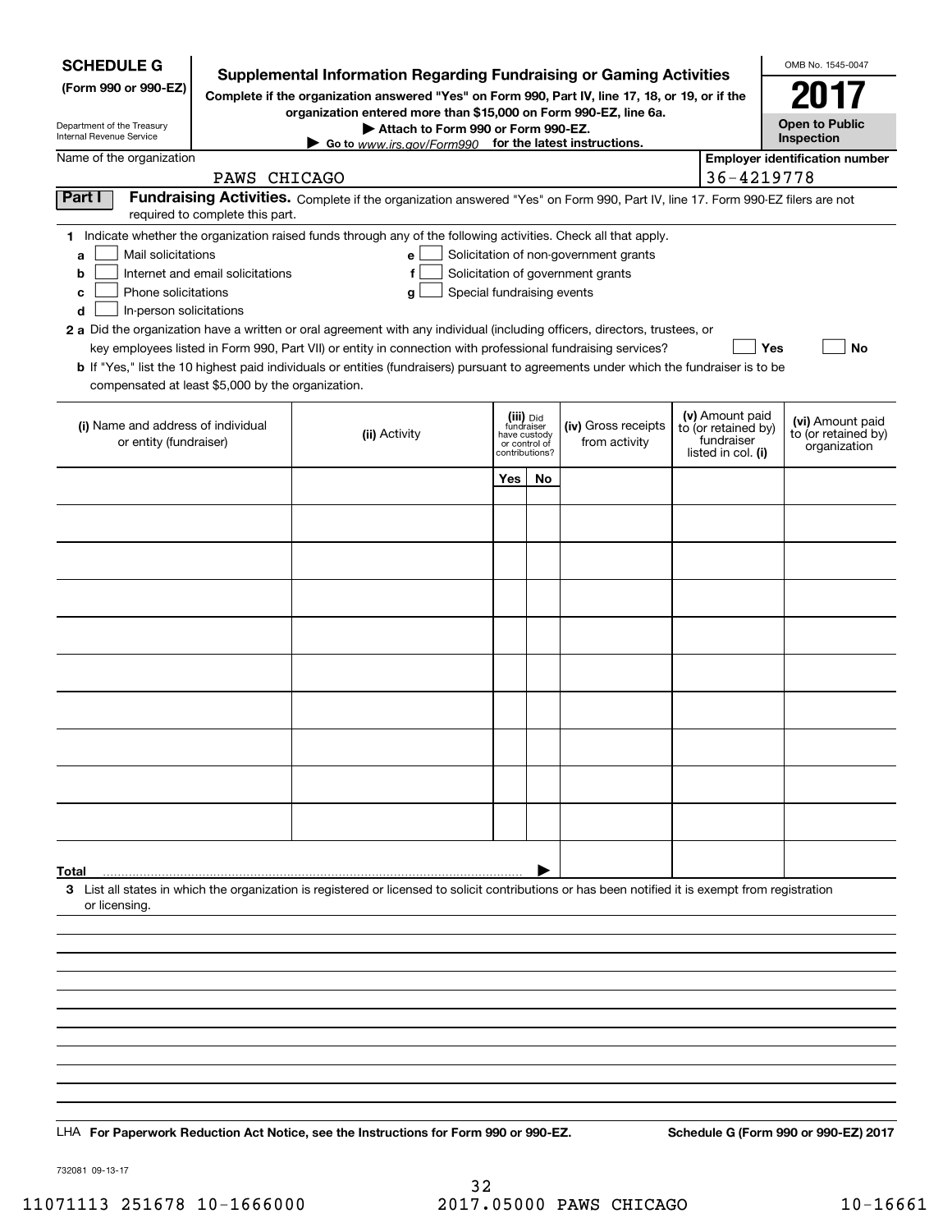**SCHEDULE G (Form 990 or 990-EZ)**

Department of the Treasury
Internal Revenue Service

# Supplemental Information Regarding Fundraising or Gaming Activities

**Complete if the organization answered "Yes" on Form 990, Part IV, line 17, 18, or 19, or if the organization entered more than $15,000 on Form 990-EZ, line 6a.**

**▶ Attach to Form 990 or Form 990-EZ.**

**▶ Go to www.irs.gov/Form990 for the latest instructions.**

OMB No. 1545-0047

**2017**

**Open to Public Inspection**

Name of the organization: PAWS CHICAGO

**Employer identification number:** 36-4219778

**Part I Fundraising Activities.** Complete if the organization answered "Yes" on Form 990, Part IV, line 17. Form 990-EZ filers are not required to complete this part.

**1** Indicate whether the organization raised funds through any of the following activities. Check all that apply.

- **a** ☐ Mail solicitations
- **b** ☐ Internet and email solicitations
- **c** ☐ Phone solicitations
- **d** ☐ In-person solicitations
- **e** ☐ Solicitation of non-government grants
- **f** ☐ Solicitation of government grants
- **g** ☐ Special fundraising events

**2 a** Did the organization have a written or oral agreement with any individual (including officers, directors, trustees, or key employees listed in Form 990, Part VII) or entity in connection with professional fundraising services? ☐ **Yes** ☐ **No**

**b** If "Yes," list the 10 highest paid individuals or entities (fundraisers) pursuant to agreements under which the fundraiser is to be compensated at least $5,000 by the organization.

| (i) Name and address of individual or entity (fundraiser) | (ii) Activity | (iii) Did fundraiser have custody or control of contributions? Yes | No | (iv) Gross receipts from activity | (v) Amount paid to (or retained by) fundraiser listed in col. (i) | (vi) Amount paid to (or retained by) organization |
|---|---|---|---|---|---|---|
| | | | | | | |
| | | | | | | |
| | | | | | | |
| | | | | | | |
| | | | | | | |
| | | | | | | |
| | | | | | | |
| | | | | | | |
| | | | | | | |
| | | | | | | |
| **Total** ▶ | | | | | | |

**3** List all states in which the organization is registered or licensed to solicit contributions or has been notified it is exempt from registration or licensing.

LHA **For Paperwork Reduction Act Notice, see the Instructions for Form 990 or 990-EZ.** **Schedule G (Form 990 or 990-EZ) 2017**

732081 09-13-17

11071113 251678 10-1666000 2017.05000 PAWS CHICAGO 10-16661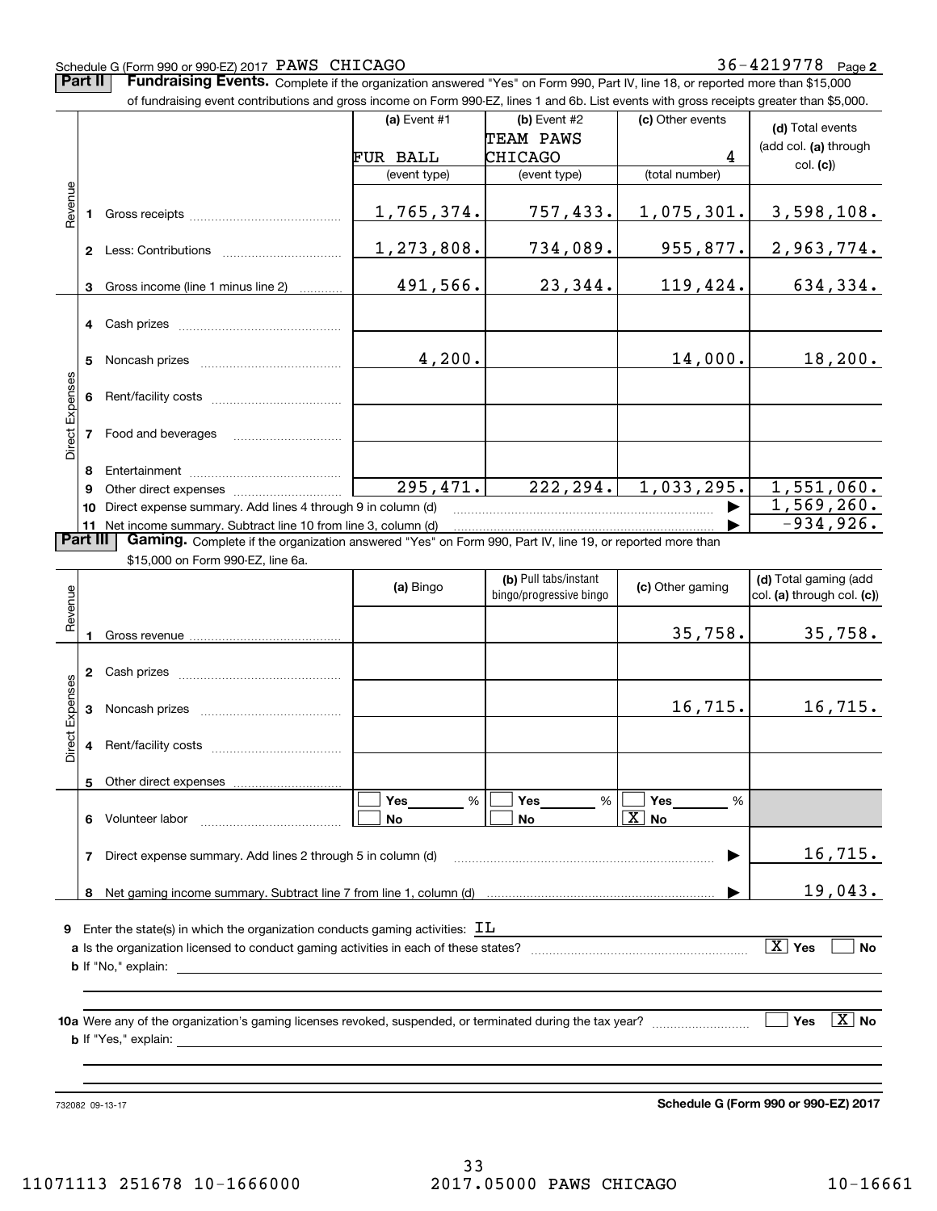Schedule G (Form 990 or 990-EZ) 2017 PAWS CHICAGO 36-4219778 Page 2

**Part II** **Fundraising Events.** Complete if the organization answered "Yes" on Form 990, Part IV, line 18, or reported more than $15,000 of fundraising event contributions and gross income on Form 990-EZ, lines 1 and 6b. List events with gross receipts greater than $5,000.

| | | (a) Event #1 | (b) Event #2 | (c) Other events | (d) Total events (add col. (a) through col. (c)) |
|---|---|---|---|---|---|
| | | FUR BALL | TEAM PAWS CHICAGO | 4 | |
| | | (event type) | (event type) | (total number) | |
| Revenue | 1 Gross receipts | 1,765,374. | 757,433. | 1,075,301. | 3,598,108. |
| | 2 Less: Contributions | 1,273,808. | 734,089. | 955,877. | 2,963,774. |
| | 3 Gross income (line 1 minus line 2) | 491,566. | 23,344. | 119,424. | 634,334. |
| Direct Expenses | 4 Cash prizes | | | | |
| | 5 Noncash prizes | 4,200. | | 14,000. | 18,200. |
| | 6 Rent/facility costs | | | | |
| | 7 Food and beverages | | | | |
| | 8 Entertainment | | | | |
| | 9 Other direct expenses | 295,471. | 222,294. | 1,033,295. | 1,551,060. |
| | 10 Direct expense summary. Add lines 4 through 9 in column (d) | | | ▶ | 1,569,260. |
| | 11 Net income summary. Subtract line 10 from line 3, column (d) | | | ▶ | -934,926. |

**Part III** **Gaming.** Complete if the organization answered "Yes" on Form 990, Part IV, line 19, or reported more than $15,000 on Form 990-EZ, line 6a.

| | | (a) Bingo | (b) Pull tabs/instant bingo/progressive bingo | (c) Other gaming | (d) Total gaming (add col. (a) through col. (c)) |
|---|---|---|---|---|---|
| Revenue | 1 Gross revenue | | | 35,758. | 35,758. |
| Direct Expenses | 2 Cash prizes | | | | |
| | 3 Noncash prizes | | | 16,715. | 16,715. |
| | 4 Rent/facility costs | | | | |
| | 5 Other direct expenses | | | | |
| | 6 Volunteer labor | ☐ Yes ___ % ☐ No | ☐ Yes ___ % ☐ No | ☐ Yes ___ % ☒ No | |
| | 7 Direct expense summary. Add lines 2 through 5 in column (d) | | | ▶ | 16,715. |
| | 8 Net gaming income summary. Subtract line 7 from line 1, column (d) | | | ▶ | 19,043. |

**9** Enter the state(s) in which the organization conducts gaming activities: IL

**a** Is the organization licensed to conduct gaming activities in each of these states? ☒ Yes ☐ No

**b** If "No," explain:

**10a** Were any of the organization's gaming licenses revoked, suspended, or terminated during the tax year? ☐ Yes ☒ No

**b** If "Yes," explain:

732082 09-13-17 **Schedule G (Form 990 or 990-EZ) 2017**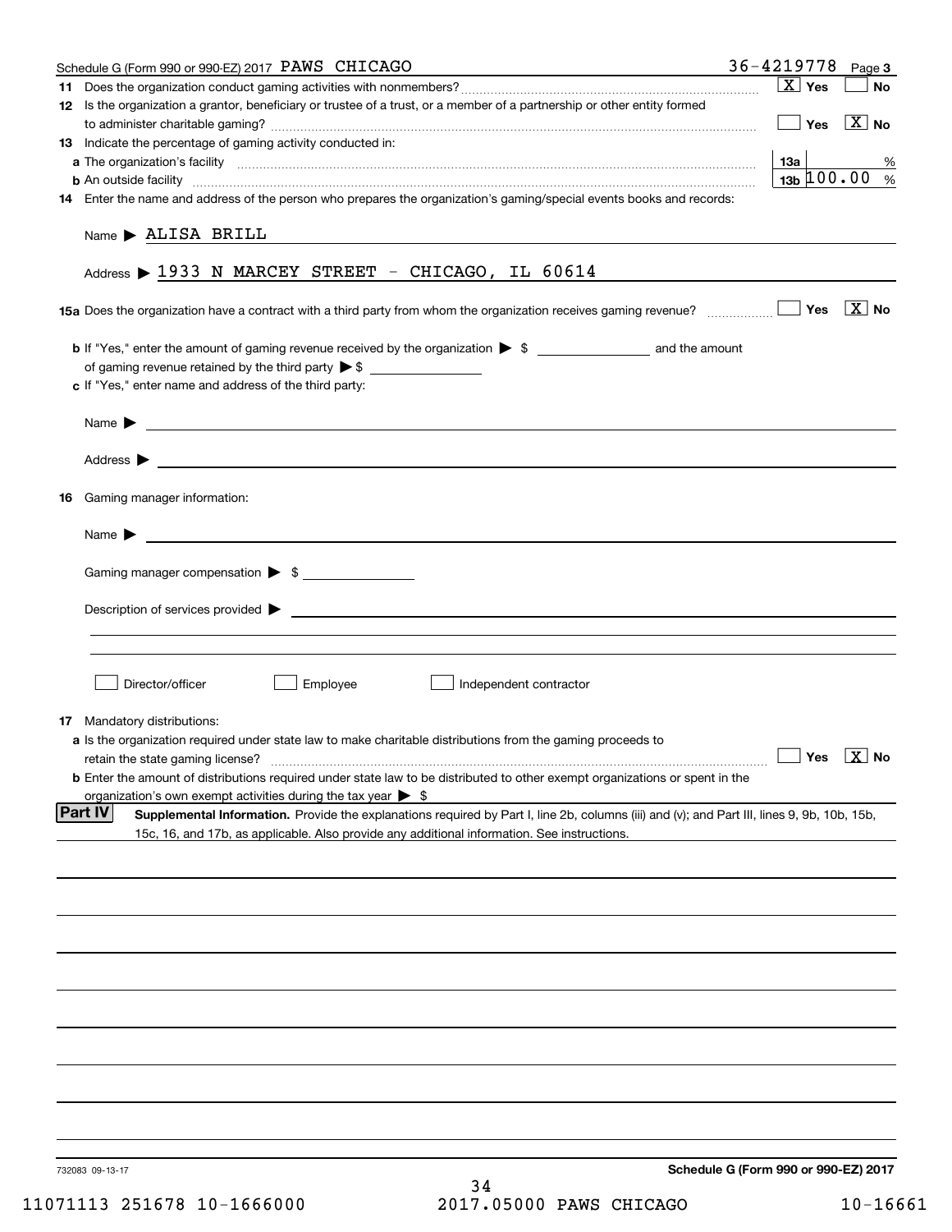Schedule G (Form 990 or 990-EZ) 2017 PAWS CHICAGO 36-4219778 Page 3

**11** Does the organization conduct gaming activities with nonmembers? [X] Yes [ ] No

**12** Is the organization a grantor, beneficiary or trustee of a trust, or a member of a partnership or other entity formed to administer charitable gaming? [ ] Yes [X] No

**13** Indicate the percentage of gaming activity conducted in:

**a** The organization's facility — 13a ____ %

**b** An outside facility — 13b 100.00 %

**14** Enter the name and address of the person who prepares the organization's gaming/special events books and records:

Name ▶ ALISA BRILL

Address ▶ 1933 N MARCEY STREET - CHICAGO, IL 60614

**15a** Does the organization have a contract with a third party from whom the organization receives gaming revenue? [ ] Yes [X] No

**b** If "Yes," enter the amount of gaming revenue received by the organization ▶ $ ________ and the amount of gaming revenue retained by the third party ▶ $ ________

**c** If "Yes," enter name and address of the third party:

Name ▶

Address ▶

**16** Gaming manager information:

Name ▶

Gaming manager compensation ▶ $

Description of services provided ▶

[ ] Director/officer [ ] Employee [ ] Independent contractor

**17** Mandatory distributions:

**a** Is the organization required under state law to make charitable distributions from the gaming proceeds to retain the state gaming license? [ ] Yes [X] No

**b** Enter the amount of distributions required under state law to be distributed to other exempt organizations or spent in the organization's own exempt activities during the tax year ▶ $

## Part IV

**Supplemental Information.** Provide the explanations required by Part I, line 2b, columns (iii) and (v); and Part III, lines 9, 9b, 10b, 15b, 15c, 16, and 17b, as applicable. Also provide any additional information. See instructions.

732083 09-13-17

**Schedule G (Form 990 or 990-EZ) 2017**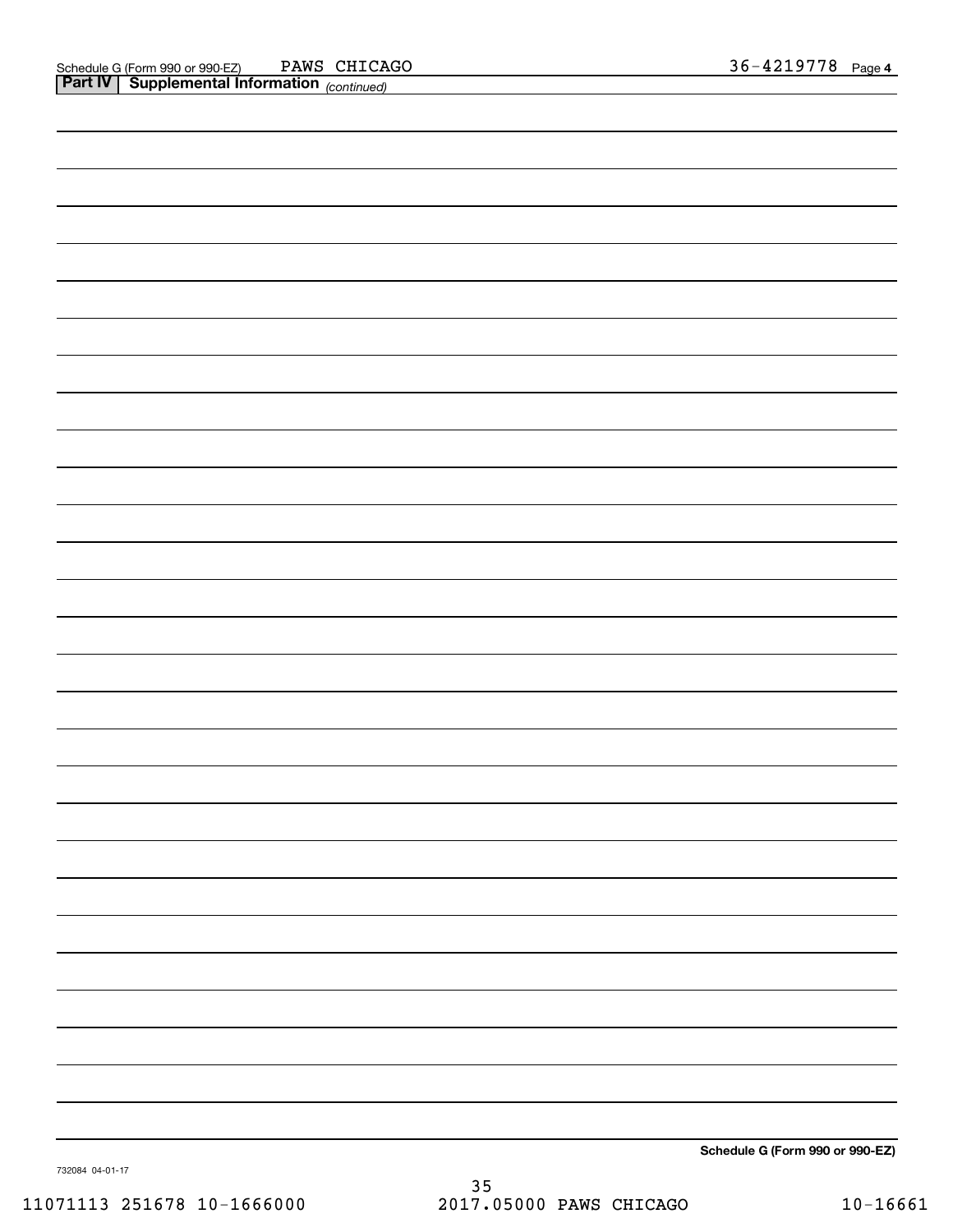Schedule G (Form 990 or 990-EZ) PAWS CHICAGO 36-4219778 Page 4

**Part IV | Supplemental Information** *(continued)*

**Schedule G (Form 990 or 990-EZ)**

732084 04-01-17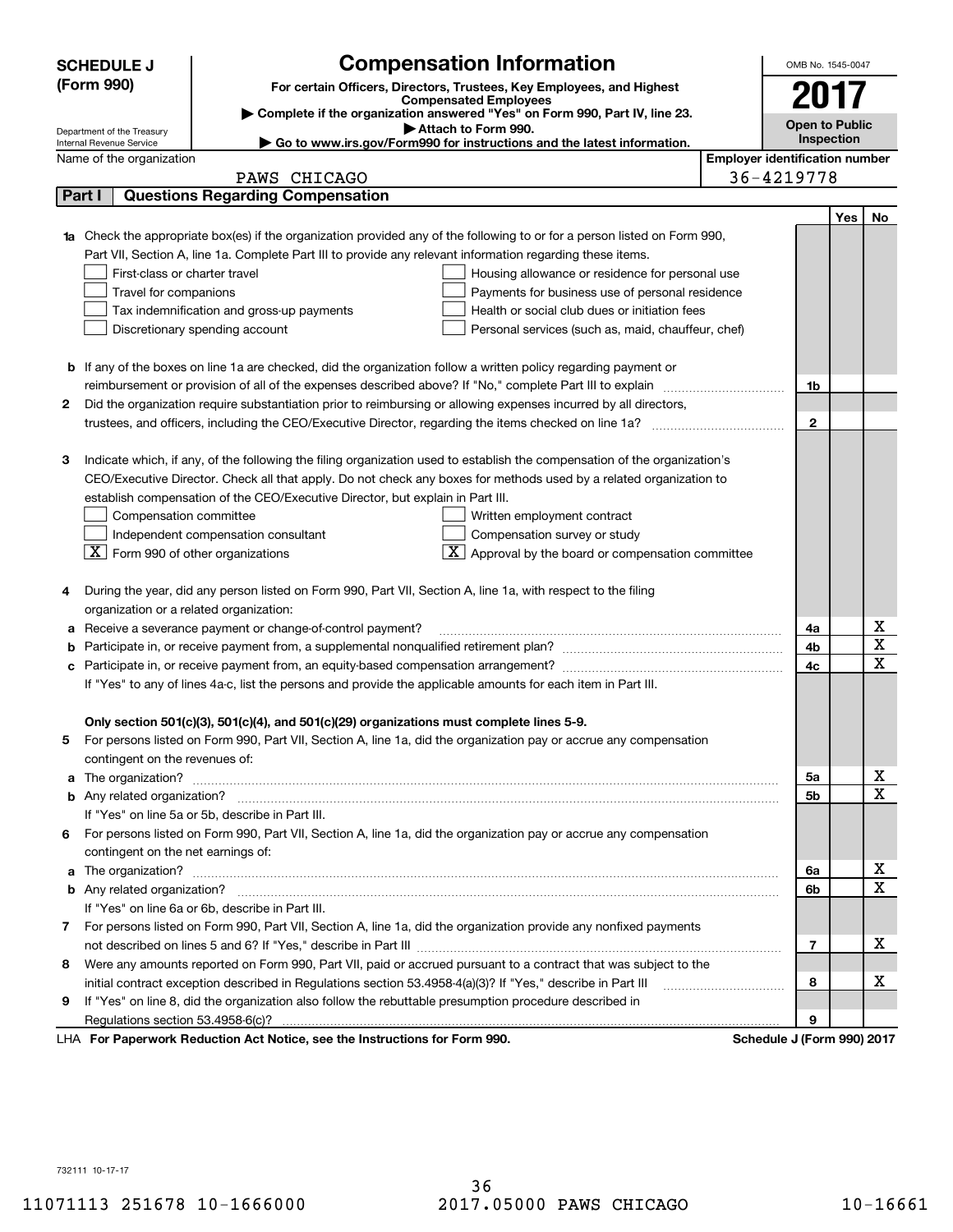**SCHEDULE J (Form 990)**

Department of the Treasury
Internal Revenue Service

# Compensation Information

**For certain Officers, Directors, Trustees, Key Employees, and Highest Compensated Employees**

▶ Complete if the organization answered "Yes" on Form 990, Part IV, line 23.
▶ Attach to Form 990.
▶ Go to www.irs.gov/Form990 for instructions and the latest information.

OMB No. 1545-0047

**2017**

**Open to Public Inspection**

Name of the organization: PAWS CHICAGO

Employer identification number: 36-4219778

## Part I — Questions Regarding Compensation

| | | Line | Yes | No |
|---|---|---|---|---|
| **1a** | Check the appropriate box(es) if the organization provided any of the following to or for a person listed on Form 990, Part VII, Section A, line 1a. Complete Part III to provide any relevant information regarding these items.<br>☐ First-class or charter travel ☐ Housing allowance or residence for personal use<br>☐ Travel for companions ☐ Payments for business use of personal residence<br>☐ Tax indemnification and gross-up payments ☐ Health or social club dues or initiation fees<br>☐ Discretionary spending account ☐ Personal services (such as, maid, chauffeur, chef) | | | |
| **b** | If any of the boxes on line 1a are checked, did the organization follow a written policy regarding payment or reimbursement or provision of all of the expenses described above? If "No," complete Part III to explain | 1b | | |
| **2** | Did the organization require substantiation prior to reimbursing or allowing expenses incurred by all directors, trustees, and officers, including the CEO/Executive Director, regarding the items checked on line 1a? | 2 | | |
| **3** | Indicate which, if any, of the following the filing organization used to establish the compensation of the organization's CEO/Executive Director. Check all that apply. Do not check any boxes for methods used by a related organization to establish compensation of the CEO/Executive Director, but explain in Part III.<br>☐ Compensation committee ☐ Written employment contract<br>☐ Independent compensation consultant ☐ Compensation survey or study<br>☒ Form 990 of other organizations ☒ Approval by the board or compensation committee | | | |
| **4** | During the year, did any person listed on Form 990, Part VII, Section A, line 1a, with respect to the filing organization or a related organization: | | | |
| **a** | Receive a severance payment or change-of-control payment? | 4a | | X |
| **b** | Participate in, or receive payment from, a supplemental nonqualified retirement plan? | 4b | | X |
| **c** | Participate in, or receive payment from, an equity-based compensation arrangement? | 4c | | X |
| | If "Yes" to any of lines 4a-c, list the persons and provide the applicable amounts for each item in Part III. | | | |
| | **Only section 501(c)(3), 501(c)(4), and 501(c)(29) organizations must complete lines 5-9.** | | | |
| **5** | For persons listed on Form 990, Part VII, Section A, line 1a, did the organization pay or accrue any compensation contingent on the revenues of: | | | |
| **a** | The organization? | 5a | | X |
| **b** | Any related organization? | 5b | | X |
| | If "Yes" on line 5a or 5b, describe in Part III. | | | |
| **6** | For persons listed on Form 990, Part VII, Section A, line 1a, did the organization pay or accrue any compensation contingent on the net earnings of: | | | |
| **a** | The organization? | 6a | | X |
| **b** | Any related organization? | 6b | | X |
| | If "Yes" on line 6a or 6b, describe in Part III. | | | |
| **7** | For persons listed on Form 990, Part VII, Section A, line 1a, did the organization provide any nonfixed payments not described on lines 5 and 6? If "Yes," describe in Part III | 7 | | X |
| **8** | Were any amounts reported on Form 990, Part VII, paid or accrued pursuant to a contract that was subject to the initial contract exception described in Regulations section 53.4958-4(a)(3)? If "Yes," describe in Part III | 8 | | X |
| **9** | If "Yes" on line 8, did the organization also follow the rebuttable presumption procedure described in Regulations section 53.4958-6(c)? | 9 | | |

LHA **For Paperwork Reduction Act Notice, see the Instructions for Form 990.** **Schedule J (Form 990) 2017**

732111 10-17-17

11071113 251678 10-1666000 2017.05000 PAWS CHICAGO 10-16661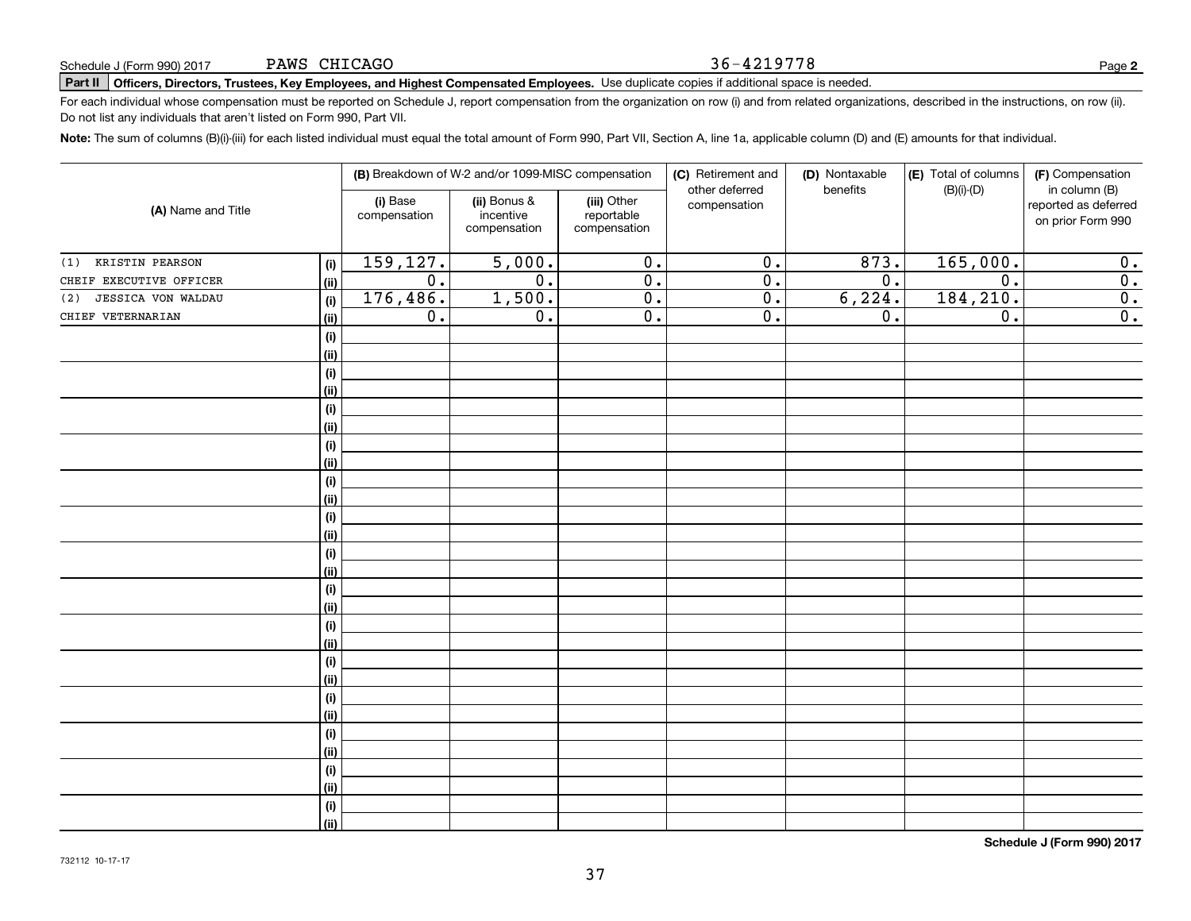Schedule J (Form 990) 2017 PAWS CHICAGO 36-4219778

**Part II** **Officers, Directors, Trustees, Key Employees, and Highest Compensated Employees.** Use duplicate copies if additional space is needed.

For each individual whose compensation must be reported on Schedule J, report compensation from the organization on row (i) and from related organizations, described in the instructions, on row (ii). Do not list any individuals that aren't listed on Form 990, Part VII.

**Note:** The sum of columns (B)(i)-(iii) for each listed individual must equal the total amount of Form 990, Part VII, Section A, line 1a, applicable column (D) and (E) amounts for that individual.

| (A) Name and Title | | (B) Breakdown of W-2 and/or 1099-MISC compensation | | | (C) Retirement and other deferred compensation | (D) Nontaxable benefits | (E) Total of columns (B)(i)-(D) | (F) Compensation in column (B) reported as deferred on prior Form 990 |
|---|---|---|---|---|---|---|---|---|
| | | (i) Base compensation | (ii) Bonus & incentive compensation | (iii) Other reportable compensation | | | | |
| (1) KRISTIN PEARSON | (i) | 159,127. | 5,000. | 0. | 0. | 873. | 165,000. | 0. |
| CHEIF EXECUTIVE OFFICER | (ii) | 0. | 0. | 0. | 0. | 0. | 0. | 0. |
| (2) JESSICA VON WALDAU | (i) | 176,486. | 1,500. | 0. | 0. | 6,224. | 184,210. | 0. |
| CHIEF VETERNARIAN | (ii) | 0. | 0. | 0. | 0. | 0. | 0. | 0. |
| | (i) | | | | | | | |
| | (ii) | | | | | | | |
| | (i) | | | | | | | |
| | (ii) | | | | | | | |
| | (i) | | | | | | | |
| | (ii) | | | | | | | |
| | (i) | | | | | | | |
| | (ii) | | | | | | | |
| | (i) | | | | | | | |
| | (ii) | | | | | | | |
| | (i) | | | | | | | |
| | (ii) | | | | | | | |
| | (i) | | | | | | | |
| | (ii) | | | | | | | |
| | (i) | | | | | | | |
| | (ii) | | | | | | | |
| | (i) | | | | | | | |
| | (ii) | | | | | | | |
| | (i) | | | | | | | |
| | (ii) | | | | | | | |
| | (i) | | | | | | | |
| | (ii) | | | | | | | |
| | (i) | | | | | | | |
| | (ii) | | | | | | | |
| | (i) | | | | | | | |
| | (ii) | | | | | | | |
| | (i) | | | | | | | |
| | (ii) | | | | | | | |

**Schedule J (Form 990) 2017**

732112 10-17-17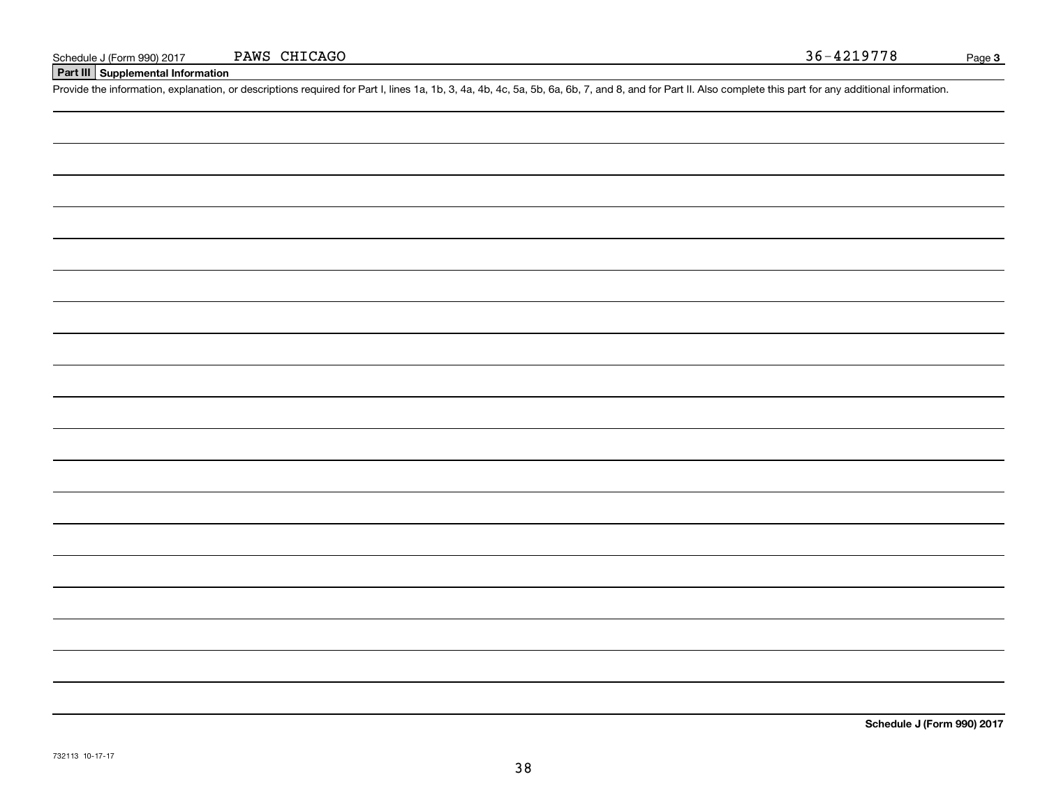Schedule J (Form 990) 2017 PAWS CHICAGO 36-4219778 Page **3**

## Part III Supplemental Information

Provide the information, explanation, or descriptions required for Part I, lines 1a, 1b, 3, 4a, 4b, 4c, 5a, 5b, 6a, 6b, 7, and 8, and for Part II. Also complete this part for any additional information.

**Schedule J (Form 990) 2017**

732113 10-17-17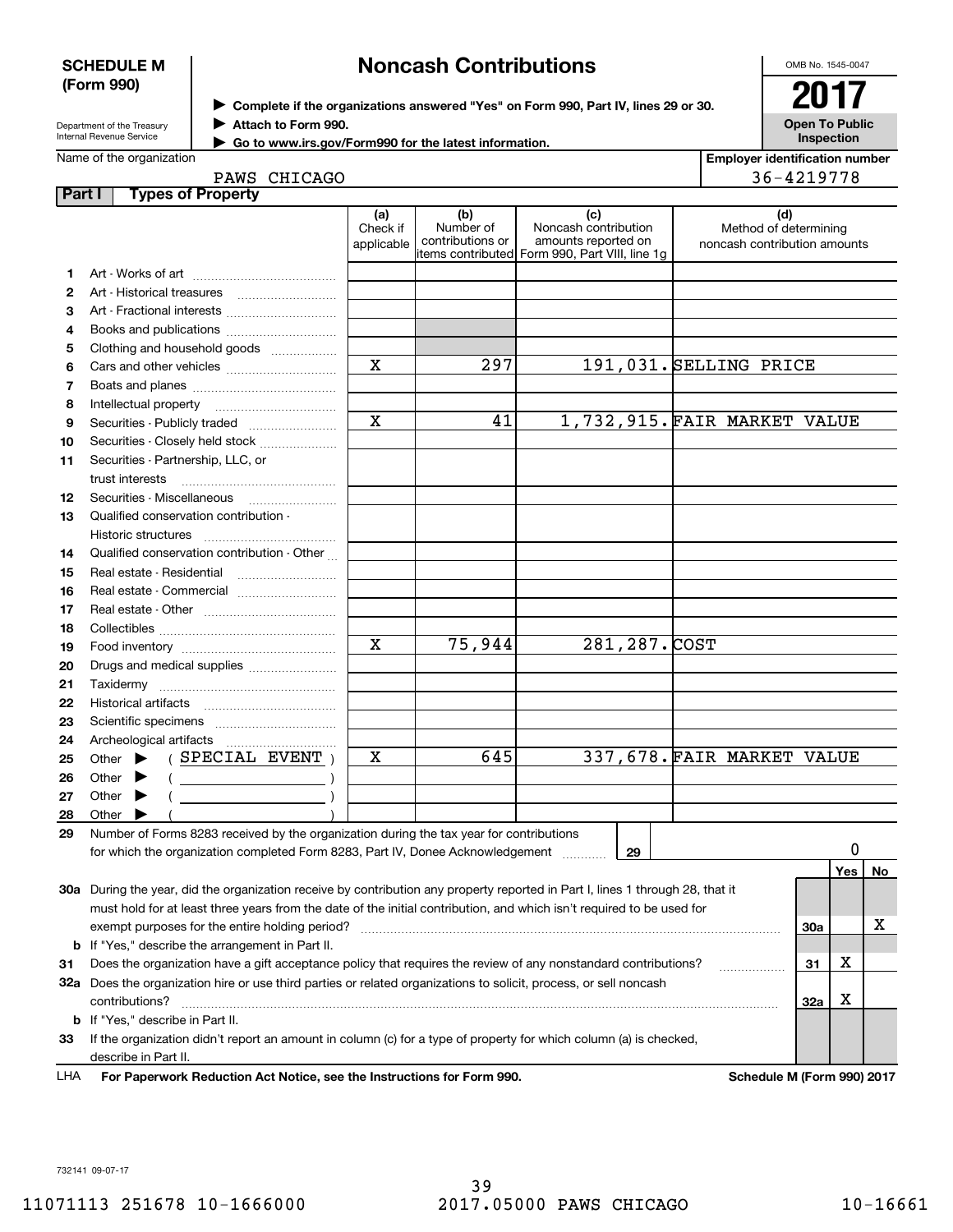**SCHEDULE M (Form 990)**

Department of the Treasury
Internal Revenue Service

# Noncash Contributions

▶ **Complete if the organizations answered "Yes" on Form 990, Part IV, lines 29 or 30.**
▶ **Attach to Form 990.**
▶ **Go to www.irs.gov/Form990 for the latest information.**

OMB No. 1545-0047

**2017**

**Open To Public Inspection**

Name of the organization: PAWS CHICAGO

Employer identification number: 36-4219778

**Part I Types of Property**

| | | (a) Check if applicable | (b) Number of contributions or items contributed | (c) Noncash contribution amounts reported on Form 990, Part VIII, line 1g | (d) Method of determining noncash contribution amounts |
|---|---|---|---|---|---|
| 1 | Art - Works of art | | | | |
| 2 | Art - Historical treasures | | | | |
| 3 | Art - Fractional interests | | | | |
| 4 | Books and publications | | | | |
| 5 | Clothing and household goods | | | | |
| 6 | Cars and other vehicles | X | 297 | 191,031. | SELLING PRICE |
| 7 | Boats and planes | | | | |
| 8 | Intellectual property | | | | |
| 9 | Securities - Publicly traded | X | 41 | 1,732,915. | FAIR MARKET VALUE |
| 10 | Securities - Closely held stock | | | | |
| 11 | Securities - Partnership, LLC, or trust interests | | | | |
| 12 | Securities - Miscellaneous | | | | |
| 13 | Qualified conservation contribution - Historic structures | | | | |
| 14 | Qualified conservation contribution - Other | | | | |
| 15 | Real estate - Residential | | | | |
| 16 | Real estate - Commercial | | | | |
| 17 | Real estate - Other | | | | |
| 18 | Collectibles | | | | |
| 19 | Food inventory | X | 75,944 | 281,287. | COST |
| 20 | Drugs and medical supplies | | | | |
| 21 | Taxidermy | | | | |
| 22 | Historical artifacts | | | | |
| 23 | Scientific specimens | | | | |
| 24 | Archeological artifacts | | | | |
| 25 | Other ▶ ( SPECIAL EVENT ) | X | 645 | 337,678. | FAIR MARKET VALUE |
| 26 | Other ▶ ( ) | | | | |
| 27 | Other ▶ ( ) | | | | |
| 28 | Other ▶ ( ) | | | | |

29 Number of Forms 8283 received by the organization during the tax year for contributions for which the organization completed Form 8283, Part IV, Donee Acknowledgement ..... **29** — 0

| | | | Yes | No |
|---|---|---|---|---|
| 30a | During the year, did the organization receive by contribution any property reported in Part I, lines 1 through 28, that it must hold for at least three years from the date of the initial contribution, and which isn't required to be used for exempt purposes for the entire holding period? | 30a | | X |
| b | If "Yes," describe the arrangement in Part II. | | | |
| 31 | Does the organization have a gift acceptance policy that requires the review of any nonstandard contributions? | 31 | X | |
| 32a | Does the organization hire or use third parties or related organizations to solicit, process, or sell noncash contributions? | 32a | X | |
| b | If "Yes," describe in Part II. | | | |
| 33 | If the organization didn't report an amount in column (c) for a type of property for which column (a) is checked, describe in Part II. | | | |

LHA **For Paperwork Reduction Act Notice, see the Instructions for Form 990.** **Schedule M (Form 990) 2017**

732141 09-07-17

11071113 251678 10-1666000 2017.05000 PAWS CHICAGO 10-16661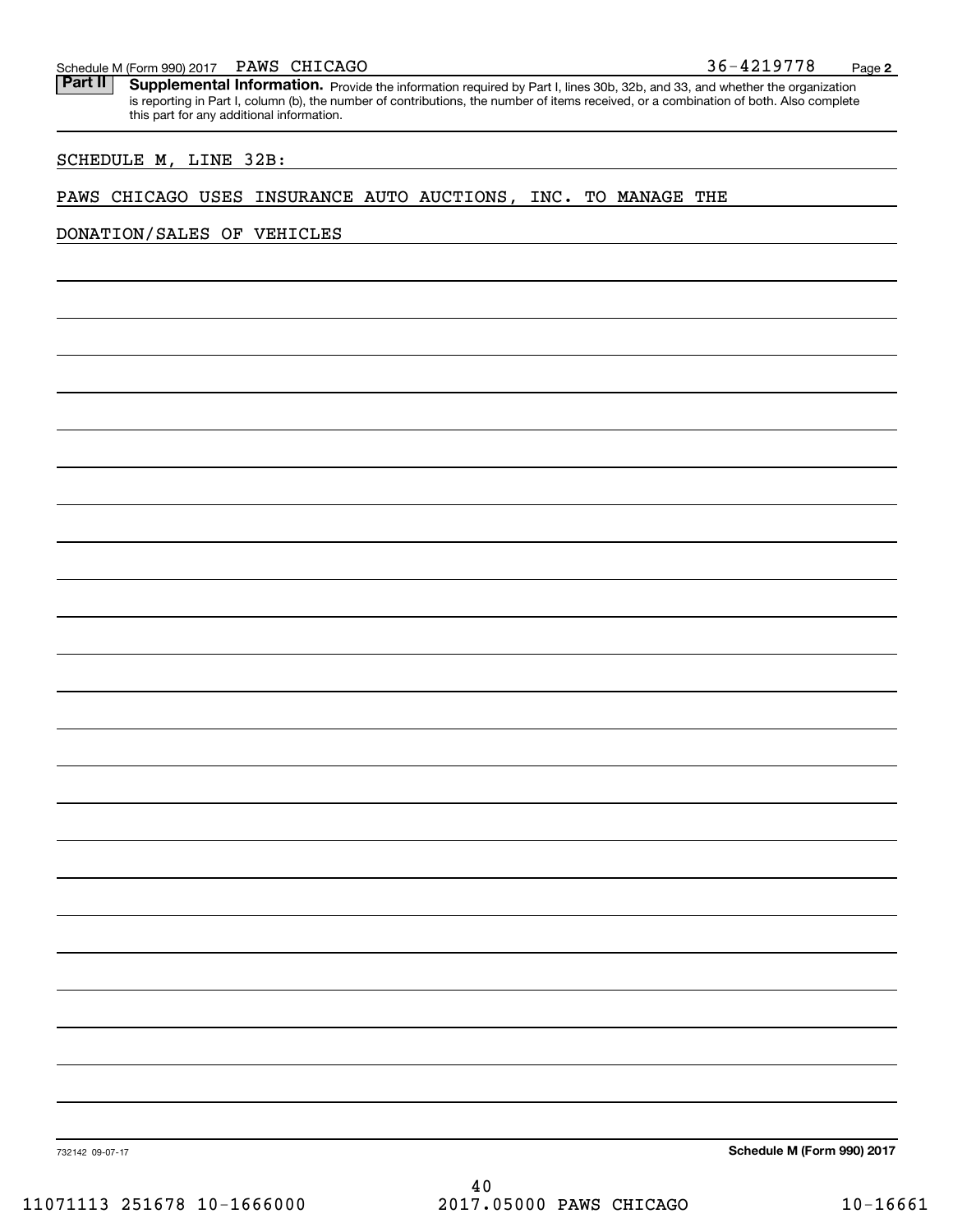Schedule M (Form 990) 2017 PAWS CHICAGO 36-4219778 Page **2**

**Part II** **Supplemental Information.** Provide the information required by Part I, lines 30b, 32b, and 33, and whether the organization is reporting in Part I, column (b), the number of contributions, the number of items received, or a combination of both. Also complete this part for any additional information.

SCHEDULE M, LINE 32B:

PAWS CHICAGO USES INSURANCE AUTO AUCTIONS, INC. TO MANAGE THE DONATION/SALES OF VEHICLES

732142 09-07-17 **Schedule M (Form 990) 2017**

11071113 251678 10-1666000 2017.05000 PAWS CHICAGO 10-16661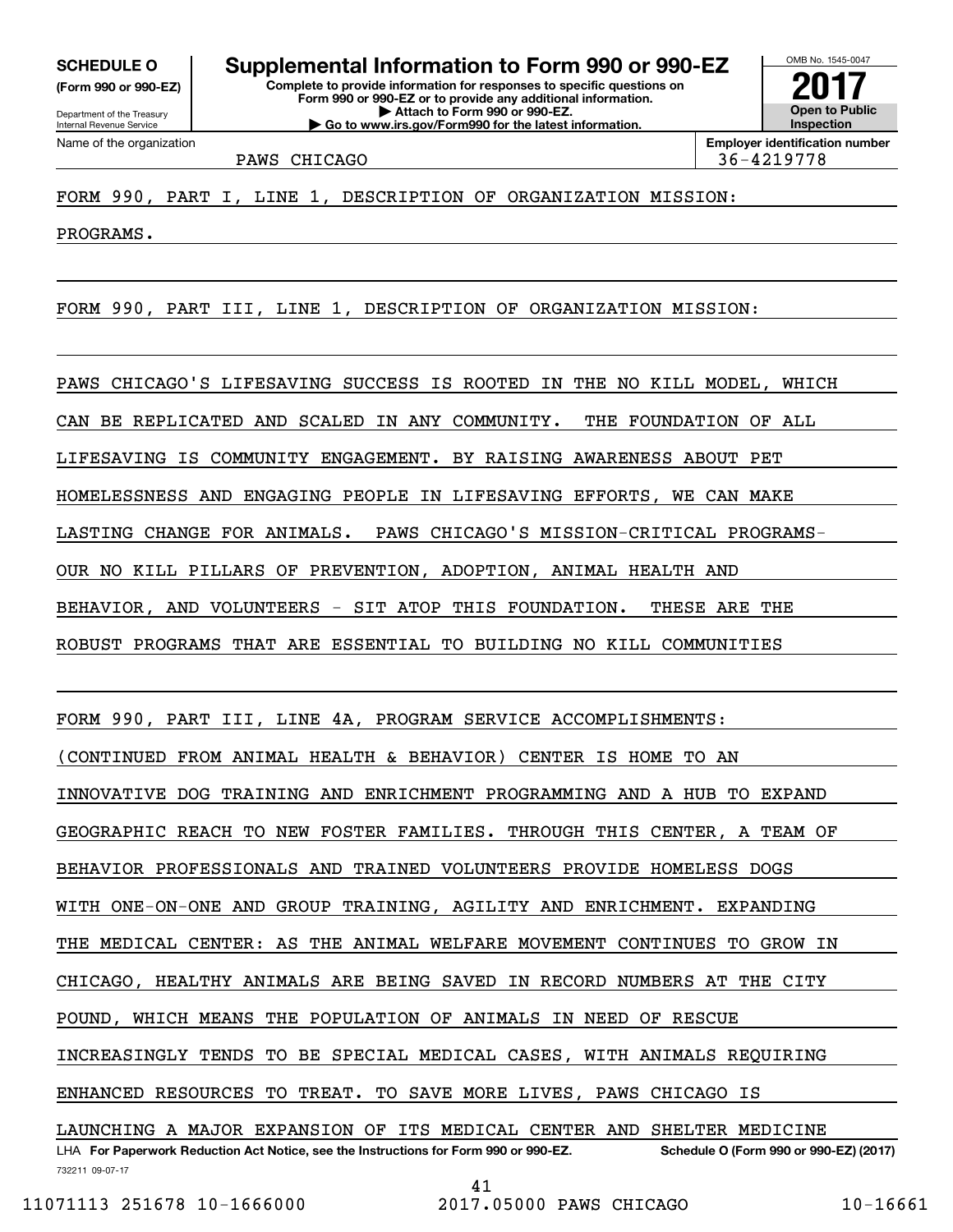**SCHEDULE O** (Form 990 or 990-EZ)

Department of the Treasury
Internal Revenue Service

# Supplemental Information to Form 990 or 990-EZ

**Complete to provide information for responses to specific questions on Form 990 or 990-EZ or to provide any additional information.**
**▶ Attach to Form 990 or 990-EZ.**
**▶ Go to www.irs.gov/Form990 for the latest information.**

OMB No. 1545-0047

**2017**

**Open to Public Inspection**

Name of the organization: PAWS CHICAGO

**Employer identification number:** 36-4219778

FORM 990, PART I, LINE 1, DESCRIPTION OF ORGANIZATION MISSION:

PROGRAMS.

FORM 990, PART III, LINE 1, DESCRIPTION OF ORGANIZATION MISSION:

PAWS CHICAGO'S LIFESAVING SUCCESS IS ROOTED IN THE NO KILL MODEL, WHICH CAN BE REPLICATED AND SCALED IN ANY COMMUNITY. THE FOUNDATION OF ALL LIFESAVING IS COMMUNITY ENGAGEMENT. BY RAISING AWARENESS ABOUT PET HOMELESSNESS AND ENGAGING PEOPLE IN LIFESAVING EFFORTS, WE CAN MAKE LASTING CHANGE FOR ANIMALS. PAWS CHICAGO'S MISSION-CRITICAL PROGRAMS-OUR NO KILL PILLARS OF PREVENTION, ADOPTION, ANIMAL HEALTH AND BEHAVIOR, AND VOLUNTEERS - SIT ATOP THIS FOUNDATION. THESE ARE THE ROBUST PROGRAMS THAT ARE ESSENTIAL TO BUILDING NO KILL COMMUNITIES

FORM 990, PART III, LINE 4A, PROGRAM SERVICE ACCOMPLISHMENTS:

(CONTINUED FROM ANIMAL HEALTH & BEHAVIOR) CENTER IS HOME TO AN INNOVATIVE DOG TRAINING AND ENRICHMENT PROGRAMMING AND A HUB TO EXPAND GEOGRAPHIC REACH TO NEW FOSTER FAMILIES. THROUGH THIS CENTER, A TEAM OF BEHAVIOR PROFESSIONALS AND TRAINED VOLUNTEERS PROVIDE HOMELESS DOGS WITH ONE-ON-ONE AND GROUP TRAINING, AGILITY AND ENRICHMENT. EXPANDING THE MEDICAL CENTER: AS THE ANIMAL WELFARE MOVEMENT CONTINUES TO GROW IN CHICAGO, HEALTHY ANIMALS ARE BEING SAVED IN RECORD NUMBERS AT THE CITY POUND, WHICH MEANS THE POPULATION OF ANIMALS IN NEED OF RESCUE INCREASINGLY TENDS TO BE SPECIAL MEDICAL CASES, WITH ANIMALS REQUIRING ENHANCED RESOURCES TO TREAT. TO SAVE MORE LIVES, PAWS CHICAGO IS LAUNCHING A MAJOR EXPANSION OF ITS MEDICAL CENTER AND SHELTER MEDICINE

LHA **For Paperwork Reduction Act Notice, see the Instructions for Form 990 or 990-EZ.** **Schedule O (Form 990 or 990-EZ) (2017)**

732211 09-07-17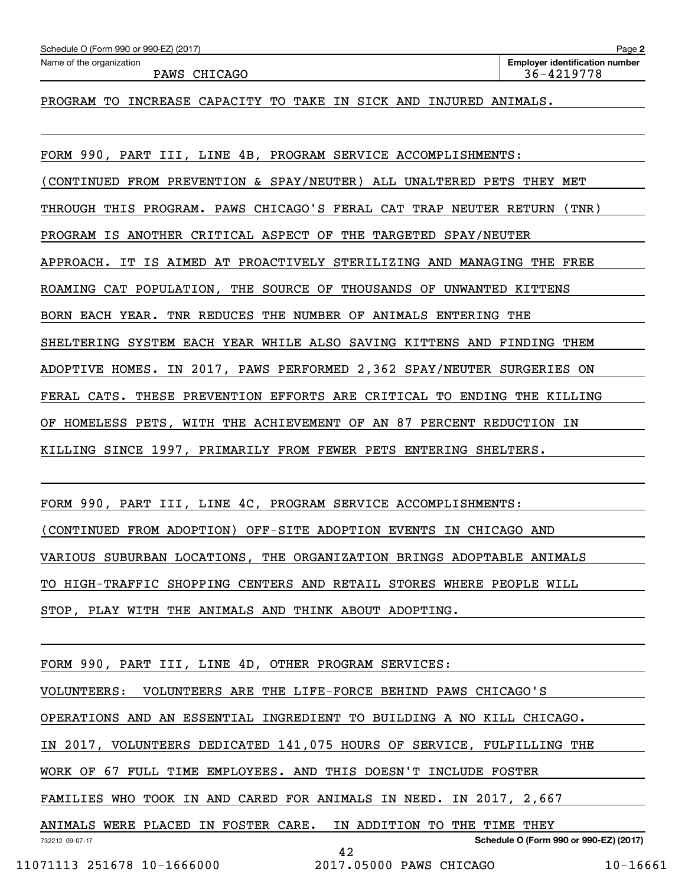PROGRAM TO INCREASE CAPACITY TO TAKE IN SICK AND INJURED ANIMALS.

FORM 990, PART III, LINE 4B, PROGRAM SERVICE ACCOMPLISHMENTS:

(CONTINUED FROM PREVENTION & SPAY/NEUTER) ALL UNALTERED PETS THEY MET THROUGH THIS PROGRAM. PAWS CHICAGO'S FERAL CAT TRAP NEUTER RETURN (TNR) PROGRAM IS ANOTHER CRITICAL ASPECT OF THE TARGETED SPAY/NEUTER APPROACH. IT IS AIMED AT PROACTIVELY STERILIZING AND MANAGING THE FREE ROAMING CAT POPULATION, THE SOURCE OF THOUSANDS OF UNWANTED KITTENS BORN EACH YEAR. TNR REDUCES THE NUMBER OF ANIMALS ENTERING THE SHELTERING SYSTEM EACH YEAR WHILE ALSO SAVING KITTENS AND FINDING THEM ADOPTIVE HOMES. IN 2017, PAWS PERFORMED 2,362 SPAY/NEUTER SURGERIES ON FERAL CATS. THESE PREVENTION EFFORTS ARE CRITICAL TO ENDING THE KILLING OF HOMELESS PETS, WITH THE ACHIEVEMENT OF AN 87 PERCENT REDUCTION IN KILLING SINCE 1997, PRIMARILY FROM FEWER PETS ENTERING SHELTERS.

FORM 990, PART III, LINE 4C, PROGRAM SERVICE ACCOMPLISHMENTS:

(CONTINUED FROM ADOPTION) OFF-SITE ADOPTION EVENTS IN CHICAGO AND VARIOUS SUBURBAN LOCATIONS, THE ORGANIZATION BRINGS ADOPTABLE ANIMALS TO HIGH-TRAFFIC SHOPPING CENTERS AND RETAIL STORES WHERE PEOPLE WILL STOP, PLAY WITH THE ANIMALS AND THINK ABOUT ADOPTING.

FORM 990, PART III, LINE 4D, OTHER PROGRAM SERVICES:

VOLUNTEERS: VOLUNTEERS ARE THE LIFE-FORCE BEHIND PAWS CHICAGO'S OPERATIONS AND AN ESSENTIAL INGREDIENT TO BUILDING A NO KILL CHICAGO. IN 2017, VOLUNTEERS DEDICATED 141,075 HOURS OF SERVICE, FULFILLING THE WORK OF 67 FULL TIME EMPLOYEES. AND THIS DOESN'T INCLUDE FOSTER FAMILIES WHO TOOK IN AND CARED FOR ANIMALS IN NEED. IN 2017, 2,667 ANIMALS WERE PLACED IN FOSTER CARE. IN ADDITION TO THE TIME THEY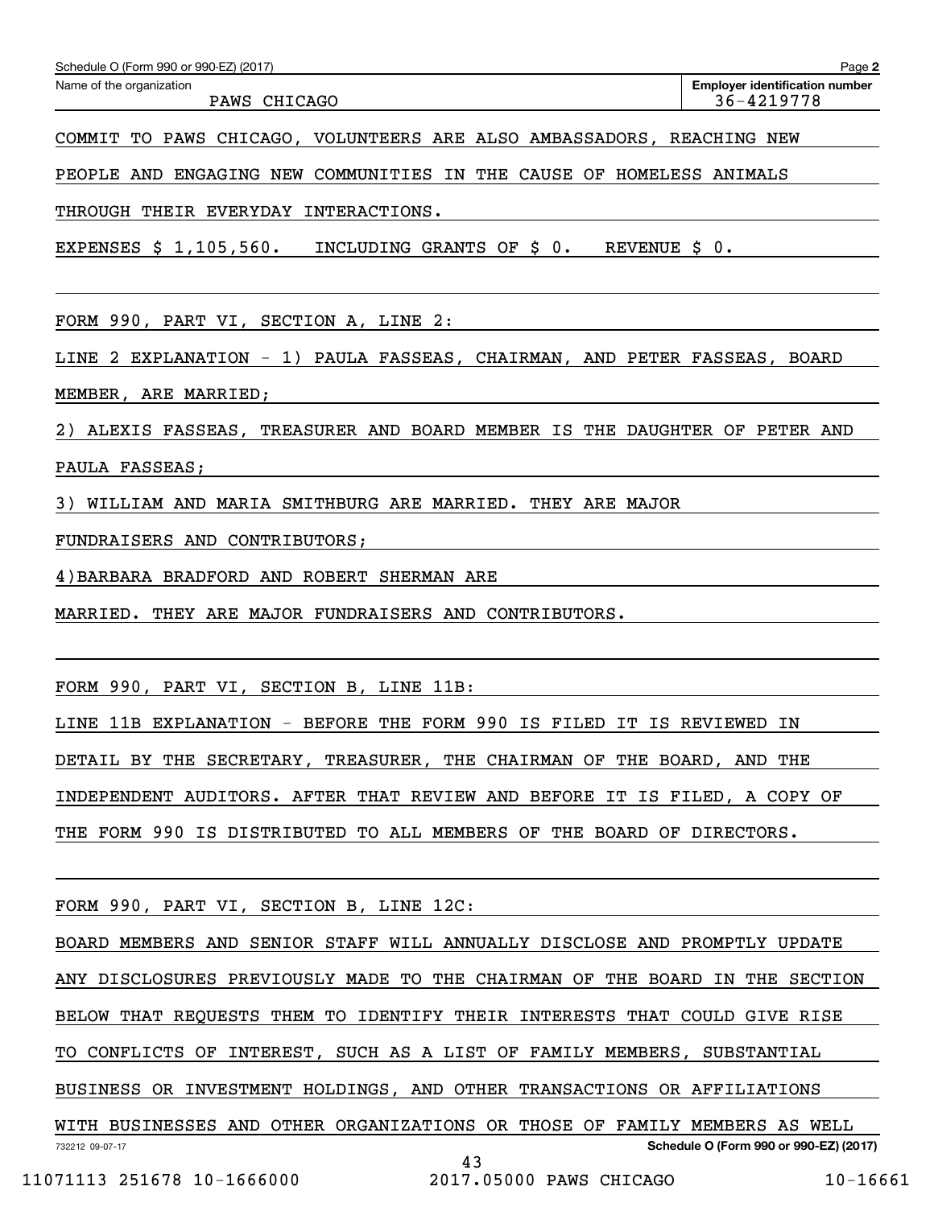Schedule O (Form 990 or 990-EZ) (2017)

Name of the organization: PAWS CHICAGO

Employer identification number: 36-4219778

COMMIT TO PAWS CHICAGO, VOLUNTEERS ARE ALSO AMBASSADORS, REACHING NEW PEOPLE AND ENGAGING NEW COMMUNITIES IN THE CAUSE OF HOMELESS ANIMALS THROUGH THEIR EVERYDAY INTERACTIONS.

EXPENSES $ 1,105,560. INCLUDING GRANTS OF $ 0. REVENUE $ 0.

FORM 990, PART VI, SECTION A, LINE 2:

LINE 2 EXPLANATION - 1) PAULA FASSEAS, CHAIRMAN, AND PETER FASSEAS, BOARD MEMBER, ARE MARRIED;

2) ALEXIS FASSEAS, TREASURER AND BOARD MEMBER IS THE DAUGHTER OF PETER AND PAULA FASSEAS;

3) WILLIAM AND MARIA SMITHBURG ARE MARRIED. THEY ARE MAJOR FUNDRAISERS AND CONTRIBUTORS;

4)BARBARA BRADFORD AND ROBERT SHERMAN ARE MARRIED. THEY ARE MAJOR FUNDRAISERS AND CONTRIBUTORS.

FORM 990, PART VI, SECTION B, LINE 11B:

LINE 11B EXPLANATION - BEFORE THE FORM 990 IS FILED IT IS REVIEWED IN DETAIL BY THE SECRETARY, TREASURER, THE CHAIRMAN OF THE BOARD, AND THE INDEPENDENT AUDITORS. AFTER THAT REVIEW AND BEFORE IT IS FILED, A COPY OF THE FORM 990 IS DISTRIBUTED TO ALL MEMBERS OF THE BOARD OF DIRECTORS.

FORM 990, PART VI, SECTION B, LINE 12C:

BOARD MEMBERS AND SENIOR STAFF WILL ANNUALLY DISCLOSE AND PROMPTLY UPDATE ANY DISCLOSURES PREVIOUSLY MADE TO THE CHAIRMAN OF THE BOARD IN THE SECTION BELOW THAT REQUESTS THEM TO IDENTIFY THEIR INTERESTS THAT COULD GIVE RISE TO CONFLICTS OF INTEREST, SUCH AS A LIST OF FAMILY MEMBERS, SUBSTANTIAL BUSINESS OR INVESTMENT HOLDINGS, AND OTHER TRANSACTIONS OR AFFILIATIONS WITH BUSINESSES AND OTHER ORGANIZATIONS OR THOSE OF FAMILY MEMBERS AS WELL

Schedule O (Form 990 or 990-EZ) (2017)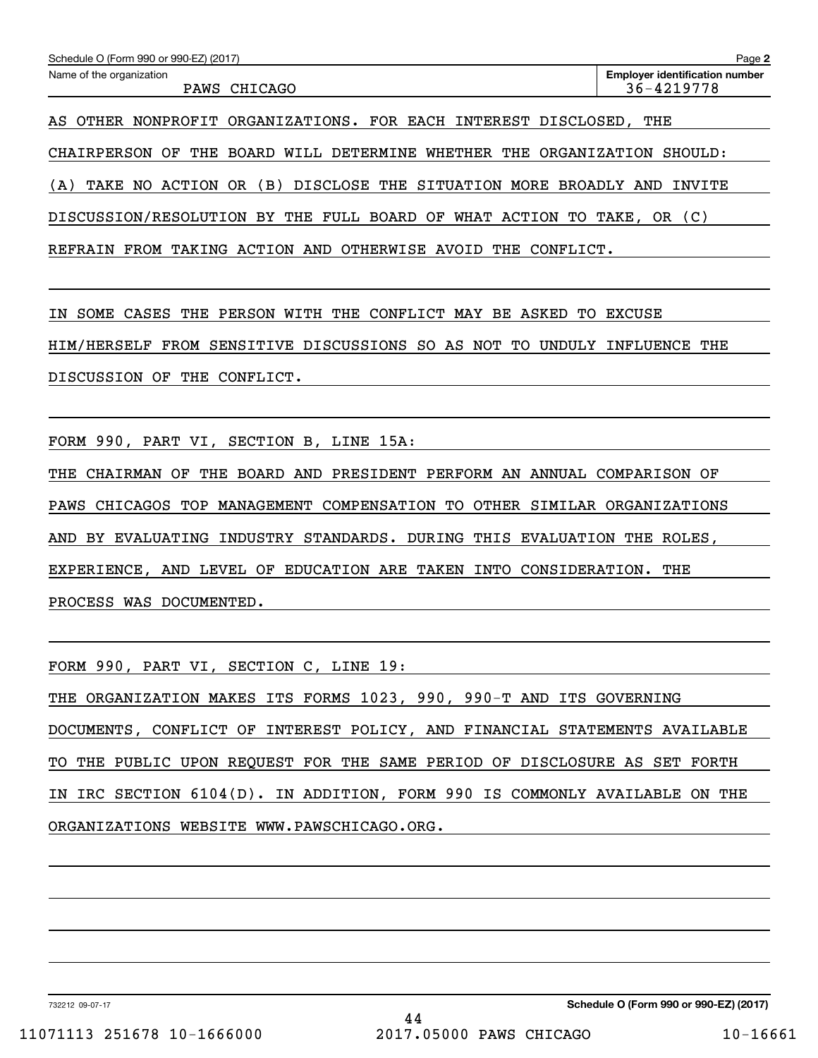Schedule O (Form 990 or 990-EZ) (2017)

Name of the organization: PAWS CHICAGO

Employer identification number: 36-4219778

AS OTHER NONPROFIT ORGANIZATIONS. FOR EACH INTEREST DISCLOSED, THE CHAIRPERSON OF THE BOARD WILL DETERMINE WHETHER THE ORGANIZATION SHOULD: (A) TAKE NO ACTION OR (B) DISCLOSE THE SITUATION MORE BROADLY AND INVITE DISCUSSION/RESOLUTION BY THE FULL BOARD OF WHAT ACTION TO TAKE, OR (C) REFRAIN FROM TAKING ACTION AND OTHERWISE AVOID THE CONFLICT.

IN SOME CASES THE PERSON WITH THE CONFLICT MAY BE ASKED TO EXCUSE HIM/HERSELF FROM SENSITIVE DISCUSSIONS SO AS NOT TO UNDULY INFLUENCE THE DISCUSSION OF THE CONFLICT.

FORM 990, PART VI, SECTION B, LINE 15A:

THE CHAIRMAN OF THE BOARD AND PRESIDENT PERFORM AN ANNUAL COMPARISON OF PAWS CHICAGOS TOP MANAGEMENT COMPENSATION TO OTHER SIMILAR ORGANIZATIONS AND BY EVALUATING INDUSTRY STANDARDS. DURING THIS EVALUATION THE ROLES, EXPERIENCE, AND LEVEL OF EDUCATION ARE TAKEN INTO CONSIDERATION. THE PROCESS WAS DOCUMENTED.

FORM 990, PART VI, SECTION C, LINE 19:

THE ORGANIZATION MAKES ITS FORMS 1023, 990, 990-T AND ITS GOVERNING DOCUMENTS, CONFLICT OF INTEREST POLICY, AND FINANCIAL STATEMENTS AVAILABLE TO THE PUBLIC UPON REQUEST FOR THE SAME PERIOD OF DISCLOSURE AS SET FORTH IN IRC SECTION 6104(D). IN ADDITION, FORM 990 IS COMMONLY AVAILABLE ON THE ORGANIZATIONS WEBSITE WWW.PAWSCHICAGO.ORG.

732212 09-07-17

Schedule O (Form 990 or 990-EZ) (2017)

11071113 251678 10-1666000 2017.05000 PAWS CHICAGO 10-16661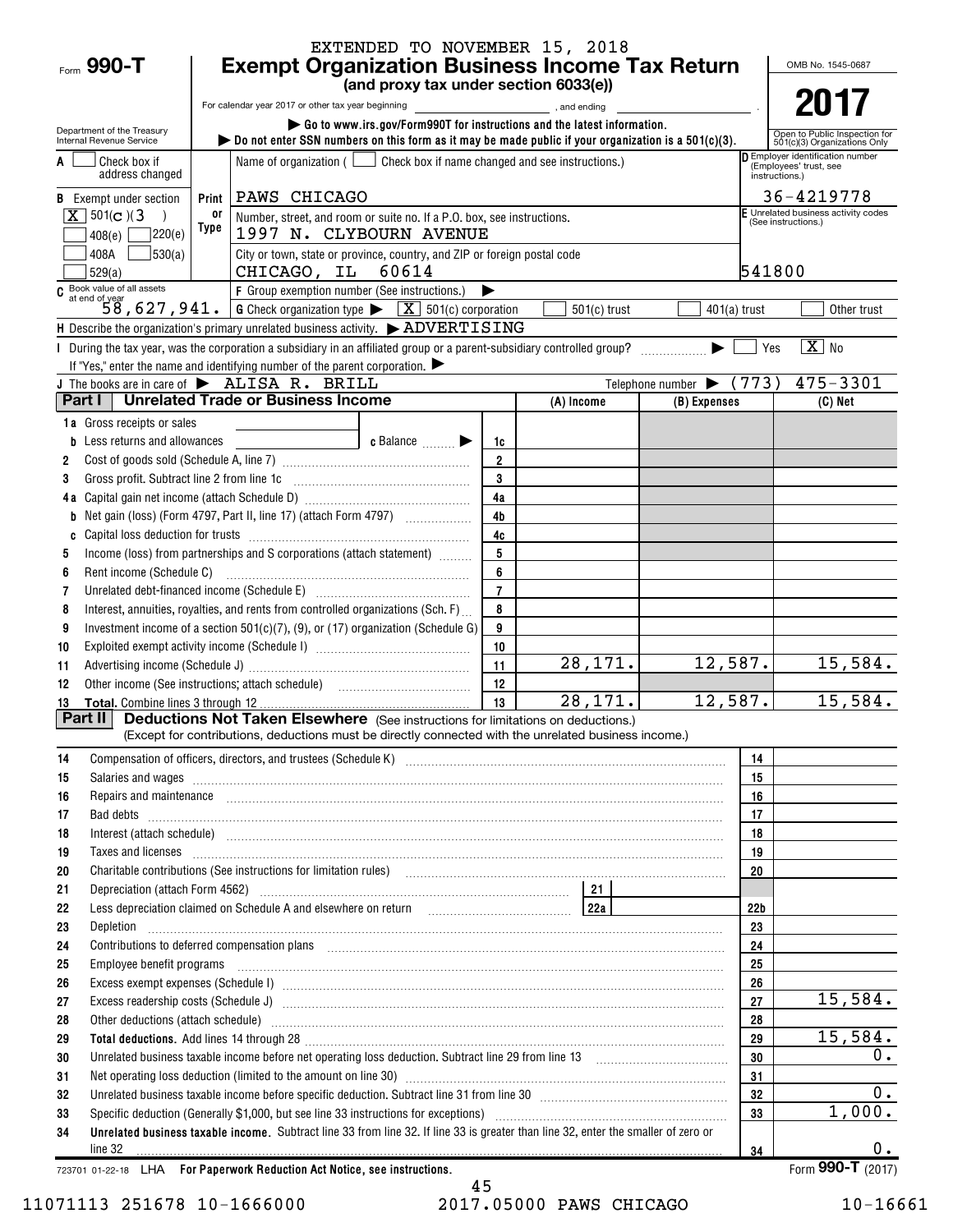EXTENDED TO NOVEMBER 15, 2018

Form **990-T**

# Exempt Organization Business Income Tax Return

**(and proxy tax under section 6033(e))**

For calendar year 2017 or other tax year beginning , and ending .

▶ Go to www.irs.gov/Form990T for instructions and the latest information.

▶ Do not enter SSN numbers on this form as it may be made public if your organization is a 501(c)(3).

Department of the Treasury Internal Revenue Service

OMB No. 1545-0687

**2017**

Open to Public Inspection for 501(c)(3) Organizations Only

A [ ] Check box if address changed

B Exempt under section [X] 501(c)(3) [ ] 408(e) [ ] 220(e) [ ] 408A [ ] 530(a) [ ] 529(a)

Name of organization ( [ ] Check box if name changed and see instructions.)
PAWS CHICAGO

Number, street, and room or suite no. If a P.O. box, see instructions.
1997 N. CLYBOURN AVENUE

City or town, state or province, country, and ZIP or foreign postal code
CHICAGO, IL 60614

D Employer identification number (Employees' trust, see instructions.)
36-4219778

E Unrelated business activity codes (See instructions.)
541800

C Book value of all assets at end of year 58,627,941.

F Group exemption number (See instructions.) ▶

G Check organization type ▶ [X] 501(c) corporation [ ] 501(c) trust [ ] 401(a) trust [ ] Other trust

H Describe the organization's primary unrelated business activity. ▶ ADVERTISING

I During the tax year, was the corporation a subsidiary in an affiliated group or a parent-subsidiary controlled group? ▶ [ ] Yes [X] No

If "Yes," enter the name and identifying number of the parent corporation. ▶

J The books are in care of ▶ ALISA R. BRILL Telephone number ▶ (773) 475-3301

## Part I Unrelated Trade or Business Income

| | | | (A) Income | (B) Expenses | (C) Net |
|---|---|---|---|---|---|
| 1a | Gross receipts or sales | | | | |
| b | Less returns and allowances — c Balance ▶ | 1c | | | |
| 2 | Cost of goods sold (Schedule A, line 7) | 2 | | | |
| 3 | Gross profit. Subtract line 2 from line 1c | 3 | | | |
| 4a | Capital gain net income (attach Schedule D) | 4a | | | |
| b | Net gain (loss) (Form 4797, Part II, line 17) (attach Form 4797) | 4b | | | |
| c | Capital loss deduction for trusts | 4c | | | |
| 5 | Income (loss) from partnerships and S corporations (attach statement) | 5 | | | |
| 6 | Rent income (Schedule C) | 6 | | | |
| 7 | Unrelated debt-financed income (Schedule E) | 7 | | | |
| 8 | Interest, annuities, royalties, and rents from controlled organizations (Sch. F) | 8 | | | |
| 9 | Investment income of a section 501(c)(7), (9), or (17) organization (Schedule G) | 9 | | | |
| 10 | Exploited exempt activity income (Schedule I) | 10 | | | |
| 11 | Advertising income (Schedule J) | 11 | 28,171. | 12,587. | 15,584. |
| 12 | Other income (See instructions; attach schedule) | 12 | | | |
| 13 | **Total.** Combine lines 3 through 12 | 13 | 28,171. | 12,587. | 15,584. |

## Part II Deductions Not Taken Elsewhere (See instructions for limitations on deductions.)

(Except for contributions, deductions must be directly connected with the unrelated business income.)

| | | | |
|---|---|---|---|
| 14 | Compensation of officers, directors, and trustees (Schedule K) | 14 | |
| 15 | Salaries and wages | 15 | |
| 16 | Repairs and maintenance | 16 | |
| 17 | Bad debts | 17 | |
| 18 | Interest (attach schedule) | 18 | |
| 19 | Taxes and licenses | 19 | |
| 20 | Charitable contributions (See instructions for limitation rules) | 20 | |
| 21 | Depreciation (attach Form 4562) — 21 | | |
| 22 | Less depreciation claimed on Schedule A and elsewhere on return — 22a | 22b | |
| 23 | Depletion | 23 | |
| 24 | Contributions to deferred compensation plans | 24 | |
| 25 | Employee benefit programs | 25 | |
| 26 | Excess exempt expenses (Schedule I) | 26 | |
| 27 | Excess readership costs (Schedule J) | 27 | 15,584. |
| 28 | Other deductions (attach schedule) | 28 | |
| 29 | **Total deductions.** Add lines 14 through 28 | 29 | 15,584. |
| 30 | Unrelated business taxable income before net operating loss deduction. Subtract line 29 from line 13 | 30 | 0. |
| 31 | Net operating loss deduction (limited to the amount on line 30) | 31 | |
| 32 | Unrelated business taxable income before specific deduction. Subtract line 31 from line 30 | 32 | 0. |
| 33 | Specific deduction (Generally $1,000, but see line 33 instructions for exceptions) | 33 | 1,000. |
| 34 | **Unrelated business taxable income.** Subtract line 33 from line 32. If line 33 is greater than line 32, enter the smaller of zero or line 32 | 34 | 0. |

723701 01-22-18 LHA **For Paperwork Reduction Act Notice, see instructions.** Form **990-T** (2017)

11071113 251678 10-1666000 2017.05000 PAWS CHICAGO 10-16661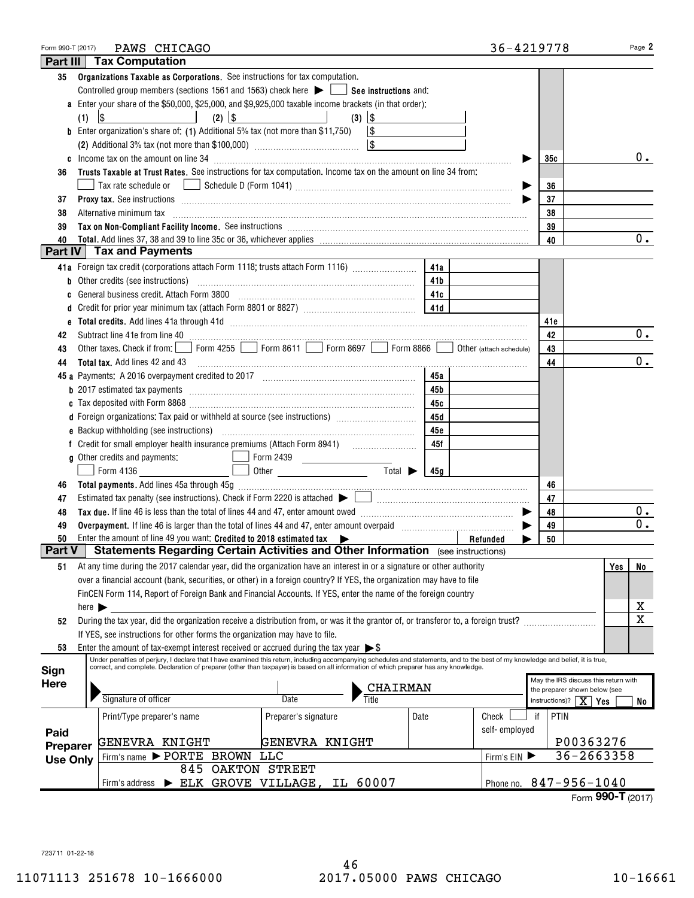Form 990-T (2017) PAWS CHICAGO 36-4219778 Page 2

## Part III Tax Computation

| | | | |
|---|---|---|---|
| 35 | **Organizations Taxable as Corporations.** See instructions for tax computation. Controlled group members (sections 1561 and 1563) check here ▶ ☐ **See instructions** and: | | |
| a | Enter your share of the $50,000, $25,000, and $9,925,000 taxable income brackets (in that order): (1) $ (2) $ (3) $ | | |
| b | Enter organization's share of: (1) Additional 5% tax (not more than $11,750) $ (2) Additional 3% tax (not more than $100,000) $ | | |
| c | Income tax on the amount on line 34 | 35c | 0. |
| 36 | **Trusts Taxable at Trust Rates.** See instructions for tax computation. Income tax on the amount on line 34 from: ☐ Tax rate schedule or ☐ Schedule D (Form 1041) | 36 | |
| 37 | **Proxy tax.** See instructions | 37 | |
| 38 | Alternative minimum tax | 38 | |
| 39 | **Tax on Non-Compliant Facility Income.** See instructions | 39 | |
| 40 | **Total.** Add lines 37, 38 and 39 to line 35c or 36, whichever applies | 40 | 0. |

## Part IV Tax and Payments

| | | | | | |
|---|---|---|---|---|---|
| 41a | Foreign tax credit (corporations attach Form 1118; trusts attach Form 1116) | 41a | | | |
| b | Other credits (see instructions) | 41b | | | |
| c | General business credit. Attach Form 3800 | 41c | | | |
| d | Credit for prior year minimum tax (attach Form 8801 or 8827) | 41d | | | |
| e | **Total credits.** Add lines 41a through 41d | | | 41e | |
| 42 | Subtract line 41e from line 40 | | | 42 | 0. |
| 43 | Other taxes. Check if from: ☐ Form 4255 ☐ Form 8611 ☐ Form 8697 ☐ Form 8866 ☐ Other (attach schedule) | | | 43 | |
| 44 | **Total tax.** Add lines 42 and 43 | | | 44 | 0. |
| 45a | Payments: A 2016 overpayment credited to 2017 | 45a | | | |
| b | 2017 estimated tax payments | 45b | | | |
| c | Tax deposited with Form 8868 | 45c | | | |
| d | Foreign organizations: Tax paid or withheld at source (see instructions) | 45d | | | |
| e | Backup withholding (see instructions) | 45e | | | |
| f | Credit for small employer health insurance premiums (Attach Form 8941) | 45f | | | |
| g | Other credits and payments: ☐ Form 2439 ☐ Form 4136 ☐ Other Total ▶ | 45g | | | |
| 46 | **Total payments.** Add lines 45a through 45g | | | 46 | |
| 47 | Estimated tax penalty (see instructions). Check if Form 2220 is attached ▶ ☐ | | | 47 | |
| 48 | **Tax due.** If line 46 is less than the total of lines 44 and 47, enter amount owed ▶ | | | 48 | 0. |
| 49 | **Overpayment.** If line 46 is larger than the total of lines 44 and 47, enter amount overpaid ▶ | | | 49 | 0. |
| 50 | Enter the amount of line 49 you want: **Credited to 2018 estimated tax** ▶ | Refunded ▶ | | 50 | |

## Part V Statements Regarding Certain Activities and Other Information (see instructions)

| | | Yes | No |
|---|---|---|---|
| 51 | At any time during the 2017 calendar year, did the organization have an interest in or a signature or other authority over a financial account (bank, securities, or other) in a foreign country? If YES, the organization may have to file FinCEN Form 114, Report of Foreign Bank and Financial Accounts. If YES, enter the name of the foreign country here ▶ | | X |
| 52 | During the tax year, did the organization receive a distribution from, or was it the grantor of, or transferor to, a foreign trust? If YES, see instructions for other forms the organization may have to file. | | X |
| 53 | Enter the amount of tax-exempt interest received or accrued during the tax year ▶ $ | | |

**Sign Here**

Under penalties of perjury, I declare that I have examined this return, including accompanying schedules and statements, and to the best of my knowledge and belief, it is true, correct, and complete. Declaration of preparer (other than taxpayer) is based on all information of which preparer has any knowledge.

| Signature of officer | Date | Title: CHAIRMAN | May the IRS discuss this return with the preparer shown below (see instructions)? ☒ Yes ☐ No |
|---|---|---|---|

**Paid Preparer Use Only**

| Print/Type preparer's name | Preparer's signature | Date | Check ☐ if self-employed | PTIN |
|---|---|---|---|---|
| GENEVRA KNIGHT | GENEVRA KNIGHT | | | P00363276 |
| Firm's name ▶ PORTE BROWN LLC | | | Firm's EIN ▶ | 36-2663358 |
| Firm's address ▶ 845 OAKTON STREET, ELK GROVE VILLAGE, IL 60007 | | | Phone no. | 847-956-1040 |

Form **990-T** (2017)

723711 01-22-18

11071113 251678 10-1666000 2017.05000 PAWS CHICAGO 10-16661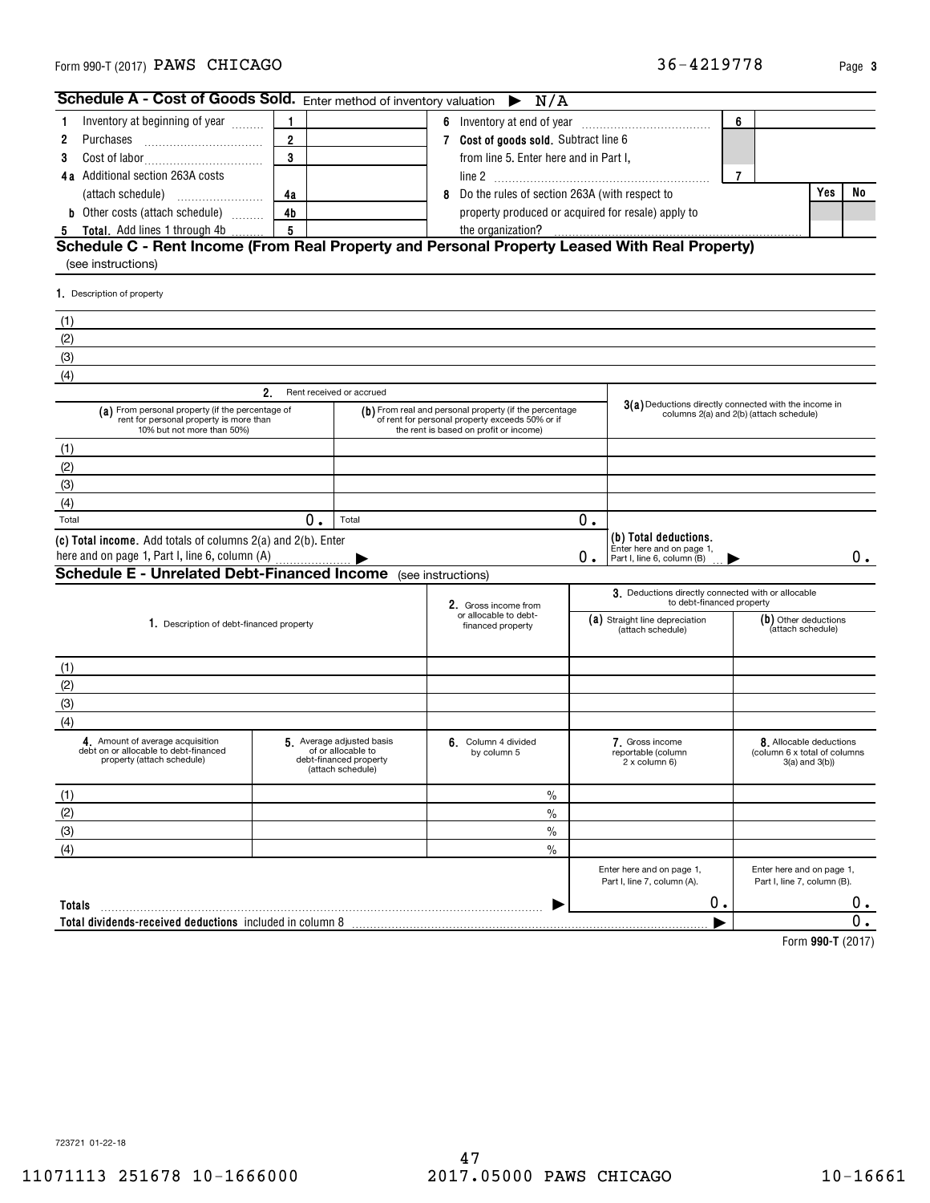Form 990-T (2017) PAWS CHICAGO 36-4219778 Page 3

## Schedule A - Cost of Goods Sold. Enter method of inventory valuation ▶ N/A

| | | | | | | |
|---|---|---|---|---|---|---|
| 1 Inventory at beginning of year | 1 | | 6 Inventory at end of year | 6 | | |
| 2 Purchases | 2 | | 7 Cost of goods sold. Subtract line 6 from line 5. Enter here and in Part I, line 2 | 7 | | |
| 3 Cost of labor | 3 | | | | | |
| 4a Additional section 263A costs (attach schedule) | 4a | | 8 Do the rules of section 263A (with respect to property produced or acquired for resale) apply to the organization? | | Yes | No |
| b Other costs (attach schedule) | 4b | | | | | |
| 5 Total. Add lines 1 through 4b | 5 | | | | | |

## Schedule C - Rent Income (From Real Property and Personal Property Leased With Real Property)

(see instructions)

1. Description of property

(1)
(2)
(3)
(4)

| | 2. Rent received or accrued | | |
|---|---|---|---|
| | (a) From personal property (if the percentage of rent for personal property is more than 10% but not more than 50%) | (b) From real and personal property (if the percentage of rent for personal property exceeds 50% or if the rent is based on profit or income) | 3(a) Deductions directly connected with the income in columns 2(a) and 2(b) (attach schedule) |
| (1) | | | |
| (2) | | | |
| (3) | | | |
| (4) | | | |
| Total | 0. | Total 0. | |
| (c) Total income. Add totals of columns 2(a) and 2(b). Enter here and on page 1, Part I, line 6, column (A) ▶ | | 0. | (b) Total deductions. Enter here and on page 1, Part I, line 6, column (B) ▶ 0. |

## Schedule E - Unrelated Debt-Financed Income (see instructions)

| 1. Description of debt-financed property | 2. Gross income from or allocable to debt-financed property | 3. Deductions directly connected with or allocable to debt-financed property: (a) Straight line depreciation (attach schedule) | (b) Other deductions (attach schedule) |
|---|---|---|---|
| (1) | | | |
| (2) | | | |
| (3) | | | |
| (4) | | | |

| | 4. Amount of average acquisition debt on or allocable to debt-financed property (attach schedule) | 5. Average adjusted basis of or allocable to debt-financed property (attach schedule) | 6. Column 4 divided by column 5 | 7. Gross income reportable (column 2 x column 6) | 8. Allocable deductions (column 6 x total of columns 3(a) and 3(b)) |
|---|---|---|---|---|---|
| (1) | | | % | | |
| (2) | | | % | | |
| (3) | | | % | | |
| (4) | | | % | | |
| | | | | Enter here and on page 1, Part I, line 7, column (A). | Enter here and on page 1, Part I, line 7, column (B). |
| Totals ▶ | | | | 0. | 0. |
| Total dividends-received deductions included in column 8 ▶ | | | | | 0. |

Form 990-T (2017)

723721 01-22-18

11071113 251678 10-1666000 2017.05000 PAWS CHICAGO 10-16661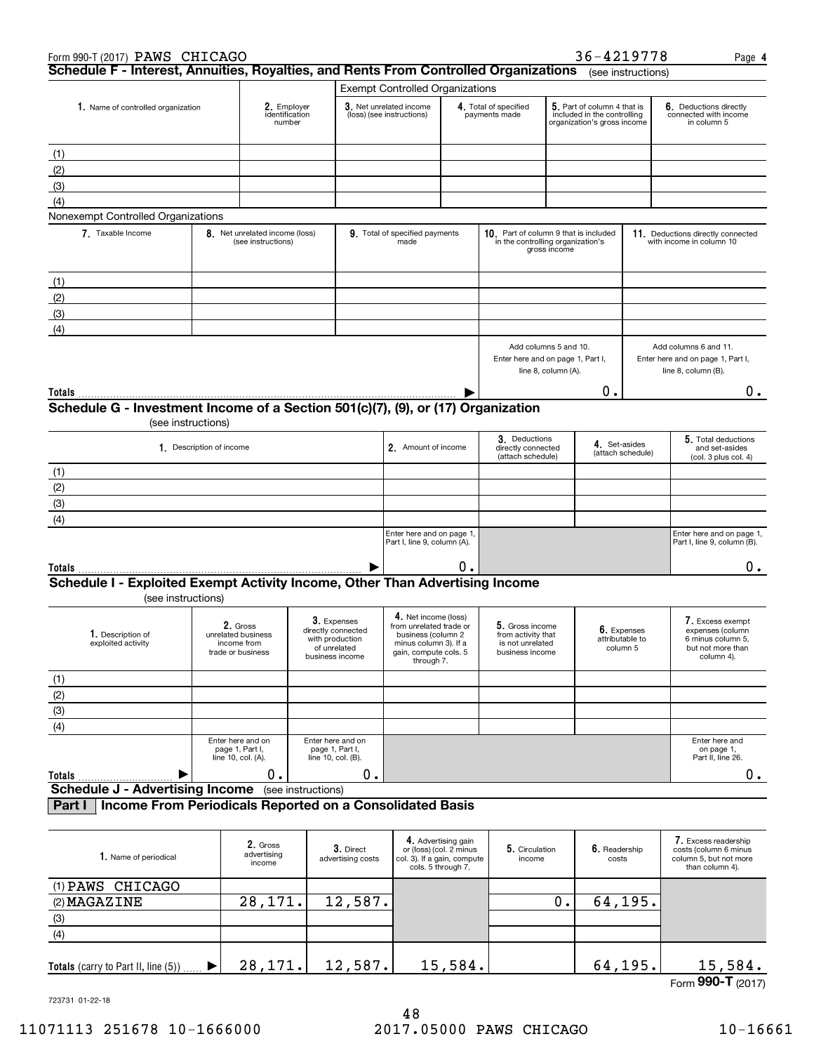Form 990-T (2017) PAWS CHICAGO 36-4219778 Page **4**

## Schedule F - Interest, Annuities, Royalties, and Rents From Controlled Organizations (see instructions)

| 1. Name of controlled organization | 2. Employer identification number | Exempt Controlled Organizations<br>3. Net unrelated income (loss) (see instructions) | 4. Total of specified payments made | 5. Part of column 4 that is included in the controlling organization's gross income | 6. Deductions directly connected with income in column 5 |
|---|---|---|---|---|---|
| (1) | | | | | |
| (2) | | | | | |
| (3) | | | | | |
| (4) | | | | | |

Nonexempt Controlled Organizations

| 7. Taxable Income | 8. Net unrelated income (loss) (see instructions) | 9. Total of specified payments made | 10. Part of column 9 that is included in the controlling organization's gross income | 11. Deductions directly connected with income in column 10 |
|---|---|---|---|---|
| (1) | | | | |
| (2) | | | | |
| (3) | | | | |
| (4) | | | | |
| | | | Add columns 5 and 10. Enter here and on page 1, Part I, line 8, column (A). | Add columns 6 and 11. Enter here and on page 1, Part I, line 8, column (B). |
| **Totals** ▶ | | | 0. | 0. |

## Schedule G - Investment Income of a Section 501(c)(7), (9), or (17) Organization

(see instructions)

| 1. Description of income | 2. Amount of income | 3. Deductions directly connected (attach schedule) | 4. Set-asides (attach schedule) | 5. Total deductions and set-asides (col. 3 plus col. 4) |
|---|---|---|---|---|
| (1) | | | | |
| (2) | | | | |
| (3) | | | | |
| (4) | | | | |
| | Enter here and on page 1, Part I, line 9, column (A). | | | Enter here and on page 1, Part I, line 9, column (B). |
| **Totals** ▶ | 0. | | | 0. |

## Schedule I - Exploited Exempt Activity Income, Other Than Advertising Income

(see instructions)

| 1. Description of exploited activity | 2. Gross unrelated business income from trade or business | 3. Expenses directly connected with production of unrelated business income | 4. Net income (loss) from unrelated trade or business (column 2 minus column 3). If a gain, compute cols. 5 through 7. | 5. Gross income from activity that is not unrelated business income | 6. Expenses attributable to column 5 | 7. Excess exempt expenses (column 6 minus column 5, but not more than column 4). |
|---|---|---|---|---|---|---|
| (1) | | | | | | |
| (2) | | | | | | |
| (3) | | | | | | |
| (4) | | | | | | |
| | Enter here and on page 1, Part I, line 10, col. (A). | Enter here and on page 1, Part I, line 10, col. (B). | | | | Enter here and on page 1, Part II, line 26. |
| **Totals** ▶ | 0. | 0. | | | | 0. |

## Schedule J - Advertising Income (see instructions)

### Part I Income From Periodicals Reported on a Consolidated Basis

| 1. Name of periodical | 2. Gross advertising income | 3. Direct advertising costs | 4. Advertising gain or (loss) (col. 2 minus col. 3). If a gain, compute cols. 5 through 7. | 5. Circulation income | 6. Readership costs | 7. Excess readership costs (column 6 minus column 5, but not more than column 4). |
|---|---|---|---|---|---|---|
| (1) PAWS CHICAGO | | | | | | |
| (2) MAGAZINE | 28,171. | 12,587. | | 0. | 64,195. | |
| (3) | | | | | | |
| (4) | | | | | | |
| **Totals** (carry to Part II, line (5)) ▶ | 28,171. | 12,587. | 15,584. | | 64,195. | 15,584. |

Form **990-T** (2017)

723731 01-22-18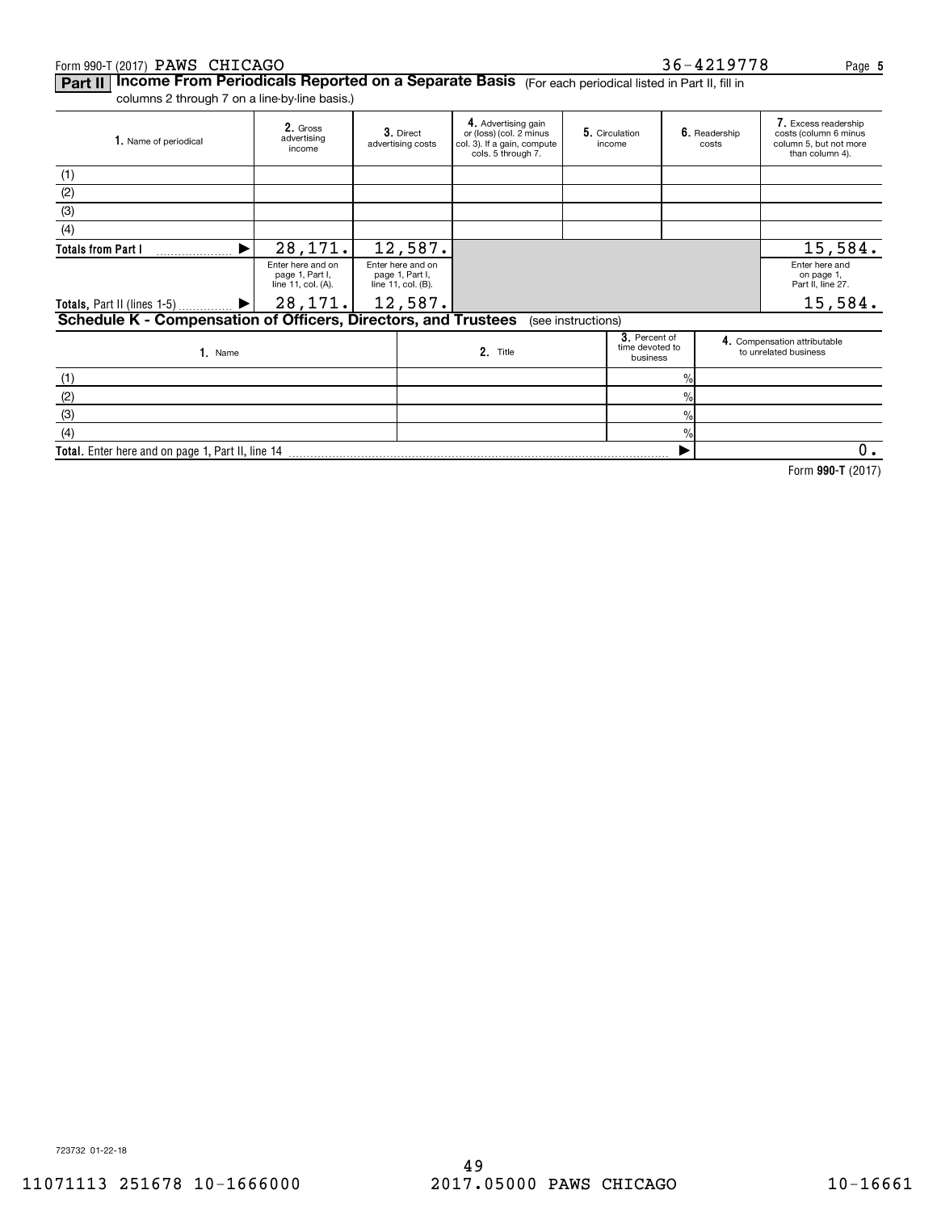Form 990-T (2017) PAWS CHICAGO 36-4219778 Page 5

**Part II** **Income From Periodicals Reported on a Separate Basis** (For each periodical listed in Part II, fill in columns 2 through 7 on a line-by-line basis.)

| 1. Name of periodical | 2. Gross advertising income | 3. Direct advertising costs | 4. Advertising gain or (loss) (col. 2 minus col. 3). If a gain, compute cols. 5 through 7. | 5. Circulation income | 6. Readership costs | 7. Excess readership costs (column 6 minus column 5, but not more than column 4). |
|---|---|---|---|---|---|---|
| (1) | | | | | | |
| (2) | | | | | | |
| (3) | | | | | | |
| (4) | | | | | | |
| **Totals from Part I** ▶ | 28,171. | 12,587. | | | | 15,584. |
| | Enter here and on page 1, Part I, line 11, col. (A). | Enter here and on page 1, Part I, line 11, col. (B). | | | | Enter here and on page 1, Part II, line 27. |
| **Totals,** Part II (lines 1-5) ▶ | 28,171. | 12,587. | | | | 15,584. |

**Schedule K - Compensation of Officers, Directors, and Trustees** (see instructions)

| 1. Name | 2. Title | 3. Percent of time devoted to business | 4. Compensation attributable to unrelated business |
|---|---|---|---|
| (1) | | % | |
| (2) | | % | |
| (3) | | % | |
| (4) | | % | |
| **Total.** Enter here and on page 1, Part II, line 14 | | ▶ | 0. |

Form **990-T** (2017)

723732 01-22-18

11071113 251678 10-1666000 2017.05000 PAWS CHICAGO 10-16661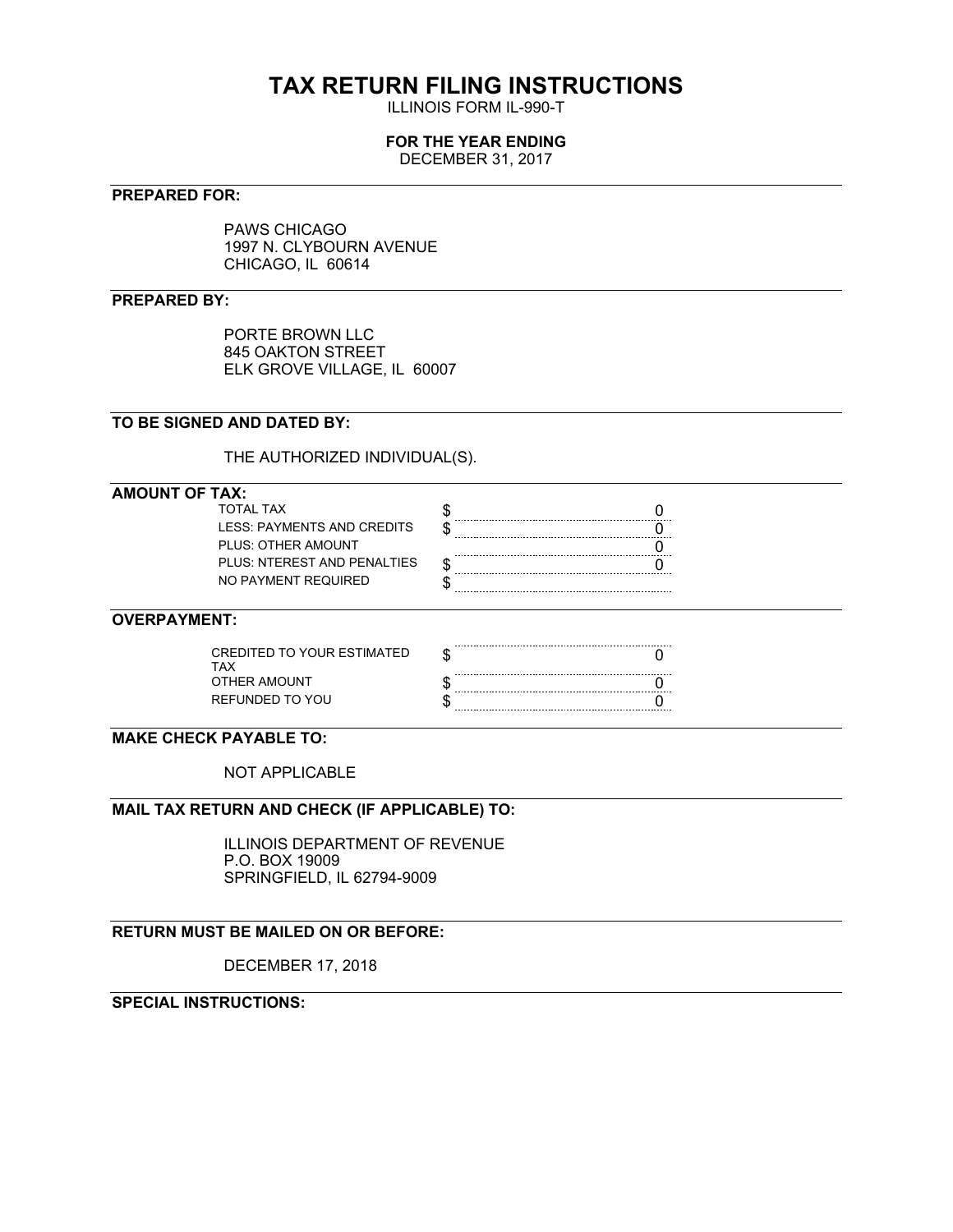# TAX RETURN FILING INSTRUCTIONS

ILLINOIS FORM IL-990-T

**FOR THE YEAR ENDING**

DECEMBER 31, 2017

**PREPARED FOR:**

PAWS CHICAGO
1997 N. CLYBOURN AVENUE
CHICAGO, IL 60614

**PREPARED BY:**

PORTE BROWN LLC
845 OAKTON STREET
ELK GROVE VILLAGE, IL 60007

**TO BE SIGNED AND DATED BY:**

THE AUTHORIZED INDIVIDUAL(S).

**AMOUNT OF TAX:**

| | | |
|---|---|---|
| TOTAL TAX | $ | 0 |
| LESS: PAYMENTS AND CREDITS | $ | 0 |
| PLUS: OTHER AMOUNT | | 0 |
| PLUS: NTEREST AND PENALTIES | $ | 0 |
| NO PAYMENT REQUIRED | $ | |

**OVERPAYMENT:**

| | | |
|---|---|---|
| CREDITED TO YOUR ESTIMATED TAX | $ | 0 |
| OTHER AMOUNT | $ | 0 |
| REFUNDED TO YOU | $ | 0 |

**MAKE CHECK PAYABLE TO:**

NOT APPLICABLE

**MAIL TAX RETURN AND CHECK (IF APPLICABLE) TO:**

ILLINOIS DEPARTMENT OF REVENUE
P.O. BOX 19009
SPRINGFIELD, IL 62794-9009

**RETURN MUST BE MAILED ON OR BEFORE:**

DECEMBER 17, 2018

**SPECIAL INSTRUCTIONS:**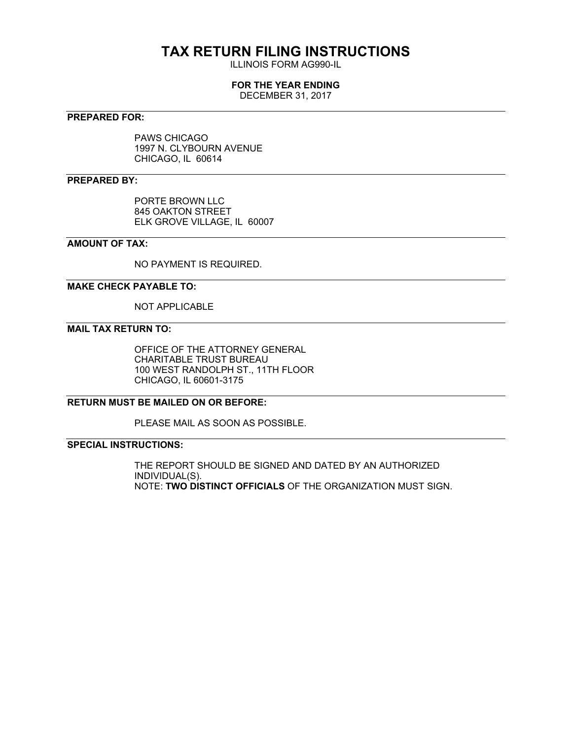# TAX RETURN FILING INSTRUCTIONS

ILLINOIS FORM AG990-IL

**FOR THE YEAR ENDING**

DECEMBER 31, 2017

---

**PREPARED FOR:**

PAWS CHICAGO
1997 N. CLYBOURN AVENUE
CHICAGO, IL 60614

---

**PREPARED BY:**

PORTE BROWN LLC
845 OAKTON STREET
ELK GROVE VILLAGE, IL 60007

---

**AMOUNT OF TAX:**

NO PAYMENT IS REQUIRED.

---

**MAKE CHECK PAYABLE TO:**

NOT APPLICABLE

---

**MAIL TAX RETURN TO:**

OFFICE OF THE ATTORNEY GENERAL
CHARITABLE TRUST BUREAU
100 WEST RANDOLPH ST., 11TH FLOOR
CHICAGO, IL 60601-3175

---

**RETURN MUST BE MAILED ON OR BEFORE:**

PLEASE MAIL AS SOON AS POSSIBLE.

---

**SPECIAL INSTRUCTIONS:**

THE REPORT SHOULD BE SIGNED AND DATED BY AN AUTHORIZED INDIVIDUAL(S).
NOTE: **TWO DISTINCT OFFICIALS** OF THE ORGANIZATION MUST SIGN.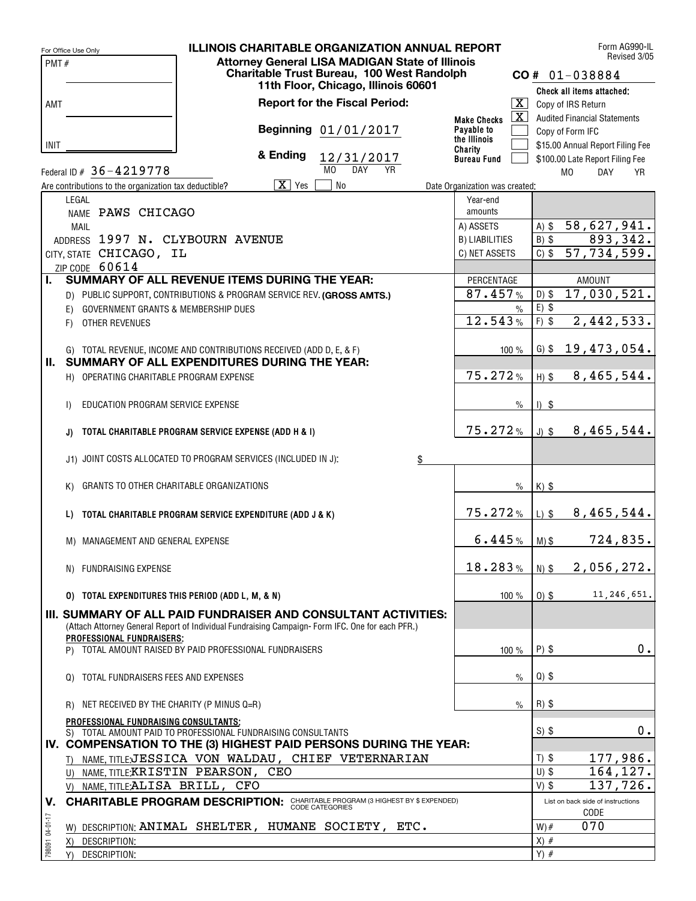For Office Use Only

PMT #

AMT

INIT

# ILLINOIS CHARITABLE ORGANIZATION ANNUAL REPORT

**Attorney General LISA MADIGAN State of Illinois**
**Charitable Trust Bureau, 100 West Randolph**
**11th Floor, Chicago, Illinois 60601**

Form AG990-IL
Revised 3/05

**CO #** 01-038884

**Report for the Fiscal Period:**

**Beginning** 01/01/2017

**& Ending** 12/31/2017
MO DAY YR

**Make Checks Payable to the Illinois Charity Bureau Fund**

Check all items attached:

- [X] Copy of IRS Return
- [X] Audited Financial Statements
- [ ] Copy of Form IFC
- [ ] $15.00 Annual Report Filing Fee
- [ ] $100.00 Late Report Filing Fee

MO DAY YR

Federal ID # 36-4219778

Are contributions to the organization tax deductible? [X] Yes [ ] No

Date Organization was created:

LEGAL NAME PAWS CHICAGO
MAIL ADDRESS 1997 N. CLYBOURN AVENUE
CITY, STATE CHICAGO, IL
ZIP CODE 60614

| Year-end amounts | |
|---|---|
| A) ASSETS | A) $ 58,627,941. |
| B) LIABILITIES | B) $ 893,342. |
| C) NET ASSETS | C) $ 57,734,599. |

| | PERCENTAGE | AMOUNT |
|---|---|---|
| **I. SUMMARY OF ALL REVENUE ITEMS DURING THE YEAR:** | | |
| D) PUBLIC SUPPORT, CONTRIBUTIONS & PROGRAM SERVICE REV. **(GROSS AMTS.)** | 87.457 % | D) $ 17,030,521. |
| E) GOVERNMENT GRANTS & MEMBERSHIP DUES | % | E) $ |
| F) OTHER REVENUES | 12.543 % | F) $ 2,442,533. |
| G) TOTAL REVENUE, INCOME AND CONTRIBUTIONS RECEIVED (ADD D, E, & F) | 100 % | G) $ 19,473,054. |
| **II. SUMMARY OF ALL EXPENDITURES DURING THE YEAR:** | | |
| H) OPERATING CHARITABLE PROGRAM EXPENSE | 75.272 % | H) $ 8,465,544. |
| I) EDUCATION PROGRAM SERVICE EXPENSE | % | I) $ |
| **J) TOTAL CHARITABLE PROGRAM SERVICE EXPENSE (ADD H & I)** | 75.272 % | J) $ 8,465,544. |
| J1) JOINT COSTS ALLOCATED TO PROGRAM SERVICES (INCLUDED IN J): $ | | |
| K) GRANTS TO OTHER CHARITABLE ORGANIZATIONS | % | K) $ |
| **L) TOTAL CHARITABLE PROGRAM SERVICE EXPENDITURE (ADD J & K)** | 75.272 % | L) $ 8,465,544. |
| M) MANAGEMENT AND GENERAL EXPENSE | 6.445 % | M) $ 724,835. |
| N) FUNDRAISING EXPENSE | 18.283 % | N) $ 2,056,272. |
| **O) TOTAL EXPENDITURES THIS PERIOD (ADD L, M, & N)** | 100 % | O) $ 11,246,651. |
| **III. SUMMARY OF ALL PAID FUNDRAISER AND CONSULTANT ACTIVITIES:** (Attach Attorney General Report of Individual Fundraising Campaign- Form IFC. One for each PFR.) | | |
| **PROFESSIONAL FUNDRAISERS:** P) TOTAL AMOUNT RAISED BY PAID PROFESSIONAL FUNDRAISERS | 100 % | P) $ 0. |
| Q) TOTAL FUNDRAISERS FEES AND EXPENSES | % | Q) $ |
| R) NET RECEIVED BY THE CHARITY (P MINUS Q=R) | % | R) $ |
| **PROFESSIONAL FUNDRAISING CONSULTANTS:** S) TOTAL AMOUNT PAID TO PROFESSIONAL FUNDRAISING CONSULTANTS | | S) $ 0. |
| **IV. COMPENSATION TO THE (3) HIGHEST PAID PERSONS DURING THE YEAR:** | | |
| T) NAME, TITLE: JESSICA VON WALDAU, CHIEF VETERNARIAN | | T) $ 177,986. |
| U) NAME, TITLE: KRISTIN PEARSON, CEO | | U) $ 164,127. |
| V) NAME, TITLE: ALISA BRILL, CFO | | V) $ 137,726. |

**V. CHARITABLE PROGRAM DESCRIPTION:** CHARITABLE PROGRAM (3 HIGHEST BY $ EXPENDED) CODE CATEGORIES

List on back side of instructions

| Description | CODE |
|---|---|
| W) DESCRIPTION: ANIMAL SHELTER, HUMANE SOCIETY, ETC. | W) # 070 |
| X) DESCRIPTION: | X) # |
| Y) DESCRIPTION: | Y) # |

798091 04-01-17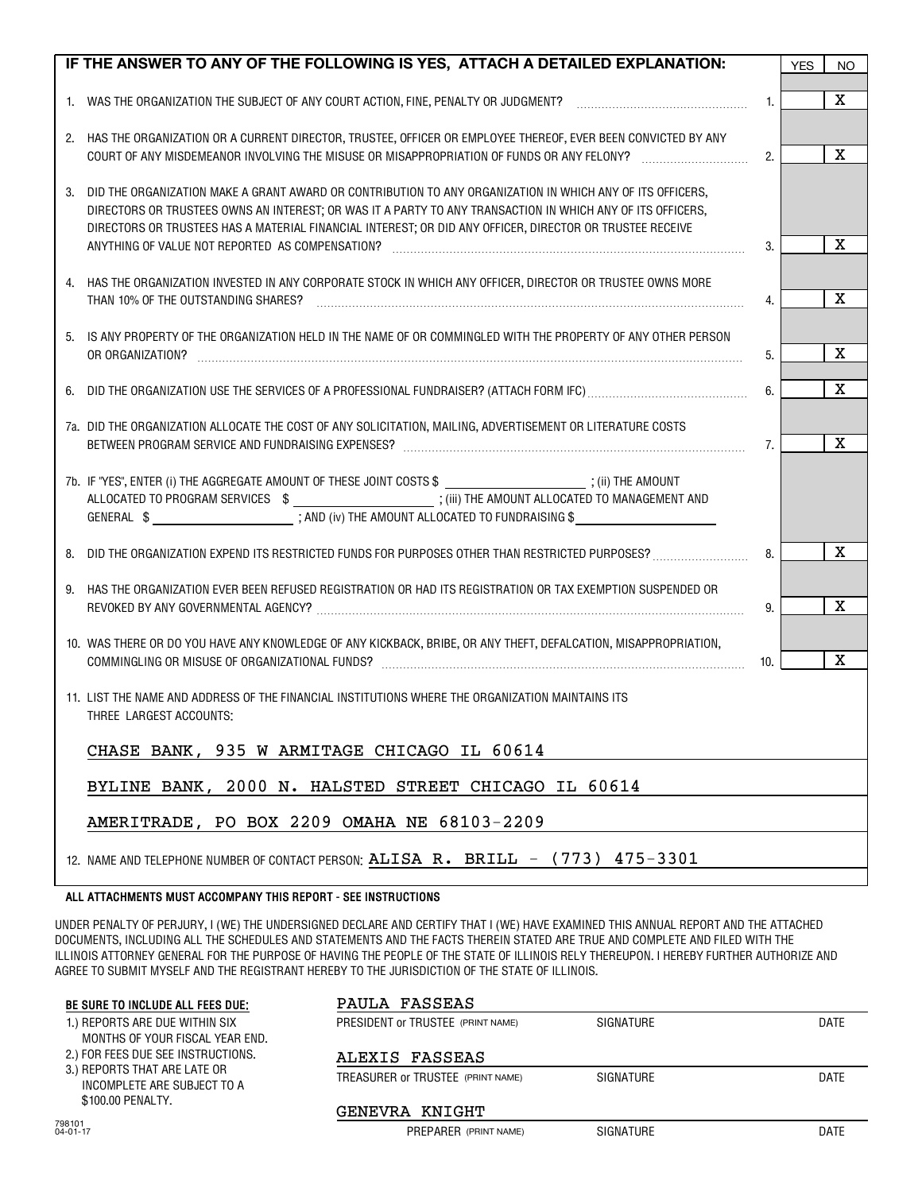| IF THE ANSWER TO ANY OF THE FOLLOWING IS YES, ATTACH A DETAILED EXPLANATION: | | YES | NO |
|---|---|---|---|
| 1. WAS THE ORGANIZATION THE SUBJECT OF ANY COURT ACTION, FINE, PENALTY OR JUDGMENT? | 1. | | X |
| 2. HAS THE ORGANIZATION OR A CURRENT DIRECTOR, TRUSTEE, OFFICER OR EMPLOYEE THEREOF, EVER BEEN CONVICTED BY ANY COURT OF ANY MISDEMEANOR INVOLVING THE MISUSE OR MISAPPROPRIATION OF FUNDS OR ANY FELONY? | 2. | | X |
| 3. DID THE ORGANIZATION MAKE A GRANT AWARD OR CONTRIBUTION TO ANY ORGANIZATION IN WHICH ANY OF ITS OFFICERS, DIRECTORS OR TRUSTEES OWNS AN INTEREST; OR WAS IT A PARTY TO ANY TRANSACTION IN WHICH ANY OF ITS OFFICERS, DIRECTORS OR TRUSTEES HAS A MATERIAL FINANCIAL INTEREST; OR DID ANY OFFICER, DIRECTOR OR TRUSTEE RECEIVE ANYTHING OF VALUE NOT REPORTED AS COMPENSATION? | 3. | | X |
| 4. HAS THE ORGANIZATION INVESTED IN ANY CORPORATE STOCK IN WHICH ANY OFFICER, DIRECTOR OR TRUSTEE OWNS MORE THAN 10% OF THE OUTSTANDING SHARES? | 4. | | X |
| 5. IS ANY PROPERTY OF THE ORGANIZATION HELD IN THE NAME OF OR COMMINGLED WITH THE PROPERTY OF ANY OTHER PERSON OR ORGANIZATION? | 5. | | X |
| 6. DID THE ORGANIZATION USE THE SERVICES OF A PROFESSIONAL FUNDRAISER? (ATTACH FORM IFC) | 6. | | X |
| 7a. DID THE ORGANIZATION ALLOCATE THE COST OF ANY SOLICITATION, MAILING, ADVERTISEMENT OR LITERATURE COSTS BETWEEN PROGRAM SERVICE AND FUNDRAISING EXPENSES? | 7. | | X |
| 7b. IF "YES", ENTER (i) THE AGGREGATE AMOUNT OF THESE JOINT COSTS $ \_\_\_\_\_ ; (ii) THE AMOUNT ALLOCATED TO PROGRAM SERVICES $ \_\_\_\_\_ ; (iii) THE AMOUNT ALLOCATED TO MANAGEMENT AND GENERAL $ \_\_\_\_\_ ; AND (iv) THE AMOUNT ALLOCATED TO FUNDRAISING $ \_\_\_\_\_ | | | |
| 8. DID THE ORGANIZATION EXPEND ITS RESTRICTED FUNDS FOR PURPOSES OTHER THAN RESTRICTED PURPOSES? | 8. | | X |
| 9. HAS THE ORGANIZATION EVER BEEN REFUSED REGISTRATION OR HAD ITS REGISTRATION OR TAX EXEMPTION SUSPENDED OR REVOKED BY ANY GOVERNMENTAL AGENCY? | 9. | | X |
| 10. WAS THERE OR DO YOU HAVE ANY KNOWLEDGE OF ANY KICKBACK, BRIBE, OR ANY THEFT, DEFALCATION, MISAPPROPRIATION, COMMINGLING OR MISUSE OF ORGANIZATIONAL FUNDS? | 10. | | X |

11. LIST THE NAME AND ADDRESS OF THE FINANCIAL INSTITUTIONS WHERE THE ORGANIZATION MAINTAINS ITS THREE LARGEST ACCOUNTS:

CHASE BANK, 935 W ARMITAGE CHICAGO IL 60614

BYLINE BANK, 2000 N. HALSTED STREET CHICAGO IL 60614

AMERITRADE, PO BOX 2209 OMAHA NE 68103-2209

12. NAME AND TELEPHONE NUMBER OF CONTACT PERSON: ALISA R. BRILL - (773) 475-3301

**ALL ATTACHMENTS MUST ACCOMPANY THIS REPORT - SEE INSTRUCTIONS**

UNDER PENALTY OF PERJURY, I (WE) THE UNDERSIGNED DECLARE AND CERTIFY THAT I (WE) HAVE EXAMINED THIS ANNUAL REPORT AND THE ATTACHED DOCUMENTS, INCLUDING ALL THE SCHEDULES AND STATEMENTS AND THE FACTS THEREIN STATED ARE TRUE AND COMPLETE AND FILED WITH THE ILLINOIS ATTORNEY GENERAL FOR THE PURPOSE OF HAVING THE PEOPLE OF THE STATE OF ILLINOIS RELY THEREUPON. I HEREBY FURTHER AUTHORIZE AND AGREE TO SUBMIT MYSELF AND THE REGISTRANT HEREBY TO THE JURISDICTION OF THE STATE OF ILLINOIS.

**BE SURE TO INCLUDE ALL FEES DUE:**

1.) REPORTS ARE DUE WITHIN SIX MONTHS OF YOUR FISCAL YEAR END.
2.) FOR FEES DUE SEE INSTRUCTIONS.
3.) REPORTS THAT ARE LATE OR INCOMPLETE ARE SUBJECT TO A $100.00 PENALTY.

| | | |
|---|---|---|
| PAULA FASSEAS | | |
| PRESIDENT or TRUSTEE (PRINT NAME) | SIGNATURE | DATE |
| ALEXIS FASSEAS | | |
| TREASURER or TRUSTEE (PRINT NAME) | SIGNATURE | DATE |
| GENEVRA KNIGHT | | |
| PREPARER (PRINT NAME) | SIGNATURE | DATE |

798101
04-01-17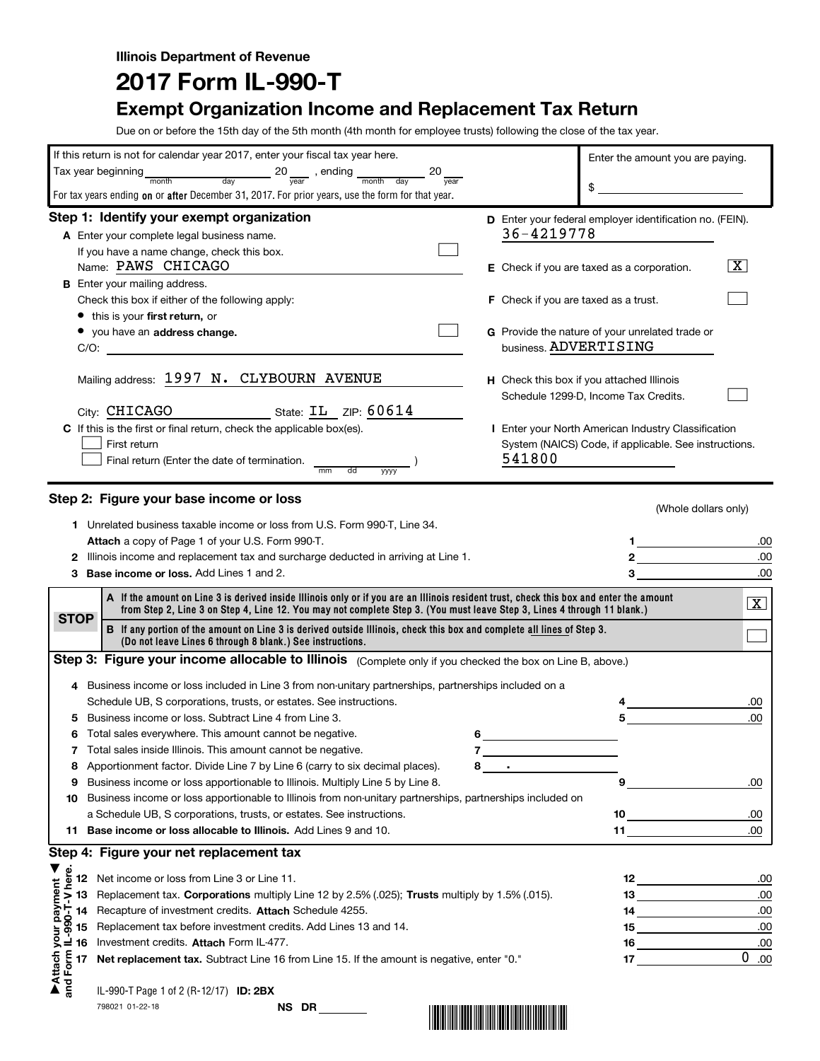**Illinois Department of Revenue**

# 2017 Form IL-990-T

## Exempt Organization Income and Replacement Tax Return

Due on or before the 15th day of the 5th month (4th month for employee trusts) following the close of the tax year.

If this return is not for calendar year 2017, enter your fiscal tax year here.
Tax year beginning ______ (month) ______ (day) 20___ (year), ending ______ (month) ______ (day) 20___ (year)
For tax years ending **on** or **after** December 31, 2017. For prior years, use the form for that year.

Enter the amount you are paying. $ __________

### Step 1: Identify your exempt organization

**A** Enter your complete legal business name.
If you have a name change, check this box. ☐
Name: PAWS CHICAGO

**B** Enter your mailing address.
Check this box if either of the following apply: ☐
- this is your **first return,** or
- you have an **address change.**

C/O: __________

Mailing address: 1997 N. CLYBOURN AVENUE

City: CHICAGO State: IL ZIP: 60614

**C** If this is the first or final return, check the applicable box(es).
☐ First return
☐ Final return (Enter the date of termination. ______ mm dd yyyy )

**D** Enter your federal employer identification no. (FEIN). 36-4219778

**E** Check if you are taxed as a corporation. ☒

**F** Check if you are taxed as a trust. ☐

**G** Provide the nature of your unrelated trade or business. ADVERTISING

**H** Check this box if you attached Illinois Schedule 1299-D, Income Tax Credits. ☐

**I** Enter your North American Industry Classification System (NAICS) Code, if applicable. See instructions. 541800

### Step 2: Figure your base income or loss

(Whole dollars only)

| | | | |
|---|---|---|---|
| **1** | Unrelated business taxable income or loss from U.S. Form 990-T, Line 34. **Attach** a copy of Page 1 of your U.S. Form 990-T. | 1 | .00 |
| **2** | Illinois income and replacement tax and surcharge deducted in arriving at Line 1. | 2 | .00 |
| **3** | **Base income or loss.** Add Lines 1 and 2. | 3 | .00 |

**STOP**

**A** If the amount on Line 3 is derived inside Illinois only or if you are an Illinois resident trust, check this box and enter the amount from Step 2, Line 3 on Step 4, Line 12. You may not complete Step 3. (You must leave Step 3, Lines 4 through 11 blank.) ☒

**B** If any portion of the amount on Line 3 is derived outside Illinois, check this box and complete all lines of Step 3. (Do not leave Lines 6 through 8 blank.) See instructions. ☐

### Step 3: Figure your income allocable to Illinois (Complete only if you checked the box on Line B, above.)

| | | | |
|---|---|---|---|
| **4** | Business income or loss included in Line 3 from non-unitary partnerships, partnerships included on a Schedule UB, S corporations, trusts, or estates. See instructions. | 4 | .00 |
| **5** | Business income or loss. Subtract Line 4 from Line 3. | 5 | .00 |
| **6** | Total sales everywhere. This amount cannot be negative. | 6 | |
| **7** | Total sales inside Illinois. This amount cannot be negative. | 7 | |
| **8** | Apportionment factor. Divide Line 7 by Line 6 (carry to six decimal places). | 8 | . |
| **9** | Business income or loss apportionable to Illinois. Multiply Line 5 by Line 8. | 9 | .00 |
| **10** | Business income or loss apportionable to Illinois from non-unitary partnerships, partnerships included on a Schedule UB, S corporations, trusts, or estates. See instructions. | 10 | .00 |
| **11** | **Base income or loss allocable to Illinois.** Add Lines 9 and 10. | 11 | .00 |

### Step 4: Figure your net replacement tax

| | | | |
|---|---|---|---|
| **12** | Net income or loss from Line 3 or Line 11. | 12 | .00 |
| **13** | Replacement tax. **Corporations** multiply Line 12 by 2.5% (.025); **Trusts** multiply by 1.5% (.015). | 13 | .00 |
| **14** | Recapture of investment credits. **Attach** Schedule 4255. | 14 | .00 |
| **15** | Replacement tax before investment credits. Add Lines 13 and 14. | 15 | .00 |
| **16** | Investment credits. **Attach** Form IL-477. | 16 | .00 |
| **17** | **Net replacement tax.** Subtract Line 16 from Line 15. If the amount is negative, enter "0." | 17 | 0 .00 |

▲Attach your payment and Form IL-990-T-V here.▼

IL-990-T Page 1 of 2 (R-12/17) **ID: 2BX**

798021 01-22-18

NS DR ______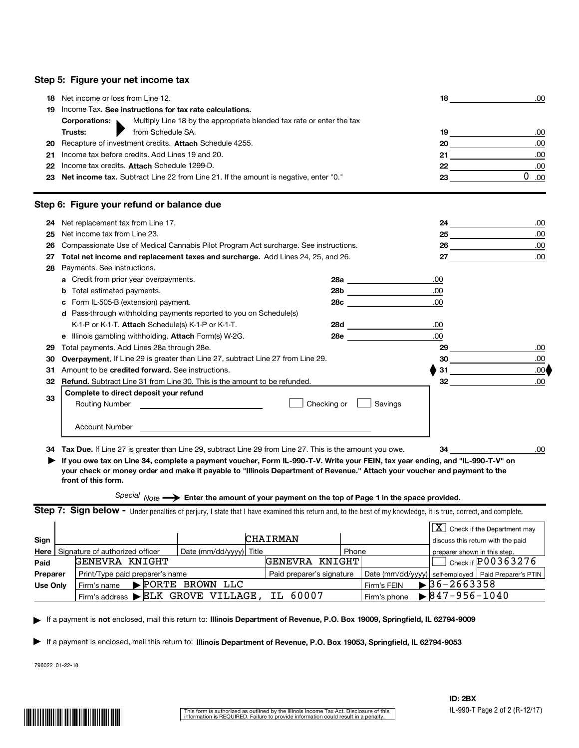## Step 5: Figure your net income tax

| | | | |
|---|---|---|---|
| 18 | Net income or loss from Line 12. | 18 | .00 |
| 19 | Income Tax. **See instructions for tax rate calculations.** **Corporations:** Multiply Line 18 by the appropriate blended tax rate or enter the tax **Trusts:** from Schedule SA. | 19 | .00 |
| 20 | Recapture of investment credits. **Attach** Schedule 4255. | 20 | .00 |
| 21 | Income tax before credits. Add Lines 19 and 20. | 21 | .00 |
| 22 | Income tax credits. **Attach** Schedule 1299-D. | 22 | .00 |
| 23 | **Net income tax.** Subtract Line 22 from Line 21. If the amount is negative, enter "0." | 23 | 0 .00 |

## Step 6: Figure your refund or balance due

| | | | | | |
|---|---|---|---|---|---|
| 24 | Net replacement tax from Line 17. | | | 24 | .00 |
| 25 | Net income tax from Line 23. | | | 25 | .00 |
| 26 | Compassionate Use of Medical Cannabis Pilot Program Act surcharge. See instructions. | | | 26 | .00 |
| 27 | **Total net income and replacement taxes and surcharge.** Add Lines 24, 25, and 26. | | | 27 | .00 |
| 28 | Payments. See instructions. | | | | |
| | **a** Credit from prior year overpayments. | 28a | .00 | | |
| | **b** Total estimated payments. | 28b | .00 | | |
| | **c** Form IL-505-B (extension) payment. | 28c | .00 | | |
| | **d** Pass-through withholding payments reported to you on Schedule(s) K-1-P or K-1-T. **Attach** Schedule(s) K-1-P or K-1-T. | 28d | .00 | | |
| | **e** Illinois gambling withholding. **Attach** Form(s) W-2G. | 28e | .00 | | |
| 29 | Total payments. Add Lines 28a through 28e. | | | 29 | .00 |
| 30 | **Overpayment.** If Line 29 is greater than Line 27, subtract Line 27 from Line 29. | | | 30 | .00 |
| 31 | Amount to be **credited forward.** See instructions. | | | 31 | .00 |
| 32 | **Refund.** Subtract Line 31 from Line 30. This is the amount to be refunded. | | | 32 | .00 |
| 33 | **Complete to direct deposit your refund** Routing Number ______ ☐ Checking or ☐ Savings Account Number ______ | | | | |
| 34 | **Tax Due.** If Line 27 is greater than Line 29, subtract Line 29 from Line 27. This is the amount you owe. | | | 34 | .00 |

▶ **If you owe tax on Line 34, complete a payment voucher, Form IL-990-T-V. Write your FEIN, tax year ending, and "IL-990-T-V" on your check or money order and make it payable to "Illinois Department of Revenue." Attach your voucher and payment to the front of this form.**

*Special Note* ⟶ **Enter the amount of your payment on the top of Page 1 in the space provided.**

## Step 7: Sign below - Under penalties of perjury, I state that I have examined this return and, to the best of my knowledge, it is true, correct, and complete.

| | | | | | | |
|---|---|---|---|---|---|---|
| **Sign Here** | Signature of authorized officer | Date (mm/dd/yyyy) | Title: CHAIRMAN | Phone | | X Check if the Department may discuss this return with the paid preparer shown in this step. |
| **Paid Preparer Use Only** | Print/Type paid preparer's name: GENEVRA KNIGHT | | Paid preparer's signature: GENEVRA KNIGHT | Date (mm/dd/yyyy) | ☐ Check if self-employed | Paid Preparer's PTIN: P00363276 |
| | Firm's name ▶ PORTE BROWN LLC | | | Firm's FEIN ▶ 36-2663358 | | |
| | Firm's address ▶ ELK GROVE VILLAGE, IL 60007 | | | Firm's phone ▶ 847-956-1040 | | |

▶ If a payment is **not** enclosed, mail this return to: **Illinois Department of Revenue, P.O. Box 19009, Springfield, IL 62794-9009**

▶ If a payment is enclosed, mail this return to: **Illinois Department of Revenue, P.O. Box 19053, Springfield, IL 62794-9053**

798022 01-22-18

This form is authorized as outlined by the Illinois Income Tax Act. Disclosure of this information is REQUIRED. Failure to provide information could result in a penalty.

**ID: 2BX**

IL-990-T Page 2 of 2 (R-12/17)